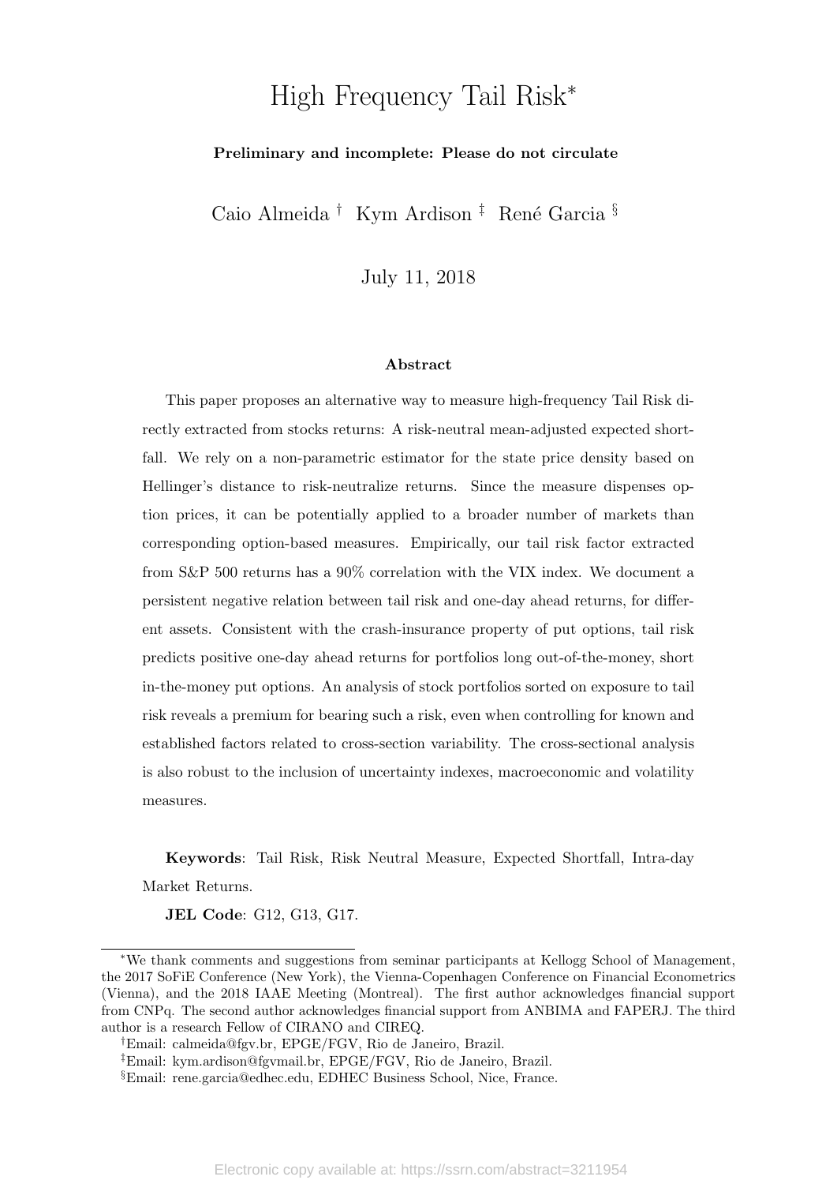# High Frequency Tail Risk*

**Preliminary and incomplete: Please do not circulate**

Caio Almeida † Kym Ardison ‡ René Garcia §

July 11, 2018

### Abstract

This paper proposes an alternative way to measure high-frequency Tail Risk directly extracted from stocks returns: A risk-neutral mean-adjusted expected shortfall. We rely on a non-parametric estimator for the state price density based on Hellinger's distance to risk-neutralize returns. Since the measure dispenses option prices, it can be potentially applied to a broader number of markets than corresponding option-based measures. Empirically, our tail risk factor extracted from S&P 500 returns has a 90% correlation with the VIX index. We document a persistent negative relation between tail risk and one-day ahead returns, for different assets. Consistent with the crash-insurance property of put options, tail risk predicts positive one-day ahead returns for portfolios long out-of-the-money, short in-the-money put options. An analysis of stock portfolios sorted on exposure to tail risk reveals a premium for bearing such a risk, even when controlling for known and established factors related to cross-section variability. The cross-sectional analysis is also robust to the inclusion of uncertainty indexes, macroeconomic and volatility measures.

**Keywords**: Tail Risk, Risk Neutral Measure, Expected Shortfall, Intra-day Market Returns.

**JEL Code**: G12, G13, G17.

---

*We thank comments and suggestions from seminar participants at Kellogg School of Management, the 2017 SoFiE Conference (New York), the Vienna-Copenhagen Conference on Financial Econometrics (Vienna), and the 2018 IAAE Meeting (Montreal). The first author acknowledges financial support from CNPq. The second author acknowledges financial support from ANBIMA and FAPERJ. The third author is a research Fellow of CIRANO and CIREQ.

†Email: calmeida@fgv.br, EPGE/FGV, Rio de Janeiro, Brazil.

‡Email: kym.ardison@fgvmail.br, EPGE/FGV, Rio de Janeiro, Brazil.

§Email: rene.garcia@edhec.edu, EDHEC Business School, Nice, France.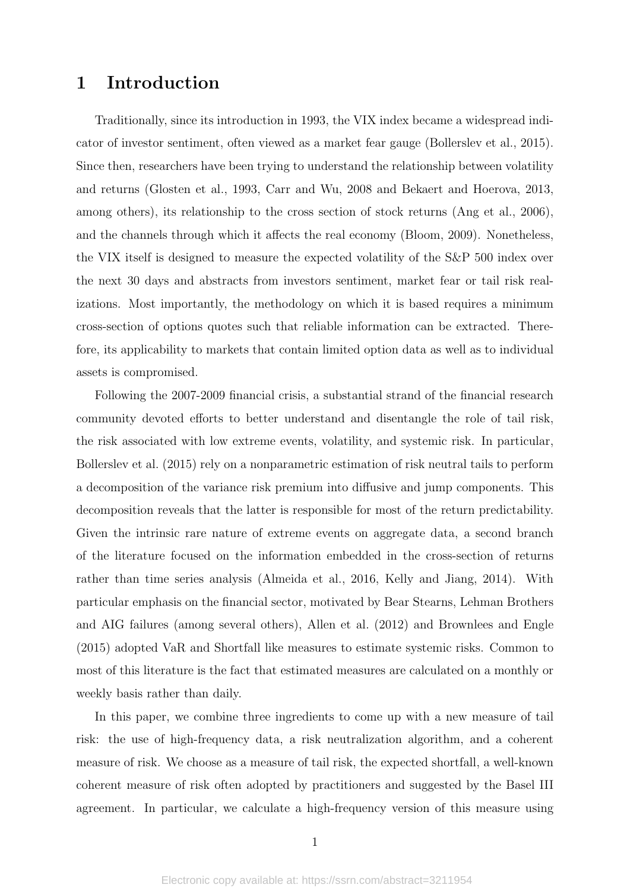# 1 Introduction

Traditionally, since its introduction in 1993, the VIX index became a widespread indicator of investor sentiment, often viewed as a market fear gauge (Bollerslev et al., 2015). Since then, researchers have been trying to understand the relationship between volatility and returns (Glosten et al., 1993, Carr and Wu, 2008 and Bekaert and Hoerova, 2013, among others), its relationship to the cross section of stock returns (Ang et al., 2006), and the channels through which it affects the real economy (Bloom, 2009). Nonetheless, the VIX itself is designed to measure the expected volatility of the S&P 500 index over the next 30 days and abstracts from investors sentiment, market fear or tail risk realizations. Most importantly, the methodology on which it is based requires a minimum cross-section of options quotes such that reliable information can be extracted. Therefore, its applicability to markets that contain limited option data as well as to individual assets is compromised.

Following the 2007-2009 financial crisis, a substantial strand of the financial research community devoted efforts to better understand and disentangle the role of tail risk, the risk associated with low extreme events, volatility, and systemic risk. In particular, Bollerslev et al. (2015) rely on a nonparametric estimation of risk neutral tails to perform a decomposition of the variance risk premium into diffusive and jump components. This decomposition reveals that the latter is responsible for most of the return predictability. Given the intrinsic rare nature of extreme events on aggregate data, a second branch of the literature focused on the information embedded in the cross-section of returns rather than time series analysis (Almeida et al., 2016, Kelly and Jiang, 2014). With particular emphasis on the financial sector, motivated by Bear Stearns, Lehman Brothers and AIG failures (among several others), Allen et al. (2012) and Brownlees and Engle (2015) adopted VaR and Shortfall like measures to estimate systemic risks. Common to most of this literature is the fact that estimated measures are calculated on a monthly or weekly basis rather than daily.

In this paper, we combine three ingredients to come up with a new measure of tail risk: the use of high-frequency data, a risk neutralization algorithm, and a coherent measure of risk. We choose as a measure of tail risk, the expected shortfall, a well-known coherent measure of risk often adopted by practitioners and suggested by the Basel III agreement. In particular, we calculate a high-frequency version of this measure using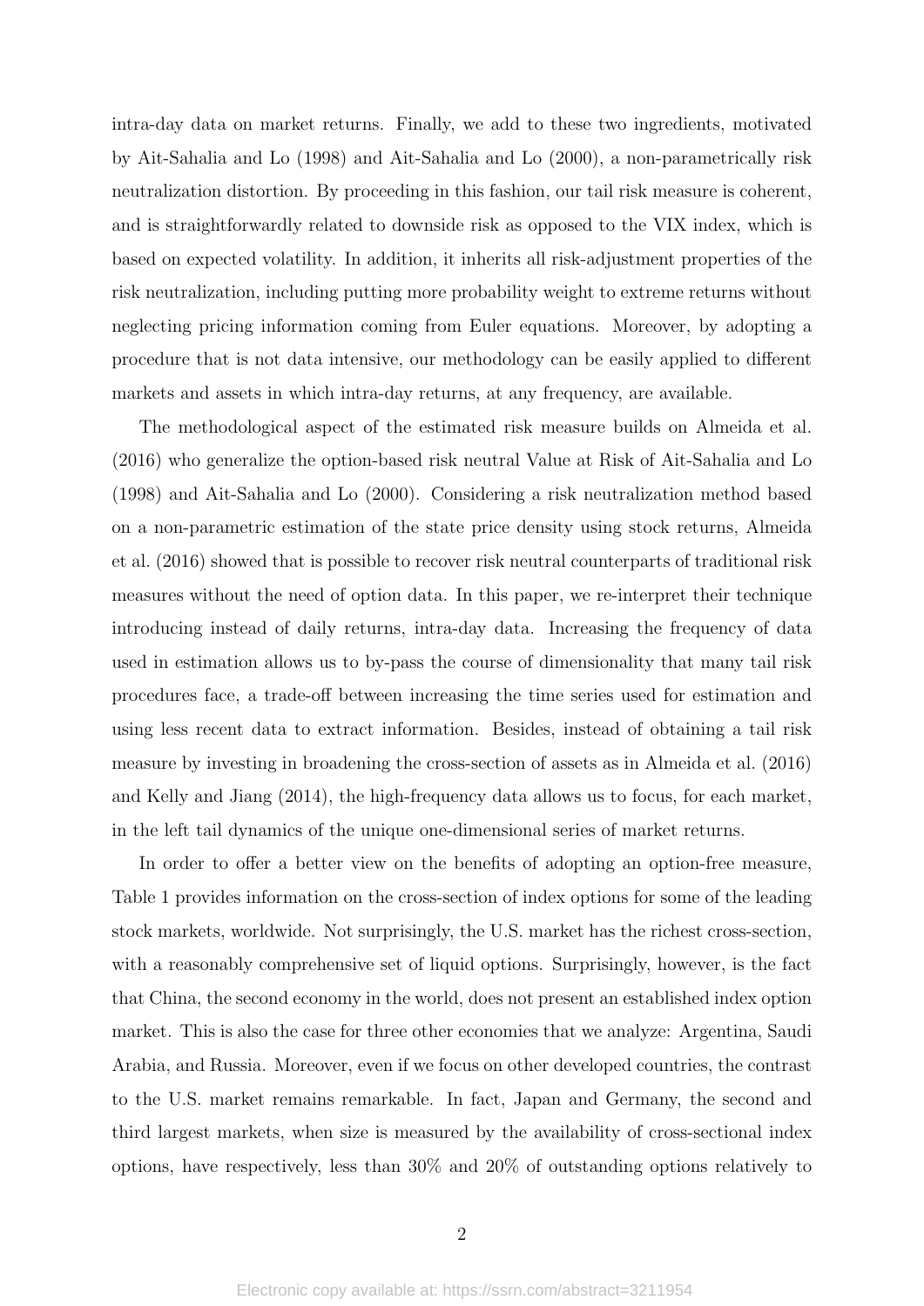intra-day data on market returns. Finally, we add to these two ingredients, motivated by Ait-Sahalia and Lo (1998) and Ait-Sahalia and Lo (2000), a non-parametrically risk neutralization distortion. By proceeding in this fashion, our tail risk measure is coherent, and is straightforwardly related to downside risk as opposed to the VIX index, which is based on expected volatility. In addition, it inherits all risk-adjustment properties of the risk neutralization, including putting more probability weight to extreme returns without neglecting pricing information coming from Euler equations. Moreover, by adopting a procedure that is not data intensive, our methodology can be easily applied to different markets and assets in which intra-day returns, at any frequency, are available.

The methodological aspect of the estimated risk measure builds on Almeida et al. (2016) who generalize the option-based risk neutral Value at Risk of Ait-Sahalia and Lo (1998) and Ait-Sahalia and Lo (2000). Considering a risk neutralization method based on a non-parametric estimation of the state price density using stock returns, Almeida et al. (2016) showed that is possible to recover risk neutral counterparts of traditional risk measures without the need of option data. In this paper, we re-interpret their technique introducing instead of daily returns, intra-day data. Increasing the frequency of data used in estimation allows us to by-pass the course of dimensionality that many tail risk procedures face, a trade-off between increasing the time series used for estimation and using less recent data to extract information. Besides, instead of obtaining a tail risk measure by investing in broadening the cross-section of assets as in Almeida et al. (2016) and Kelly and Jiang (2014), the high-frequency data allows us to focus, for each market, in the left tail dynamics of the unique one-dimensional series of market returns.

In order to offer a better view on the benefits of adopting an option-free measure, Table 1 provides information on the cross-section of index options for some of the leading stock markets, worldwide. Not surprisingly, the U.S. market has the richest cross-section, with a reasonably comprehensive set of liquid options. Surprisingly, however, is the fact that China, the second economy in the world, does not present an established index option market. This is also the case for three other economies that we analyze: Argentina, Saudi Arabia, and Russia. Moreover, even if we focus on other developed countries, the contrast to the U.S. market remains remarkable. In fact, Japan and Germany, the second and third largest markets, when size is measured by the availability of cross-sectional index options, have respectively, less than 30% and 20% of outstanding options relatively to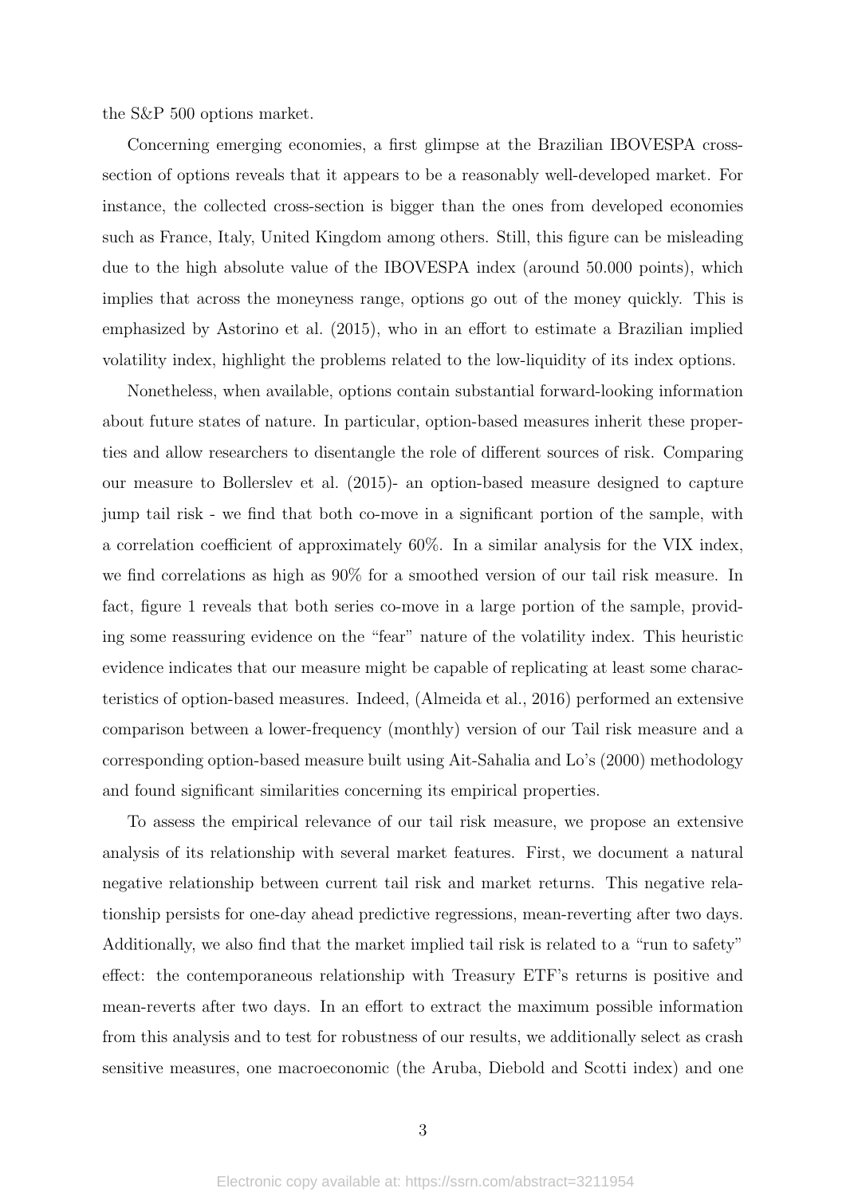the S&P 500 options market.

Concerning emerging economies, a first glimpse at the Brazilian IBOVESPA cross-section of options reveals that it appears to be a reasonably well-developed market. For instance, the collected cross-section is bigger than the ones from developed economies such as France, Italy, United Kingdom among others. Still, this figure can be misleading due to the high absolute value of the IBOVESPA index (around 50.000 points), which implies that across the moneyness range, options go out of the money quickly. This is emphasized by Astorino et al. (2015), who in an effort to estimate a Brazilian implied volatility index, highlight the problems related to the low-liquidity of its index options.

Nonetheless, when available, options contain substantial forward-looking information about future states of nature. In particular, option-based measures inherit these properties and allow researchers to disentangle the role of different sources of risk. Comparing our measure to Bollerslev et al. (2015)- an option-based measure designed to capture jump tail risk - we find that both co-move in a significant portion of the sample, with a correlation coefficient of approximately 60%. In a similar analysis for the VIX index, we find correlations as high as 90% for a smoothed version of our tail risk measure. In fact, figure 1 reveals that both series co-move in a large portion of the sample, providing some reassuring evidence on the "fear" nature of the volatility index. This heuristic evidence indicates that our measure might be capable of replicating at least some characteristics of option-based measures. Indeed, (Almeida et al., 2016) performed an extensive comparison between a lower-frequency (monthly) version of our Tail risk measure and a corresponding option-based measure built using Ait-Sahalia and Lo's (2000) methodology and found significant similarities concerning its empirical properties.

To assess the empirical relevance of our tail risk measure, we propose an extensive analysis of its relationship with several market features. First, we document a natural negative relationship between current tail risk and market returns. This negative relationship persists for one-day ahead predictive regressions, mean-reverting after two days. Additionally, we also find that the market implied tail risk is related to a "run to safety" effect: the contemporaneous relationship with Treasury ETF's returns is positive and mean-reverts after two days. In an effort to extract the maximum possible information from this analysis and to test for robustness of our results, we additionally select as crash sensitive measures, one macroeconomic (the Aruba, Diebold and Scotti index) and one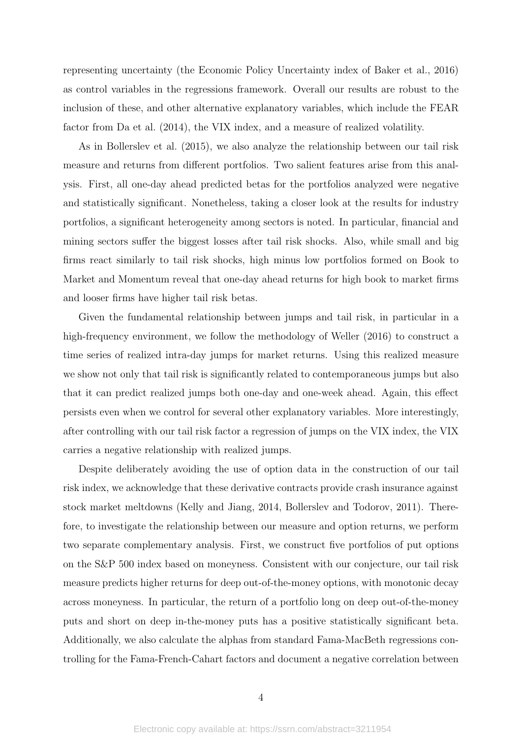representing uncertainty (the Economic Policy Uncertainty index of Baker et al., 2016) as control variables in the regressions framework. Overall our results are robust to the inclusion of these, and other alternative explanatory variables, which include the FEAR factor from Da et al. (2014), the VIX index, and a measure of realized volatility.

As in Bollerslev et al. (2015), we also analyze the relationship between our tail risk measure and returns from different portfolios. Two salient features arise from this analysis. First, all one-day ahead predicted betas for the portfolios analyzed were negative and statistically significant. Nonetheless, taking a closer look at the results for industry portfolios, a significant heterogeneity among sectors is noted. In particular, financial and mining sectors suffer the biggest losses after tail risk shocks. Also, while small and big firms react similarly to tail risk shocks, high minus low portfolios formed on Book to Market and Momentum reveal that one-day ahead returns for high book to market firms and looser firms have higher tail risk betas.

Given the fundamental relationship between jumps and tail risk, in particular in a high-frequency environment, we follow the methodology of Weller (2016) to construct a time series of realized intra-day jumps for market returns. Using this realized measure we show not only that tail risk is significantly related to contemporaneous jumps but also that it can predict realized jumps both one-day and one-week ahead. Again, this effect persists even when we control for several other explanatory variables. More interestingly, after controlling with our tail risk factor a regression of jumps on the VIX index, the VIX carries a negative relationship with realized jumps.

Despite deliberately avoiding the use of option data in the construction of our tail risk index, we acknowledge that these derivative contracts provide crash insurance against stock market meltdowns (Kelly and Jiang, 2014, Bollerslev and Todorov, 2011). Therefore, to investigate the relationship between our measure and option returns, we perform two separate complementary analysis. First, we construct five portfolios of put options on the S&P 500 index based on moneyness. Consistent with our conjecture, our tail risk measure predicts higher returns for deep out-of-the-money options, with monotonic decay across moneyness. In particular, the return of a portfolio long on deep out-of-the-money puts and short on deep in-the-money puts has a positive statistically significant beta. Additionally, we also calculate the alphas from standard Fama-MacBeth regressions controlling for the Fama-French-Cahart factors and document a negative correlation between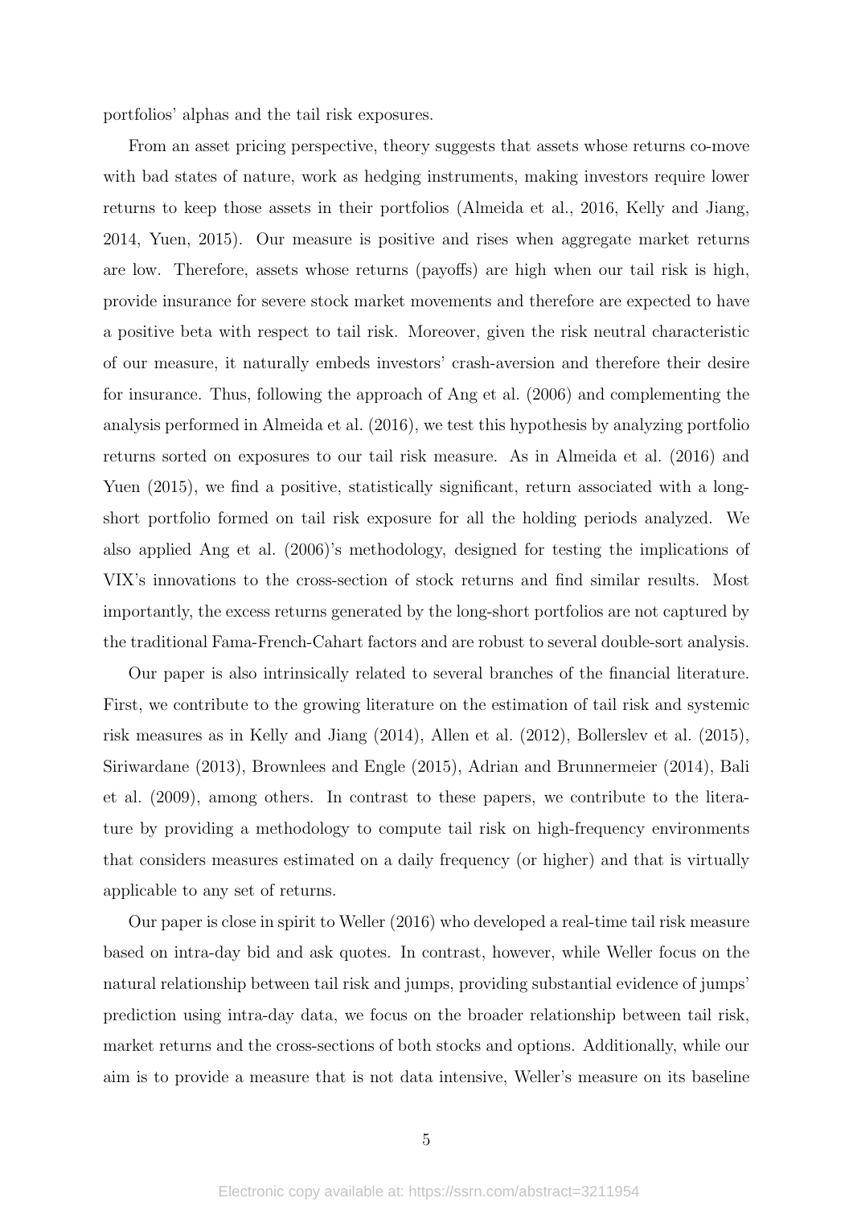portfolios' alphas and the tail risk exposures.

From an asset pricing perspective, theory suggests that assets whose returns co-move with bad states of nature, work as hedging instruments, making investors require lower returns to keep those assets in their portfolios (Almeida et al., 2016, Kelly and Jiang, 2014, Yuen, 2015). Our measure is positive and rises when aggregate market returns are low. Therefore, assets whose returns (payoffs) are high when our tail risk is high, provide insurance for severe stock market movements and therefore are expected to have a positive beta with respect to tail risk. Moreover, given the risk neutral characteristic of our measure, it naturally embeds investors' crash-aversion and therefore their desire for insurance. Thus, following the approach of Ang et al. (2006) and complementing the analysis performed in Almeida et al. (2016), we test this hypothesis by analyzing portfolio returns sorted on exposures to our tail risk measure. As in Almeida et al. (2016) and Yuen (2015), we find a positive, statistically significant, return associated with a long-short portfolio formed on tail risk exposure for all the holding periods analyzed. We also applied Ang et al. (2006)'s methodology, designed for testing the implications of VIX's innovations to the cross-section of stock returns and find similar results. Most importantly, the excess returns generated by the long-short portfolios are not captured by the traditional Fama-French-Cahart factors and are robust to several double-sort analysis.

Our paper is also intrinsically related to several branches of the financial literature. First, we contribute to the growing literature on the estimation of tail risk and systemic risk measures as in Kelly and Jiang (2014), Allen et al. (2012), Bollerslev et al. (2015), Siriwardane (2013), Brownlees and Engle (2015), Adrian and Brunnermeier (2014), Bali et al. (2009), among others. In contrast to these papers, we contribute to the literature by providing a methodology to compute tail risk on high-frequency environments that considers measures estimated on a daily frequency (or higher) and that is virtually applicable to any set of returns.

Our paper is close in spirit to Weller (2016) who developed a real-time tail risk measure based on intra-day bid and ask quotes. In contrast, however, while Weller focus on the natural relationship between tail risk and jumps, providing substantial evidence of jumps' prediction using intra-day data, we focus on the broader relationship between tail risk, market returns and the cross-sections of both stocks and options. Additionally, while our aim is to provide a measure that is not data intensive, Weller's measure on its baseline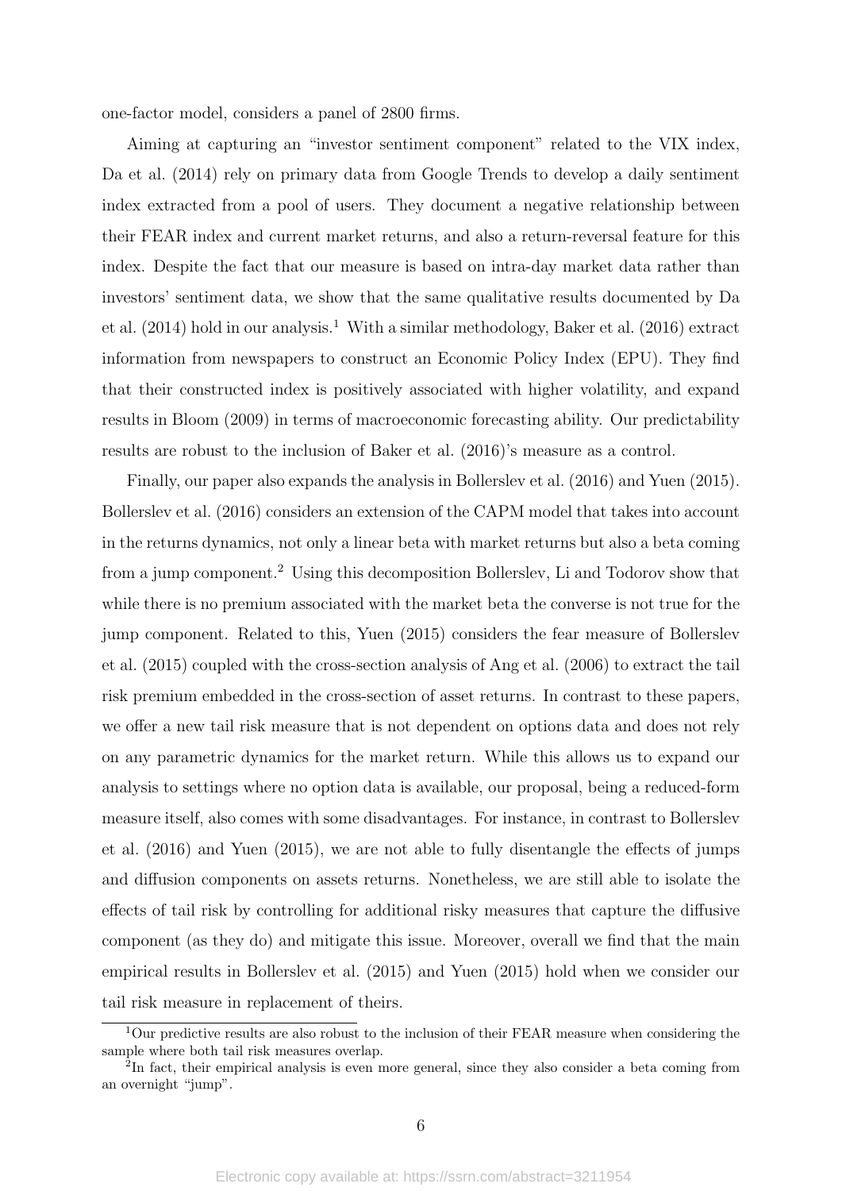one-factor model, considers a panel of 2800 firms.

Aiming at capturing an "investor sentiment component" related to the VIX index, Da et al. (2014) rely on primary data from Google Trends to develop a daily sentiment index extracted from a pool of users. They document a negative relationship between their FEAR index and current market returns, and also a return-reversal feature for this index. Despite the fact that our measure is based on intra-day market data rather than investors' sentiment data, we show that the same qualitative results documented by Da et al. (2014) hold in our analysis.[1] With a similar methodology, Baker et al. (2016) extract information from newspapers to construct an Economic Policy Index (EPU). They find that their constructed index is positively associated with higher volatility, and expand results in Bloom (2009) in terms of macroeconomic forecasting ability. Our predictability results are robust to the inclusion of Baker et al. (2016)'s measure as a control.

Finally, our paper also expands the analysis in Bollerslev et al. (2016) and Yuen (2015). Bollerslev et al. (2016) considers an extension of the CAPM model that takes into account in the returns dynamics, not only a linear beta with market returns but also a beta coming from a jump component.[2] Using this decomposition Bollerslev, Li and Todorov show that while there is no premium associated with the market beta the converse is not true for the jump component. Related to this, Yuen (2015) considers the fear measure of Bollerslev et al. (2015) coupled with the cross-section analysis of Ang et al. (2006) to extract the tail risk premium embedded in the cross-section of asset returns. In contrast to these papers, we offer a new tail risk measure that is not dependent on options data and does not rely on any parametric dynamics for the market return. While this allows us to expand our analysis to settings where no option data is available, our proposal, being a reduced-form measure itself, also comes with some disadvantages. For instance, in contrast to Bollerslev et al. (2016) and Yuen (2015), we are not able to fully disentangle the effects of jumps and diffusion components on assets returns. Nonetheless, we are still able to isolate the effects of tail risk by controlling for additional risky measures that capture the diffusive component (as they do) and mitigate this issue. Moreover, overall we find that the main empirical results in Bollerslev et al. (2015) and Yuen (2015) hold when we consider our tail risk measure in replacement of theirs.

[1] Our predictive results are also robust to the inclusion of their FEAR measure when considering the sample where both tail risk measures overlap.

[2] In fact, their empirical analysis is even more general, since they also consider a beta coming from an overnight "jump".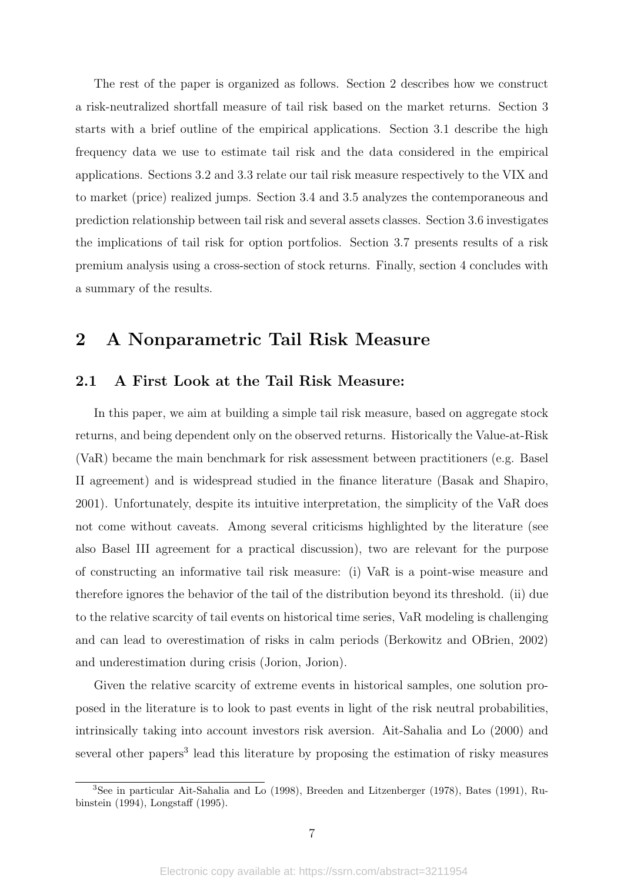The rest of the paper is organized as follows. Section 2 describes how we construct a risk-neutralized shortfall measure of tail risk based on the market returns. Section 3 starts with a brief outline of the empirical applications. Section 3.1 describe the high frequency data we use to estimate tail risk and the data considered in the empirical applications. Sections 3.2 and 3.3 relate our tail risk measure respectively to the VIX and to market (price) realized jumps. Section 3.4 and 3.5 analyzes the contemporaneous and prediction relationship between tail risk and several assets classes. Section 3.6 investigates the implications of tail risk for option portfolios. Section 3.7 presents results of a risk premium analysis using a cross-section of stock returns. Finally, section 4 concludes with a summary of the results.

# 2 A Nonparametric Tail Risk Measure

## 2.1 A First Look at the Tail Risk Measure:

In this paper, we aim at building a simple tail risk measure, based on aggregate stock returns, and being dependent only on the observed returns. Historically the Value-at-Risk (VaR) became the main benchmark for risk assessment between practitioners (e.g. Basel II agreement) and is widespread studied in the finance literature (Basak and Shapiro, 2001). Unfortunately, despite its intuitive interpretation, the simplicity of the VaR does not come without caveats. Among several criticisms highlighted by the literature (see also Basel III agreement for a practical discussion), two are relevant for the purpose of constructing an informative tail risk measure: (i) VaR is a point-wise measure and therefore ignores the behavior of the tail of the distribution beyond its threshold. (ii) due to the relative scarcity of tail events on historical time series, VaR modeling is challenging and can lead to overestimation of risks in calm periods (Berkowitz and OBrien, 2002) and underestimation during crisis (Jorion, Jorion).

Given the relative scarcity of extreme events in historical samples, one solution proposed in the literature is to look to past events in light of the risk neutral probabilities, intrinsically taking into account investors risk aversion. Ait-Sahalia and Lo (2000) and several other papers[3] lead this literature by proposing the estimation of risky measures

[3]See in particular Ait-Sahalia and Lo (1998), Breeden and Litzenberger (1978), Bates (1991), Rubinstein (1994), Longstaff (1995).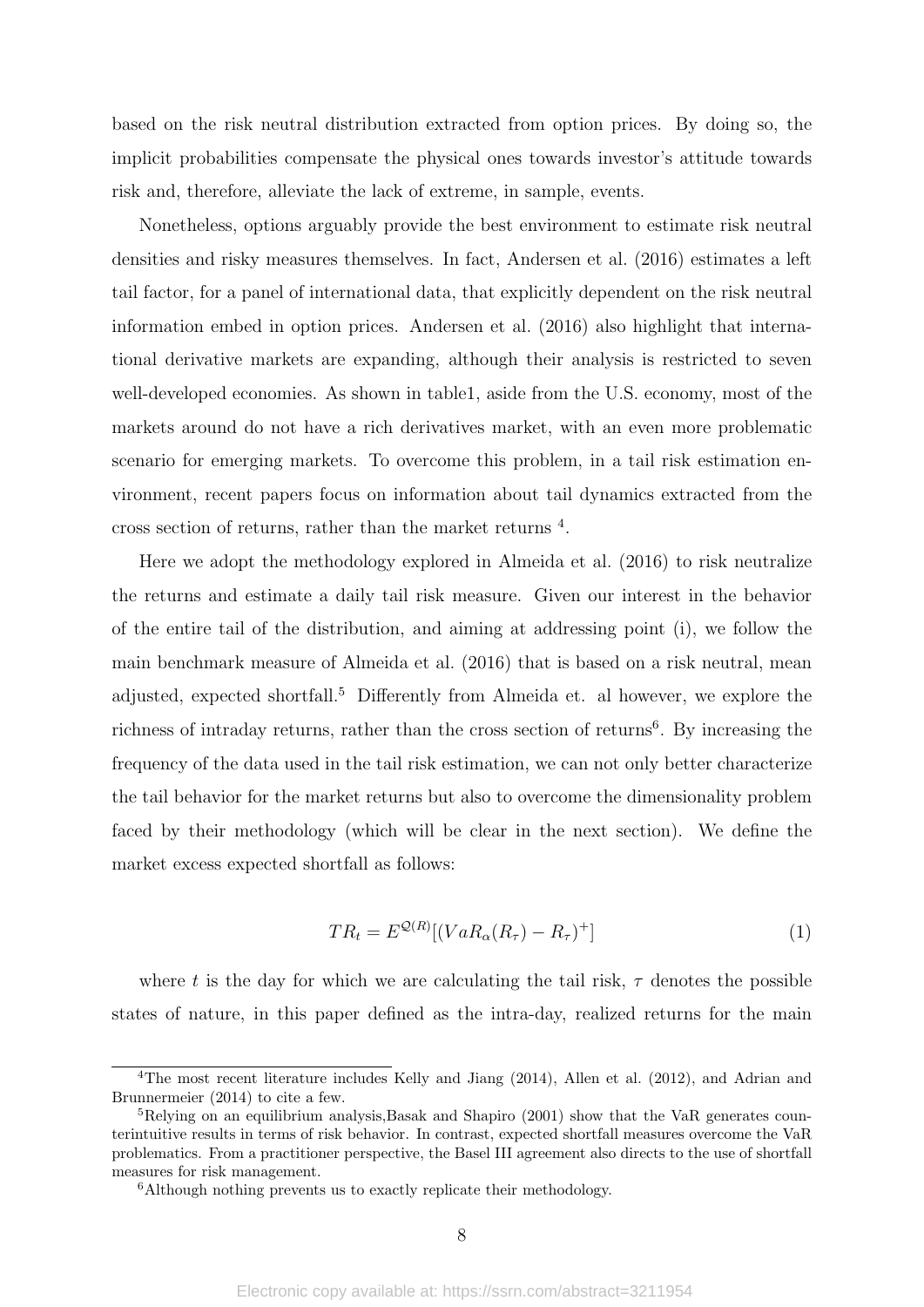based on the risk neutral distribution extracted from option prices. By doing so, the implicit probabilities compensate the physical ones towards investor's attitude towards risk and, therefore, alleviate the lack of extreme, in sample, events.

Nonetheless, options arguably provide the best environment to estimate risk neutral densities and risky measures themselves. In fact, Andersen et al. (2016) estimates a left tail factor, for a panel of international data, that explicitly dependent on the risk neutral information embed in option prices. Andersen et al. (2016) also highlight that international derivative markets are expanding, although their analysis is restricted to seven well-developed economies. As shown in table1, aside from the U.S. economy, most of the markets around do not have a rich derivatives market, with an even more problematic scenario for emerging markets. To overcome this problem, in a tail risk estimation environment, recent papers focus on information about tail dynamics extracted from the cross section of returns, rather than the market returns [4].

Here we adopt the methodology explored in Almeida et al. (2016) to risk neutralize the returns and estimate a daily tail risk measure. Given our interest in the behavior of the entire tail of the distribution, and aiming at addressing point (i), we follow the main benchmark measure of Almeida et al. (2016) that is based on a risk neutral, mean adjusted, expected shortfall.[5] Differently from Almeida et. al however, we explore the richness of intraday returns, rather than the cross section of returns[6]. By increasing the frequency of the data used in the tail risk estimation, we can not only better characterize the tail behavior for the market returns but also to overcome the dimensionality problem faced by their methodology (which will be clear in the next section). We define the market excess expected shortfall as follows:

$$TR_t = E^{\mathcal{Q}(R)}[(VaR_\alpha(R_\tau) - R_\tau)^+] \tag{1}$$

where $t$ is the day for which we are calculating the tail risk, $\tau$ denotes the possible states of nature, in this paper defined as the intra-day, realized returns for the main

[4] The most recent literature includes Kelly and Jiang (2014), Allen et al. (2012), and Adrian and Brunnermeier (2014) to cite a few.

[5] Relying on an equilibrium analysis,Basak and Shapiro (2001) show that the VaR generates counterintuitive results in terms of risk behavior. In contrast, expected shortfall measures overcome the VaR problematics. From a practitioner perspective, the Basel III agreement also directs to the use of shortfall measures for risk management.

[6] Although nothing prevents us to exactly replicate their methodology.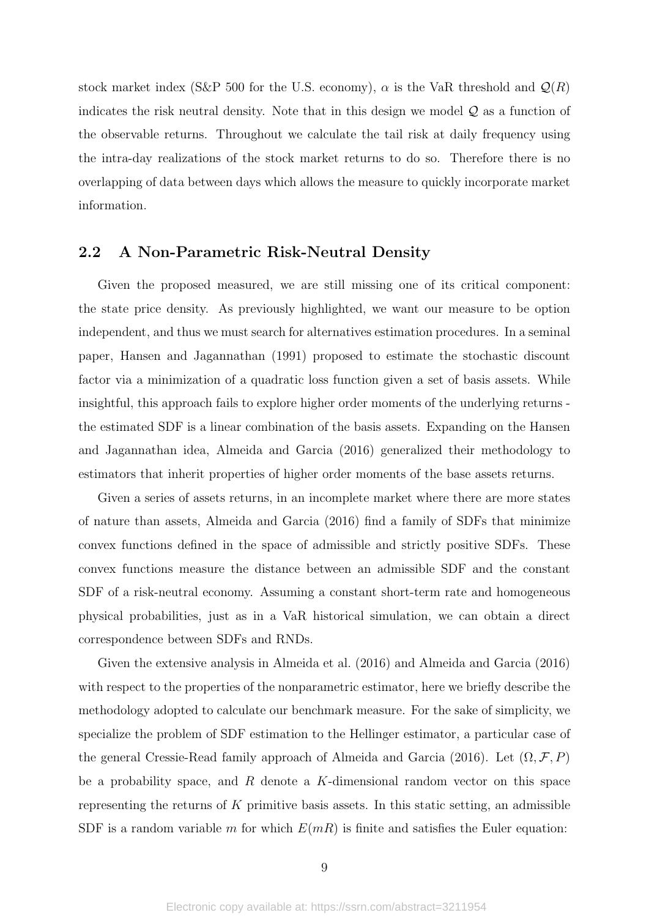stock market index (S&P 500 for the U.S. economy), $\alpha$ is the VaR threshold and $\mathcal{Q}(R)$ indicates the risk neutral density. Note that in this design we model $\mathcal{Q}$ as a function of the observable returns. Throughout we calculate the tail risk at daily frequency using the intra-day realizations of the stock market returns to do so. Therefore there is no overlapping of data between days which allows the measure to quickly incorporate market information.

## 2.2 A Non-Parametric Risk-Neutral Density

Given the proposed measured, we are still missing one of its critical component: the state price density. As previously highlighted, we want our measure to be option independent, and thus we must search for alternatives estimation procedures. In a seminal paper, Hansen and Jagannathan (1991) proposed to estimate the stochastic discount factor via a minimization of a quadratic loss function given a set of basis assets. While insightful, this approach fails to explore higher order moments of the underlying returns - the estimated SDF is a linear combination of the basis assets. Expanding on the Hansen and Jagannathan idea, Almeida and Garcia (2016) generalized their methodology to estimators that inherit properties of higher order moments of the base assets returns.

Given a series of assets returns, in an incomplete market where there are more states of nature than assets, Almeida and Garcia (2016) find a family of SDFs that minimize convex functions defined in the space of admissible and strictly positive SDFs. These convex functions measure the distance between an admissible SDF and the constant SDF of a risk-neutral economy. Assuming a constant short-term rate and homogeneous physical probabilities, just as in a VaR historical simulation, we can obtain a direct correspondence between SDFs and RNDs.

Given the extensive analysis in Almeida et al. (2016) and Almeida and Garcia (2016) with respect to the properties of the nonparametric estimator, here we briefly describe the methodology adopted to calculate our benchmark measure. For the sake of simplicity, we specialize the problem of SDF estimation to the Hellinger estimator, a particular case of the general Cressie-Read family approach of Almeida and Garcia (2016). Let $(\Omega, \mathcal{F}, P)$ be a probability space, and $R$ denote a $K$-dimensional random vector on this space representing the returns of $K$ primitive basis assets. In this static setting, an admissible SDF is a random variable $m$ for which $E(mR)$ is finite and satisfies the Euler equation: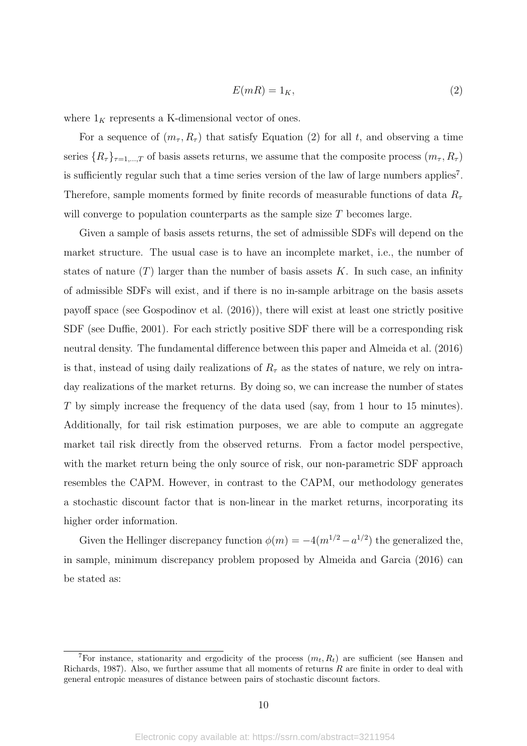$$E(mR) = 1_K, \tag{2}$$

where $1_K$ represents a K-dimensional vector of ones.

For a sequence of $(m_\tau, R_\tau)$ that satisfy Equation (2) for all $t$, and observing a time series $\{R_\tau\}_{\tau=1,\ldots,T}$ of basis assets returns, we assume that the composite process $(m_\tau, R_\tau)$ is sufficiently regular such that a time series version of the law of large numbers applies[7]. Therefore, sample moments formed by finite records of measurable functions of data $R_\tau$ will converge to population counterparts as the sample size $T$ becomes large.

Given a sample of basis assets returns, the set of admissible SDFs will depend on the market structure. The usual case is to have an incomplete market, i.e., the number of states of nature ($T$) larger than the number of basis assets $K$. In such case, an infinity of admissible SDFs will exist, and if there is no in-sample arbitrage on the basis assets payoff space (see Gospodinov et al. (2016)), there will exist at least one strictly positive SDF (see Duffie, 2001). For each strictly positive SDF there will be a corresponding risk neutral density. The fundamental difference between this paper and Almeida et al. (2016) is that, instead of using daily realizations of $R_\tau$ as the states of nature, we rely on intraday realizations of the market returns. By doing so, we can increase the number of states $T$ by simply increase the frequency of the data used (say, from 1 hour to 15 minutes). Additionally, for tail risk estimation purposes, we are able to compute an aggregate market tail risk directly from the observed returns. From a factor model perspective, with the market return being the only source of risk, our non-parametric SDF approach resembles the CAPM. However, in contrast to the CAPM, our methodology generates a stochastic discount factor that is non-linear in the market returns, incorporating its higher order information.

Given the Hellinger discrepancy function $\phi(m) = -4(m^{1/2} - a^{1/2})$ the generalized the, in sample, minimum discrepancy problem proposed by Almeida and Garcia (2016) can be stated as:

[7]For instance, stationarity and ergodicity of the process $(m_t, R_t)$ are sufficient (see Hansen and Richards, 1987). Also, we further assume that all moments of returns $R$ are finite in order to deal with general entropic measures of distance between pairs of stochastic discount factors.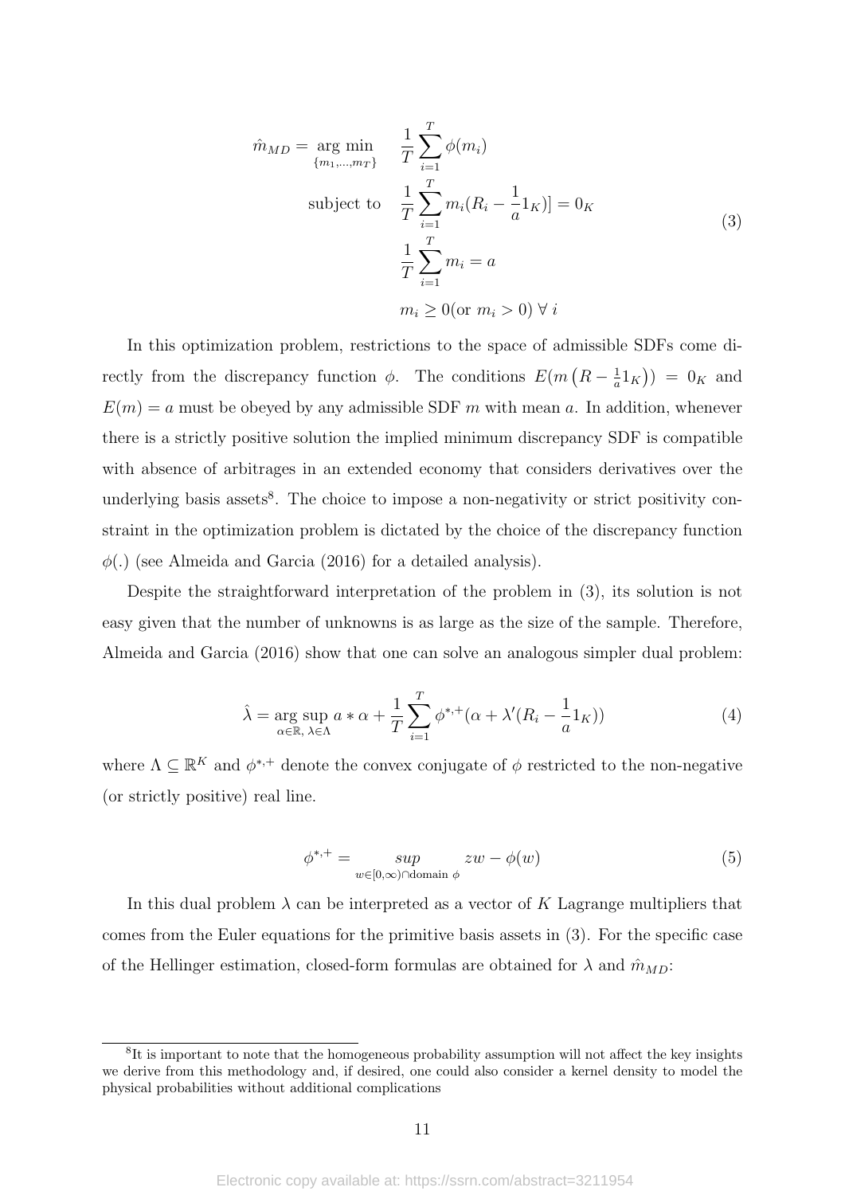$$
\begin{aligned}
\hat{m}_{MD} = \underset{\{m_1,\ldots,m_T\}}{\arg\min} \quad & \frac{1}{T}\sum_{i=1}^{T}\phi(m_i) \\
\text{subject to} \quad & \frac{1}{T}\sum_{i=1}^{T} m_i(R_i - \frac{1}{a}1_K)] = 0_K \\
& \frac{1}{T}\sum_{i=1}^{T} m_i = a \\
& m_i \geq 0 (\text{or } m_i > 0) \; \forall \, i
\end{aligned}
\tag{3}
$$

In this optimization problem, restrictions to the space of admissible SDFs come directly from the discrepancy function $\phi$. The conditions $E(m\left(R - \frac{1}{a}1_K\right)) = 0_K$ and $E(m) = a$ must be obeyed by any admissible SDF $m$ with mean $a$. In addition, whenever there is a strictly positive solution the implied minimum discrepancy SDF is compatible with absence of arbitrages in an extended economy that considers derivatives over the underlying basis assets[8]. The choice to impose a non-negativity or strict positivity constraint in the optimization problem is dictated by the choice of the discrepancy function $\phi(.)$ (see Almeida and Garcia (2016) for a detailed analysis).

Despite the straightforward interpretation of the problem in (3), its solution is not easy given that the number of unknowns is as large as the size of the sample. Therefore, Almeida and Garcia (2016) show that one can solve an analogous simpler dual problem:

$$
\hat{\lambda} = \underset{\alpha \in \mathbb{R}, \, \lambda \in \Lambda}{\arg\sup} \; a * \alpha + \frac{1}{T}\sum_{i=1}^{T}\phi^{*,+}(\alpha + \lambda'(R_i - \frac{1}{a}1_K)) \tag{4}
$$

where $\Lambda \subseteq \mathbb{R}^K$ and $\phi^{*,+}$ denote the convex conjugate of $\phi$ restricted to the non-negative (or strictly positive) real line.

$$
\phi^{*,+} = \underset{w \in [0,\infty) \cap \text{domain } \phi}{sup} \; zw - \phi(w) \tag{5}
$$

In this dual problem $\lambda$ can be interpreted as a vector of $K$ Lagrange multipliers that comes from the Euler equations for the primitive basis assets in (3). For the specific case of the Hellinger estimation, closed-form formulas are obtained for $\lambda$ and $\hat{m}_{MD}$:

[8] It is important to note that the homogeneous probability assumption will not affect the key insights we derive from this methodology and, if desired, one could also consider a kernel density to model the physical probabilities without additional complications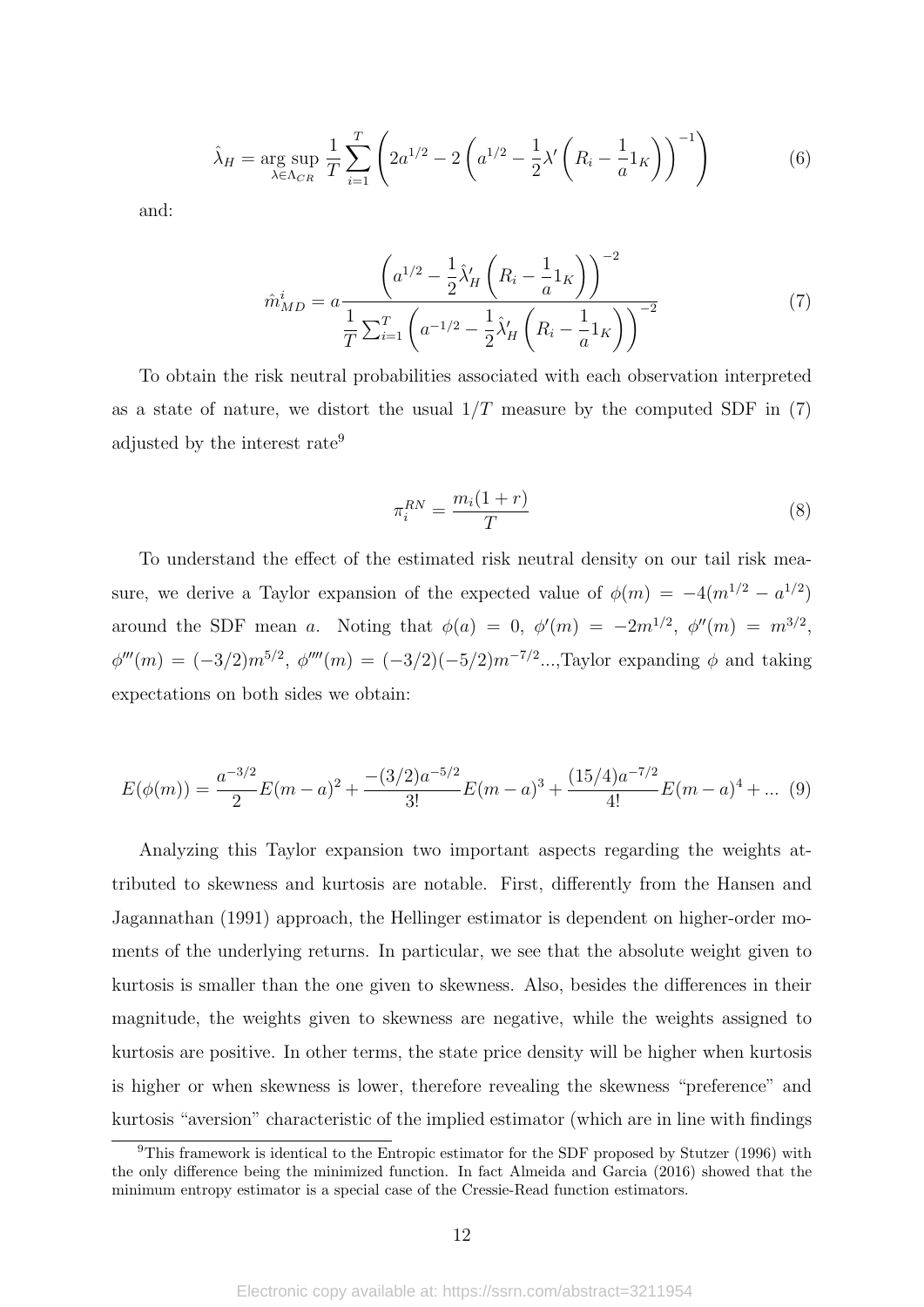$$\hat{\lambda}_H = \underset{\lambda \in \Lambda_{CR}}{\arg\sup} \frac{1}{T} \sum_{i=1}^{T} \left( 2a^{1/2} - 2 \left( a^{1/2} - \frac{1}{2} \lambda' \left( R_i - \frac{1}{a} 1_K \right) \right)^{-1} \right) \tag{6}$$

and:

$$\hat{m}^i_{MD} = a \frac{\left( a^{1/2} - \frac{1}{2} \hat{\lambda}'_H \left( R_i - \frac{1}{a} 1_K \right) \right)^{-2}}{\frac{1}{T} \sum_{i=1}^{T} \left( a^{-1/2} - \frac{1}{2} \hat{\lambda}'_H \left( R_i - \frac{1}{a} 1_K \right) \right)^{-2}} \tag{7}$$

To obtain the risk neutral probabilities associated with each observation interpreted as a state of nature, we distort the usual $1/T$ measure by the computed SDF in (7) adjusted by the interest rate[9]

$$\pi_i^{RN} = \frac{m_i(1+r)}{T} \tag{8}$$

To understand the effect of the estimated risk neutral density on our tail risk measure, we derive a Taylor expansion of the expected value of $\phi(m) = -4(m^{1/2} - a^{1/2})$ around the SDF mean $a$. Noting that $\phi(a) = 0$, $\phi'(m) = -2m^{1/2}$, $\phi''(m) = m^{3/2}$, $\phi'''(m) = (-3/2)m^{5/2}$, $\phi''''(m) = (-3/2)(-5/2)m^{-7/2}$...,Taylor expanding $\phi$ and taking expectations on both sides we obtain:

$$E(\phi(m)) = \frac{a^{-3/2}}{2} E(m-a)^2 + \frac{-(3/2)a^{-5/2}}{3!} E(m-a)^3 + \frac{(15/4)a^{-7/2}}{4!} E(m-a)^4 + ... \tag{9}$$

Analyzing this Taylor expansion two important aspects regarding the weights attributed to skewness and kurtosis are notable. First, differently from the Hansen and Jagannathan (1991) approach, the Hellinger estimator is dependent on higher-order moments of the underlying returns. In particular, we see that the absolute weight given to kurtosis is smaller than the one given to skewness. Also, besides the differences in their magnitude, the weights given to skewness are negative, while the weights assigned to kurtosis are positive. In other terms, the state price density will be higher when kurtosis is higher or when skewness is lower, therefore revealing the skewness "preference" and kurtosis "aversion" characteristic of the implied estimator (which are in line with findings

[9]This framework is identical to the Entropic estimator for the SDF proposed by Stutzer (1996) with the only difference being the minimized function. In fact Almeida and Garcia (2016) showed that the minimum entropy estimator is a special case of the Cressie-Read function estimators.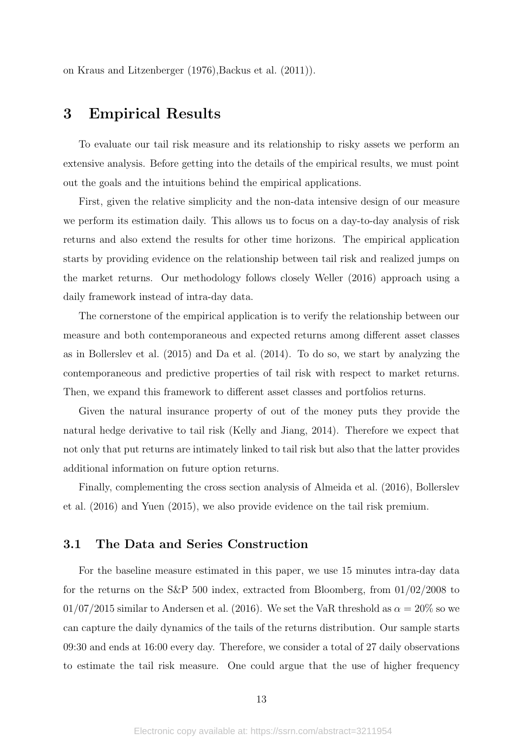on Kraus and Litzenberger (1976),Backus et al. (2011)).

# 3 Empirical Results

To evaluate our tail risk measure and its relationship to risky assets we perform an extensive analysis. Before getting into the details of the empirical results, we must point out the goals and the intuitions behind the empirical applications.

First, given the relative simplicity and the non-data intensive design of our measure we perform its estimation daily. This allows us to focus on a day-to-day analysis of risk returns and also extend the results for other time horizons. The empirical application starts by providing evidence on the relationship between tail risk and realized jumps on the market returns. Our methodology follows closely Weller (2016) approach using a daily framework instead of intra-day data.

The cornerstone of the empirical application is to verify the relationship between our measure and both contemporaneous and expected returns among different asset classes as in Bollerslev et al. (2015) and Da et al. (2014). To do so, we start by analyzing the contemporaneous and predictive properties of tail risk with respect to market returns. Then, we expand this framework to different asset classes and portfolios returns.

Given the natural insurance property of out of the money puts they provide the natural hedge derivative to tail risk (Kelly and Jiang, 2014). Therefore we expect that not only that put returns are intimately linked to tail risk but also that the latter provides additional information on future option returns.

Finally, complementing the cross section analysis of Almeida et al. (2016), Bollerslev et al. (2016) and Yuen (2015), we also provide evidence on the tail risk premium.

## 3.1 The Data and Series Construction

For the baseline measure estimated in this paper, we use 15 minutes intra-day data for the returns on the S&P 500 index, extracted from Bloomberg, from 01/02/2008 to 01/07/2015 similar to Andersen et al. (2016). We set the VaR threshold as $\alpha = 20\%$ so we can capture the daily dynamics of the tails of the returns distribution. Our sample starts 09:30 and ends at 16:00 every day. Therefore, we consider a total of 27 daily observations to estimate the tail risk measure. One could argue that the use of higher frequency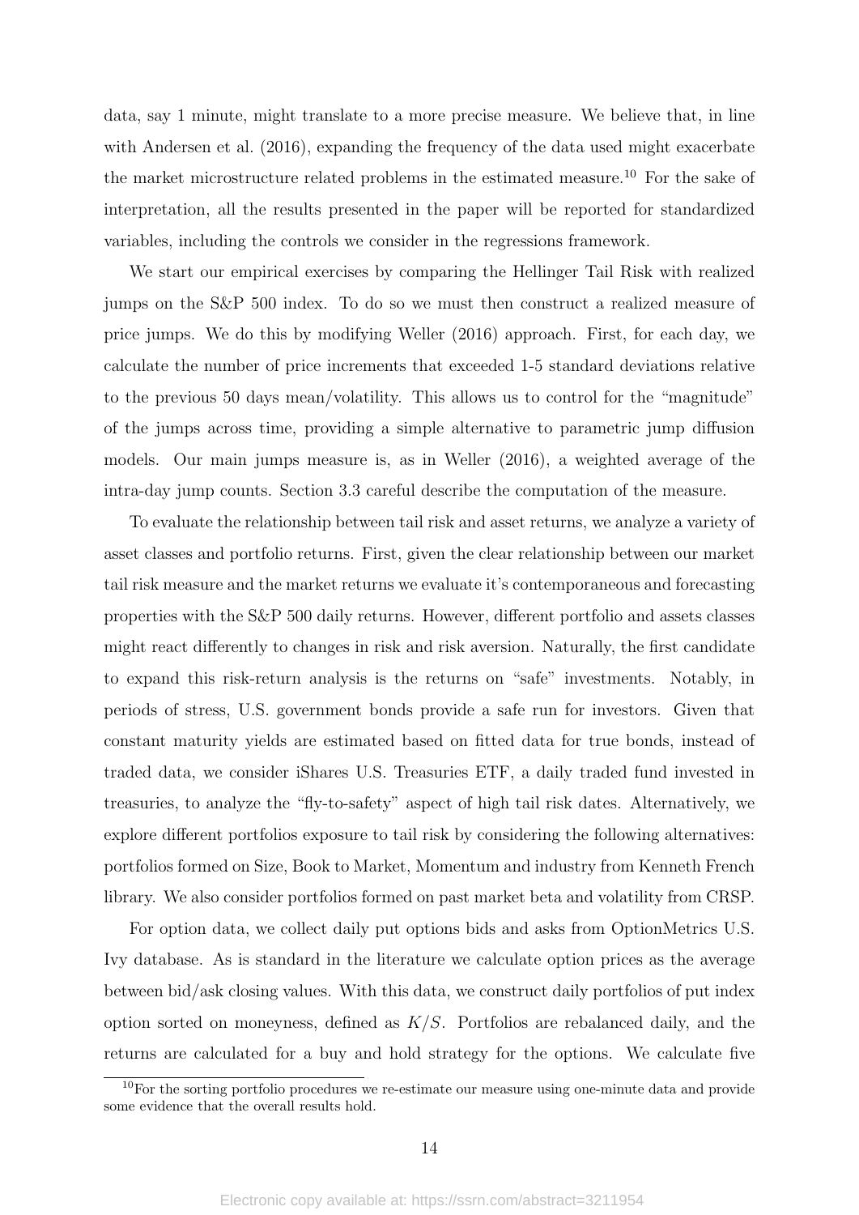data, say 1 minute, might translate to a more precise measure. We believe that, in line with Andersen et al. (2016), expanding the frequency of the data used might exacerbate the market microstructure related problems in the estimated measure.[10] For the sake of interpretation, all the results presented in the paper will be reported for standardized variables, including the controls we consider in the regressions framework.

We start our empirical exercises by comparing the Hellinger Tail Risk with realized jumps on the S&P 500 index. To do so we must then construct a realized measure of price jumps. We do this by modifying Weller (2016) approach. First, for each day, we calculate the number of price increments that exceeded 1-5 standard deviations relative to the previous 50 days mean/volatility. This allows us to control for the "magnitude" of the jumps across time, providing a simple alternative to parametric jump diffusion models. Our main jumps measure is, as in Weller (2016), a weighted average of the intra-day jump counts. Section 3.3 careful describe the computation of the measure.

To evaluate the relationship between tail risk and asset returns, we analyze a variety of asset classes and portfolio returns. First, given the clear relationship between our market tail risk measure and the market returns we evaluate it's contemporaneous and forecasting properties with the S&P 500 daily returns. However, different portfolio and assets classes might react differently to changes in risk and risk aversion. Naturally, the first candidate to expand this risk-return analysis is the returns on "safe" investments. Notably, in periods of stress, U.S. government bonds provide a safe run for investors. Given that constant maturity yields are estimated based on fitted data for true bonds, instead of traded data, we consider iShares U.S. Treasuries ETF, a daily traded fund invested in treasuries, to analyze the "fly-to-safety" aspect of high tail risk dates. Alternatively, we explore different portfolios exposure to tail risk by considering the following alternatives: portfolios formed on Size, Book to Market, Momentum and industry from Kenneth French library. We also consider portfolios formed on past market beta and volatility from CRSP.

For option data, we collect daily put options bids and asks from OptionMetrics U.S. Ivy database. As is standard in the literature we calculate option prices as the average between bid/ask closing values. With this data, we construct daily portfolios of put index option sorted on moneyness, defined as $K/S$. Portfolios are rebalanced daily, and the returns are calculated for a buy and hold strategy for the options. We calculate five

[10]For the sorting portfolio procedures we re-estimate our measure using one-minute data and provide some evidence that the overall results hold.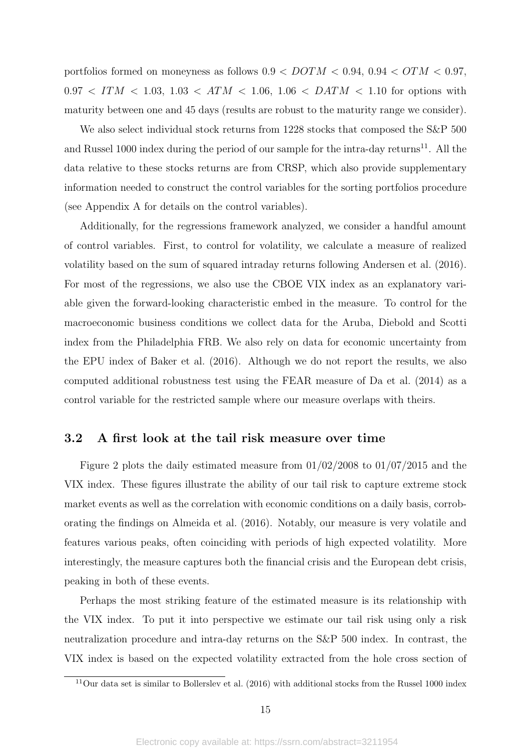portfolios formed on moneyness as follows $0.9 < DOTM < 0.94$, $0.94 < OTM < 0.97$, $0.97 < ITM < 1.03$, $1.03 < ATM < 1.06$, $1.06 < DATM < 1.10$ for options with maturity between one and 45 days (results are robust to the maturity range we consider).

We also select individual stock returns from 1228 stocks that composed the S&P 500 and Russel 1000 index during the period of our sample for the intra-day returns[11]. All the data relative to these stocks returns are from CRSP, which also provide supplementary information needed to construct the control variables for the sorting portfolios procedure (see Appendix A for details on the control variables).

Additionally, for the regressions framework analyzed, we consider a handful amount of control variables. First, to control for volatility, we calculate a measure of realized volatility based on the sum of squared intraday returns following Andersen et al. (2016). For most of the regressions, we also use the CBOE VIX index as an explanatory variable given the forward-looking characteristic embed in the measure. To control for the macroeconomic business conditions we collect data for the Aruba, Diebold and Scotti index from the Philadelphia FRB. We also rely on data for economic uncertainty from the EPU index of Baker et al. (2016). Although we do not report the results, we also computed additional robustness test using the FEAR measure of Da et al. (2014) as a control variable for the restricted sample where our measure overlaps with theirs.

### 3.2 A first look at the tail risk measure over time

Figure 2 plots the daily estimated measure from 01/02/2008 to 01/07/2015 and the VIX index. These figures illustrate the ability of our tail risk to capture extreme stock market events as well as the correlation with economic conditions on a daily basis, corroborating the findings on Almeida et al. (2016). Notably, our measure is very volatile and features various peaks, often coinciding with periods of high expected volatility. More interestingly, the measure captures both the financial crisis and the European debt crisis, peaking in both of these events.

Perhaps the most striking feature of the estimated measure is its relationship with the VIX index. To put it into perspective we estimate our tail risk using only a risk neutralization procedure and intra-day returns on the S&P 500 index. In contrast, the VIX index is based on the expected volatility extracted from the hole cross section of

[11] Our data set is similar to Bollerslev et al. (2016) with additional stocks from the Russel 1000 index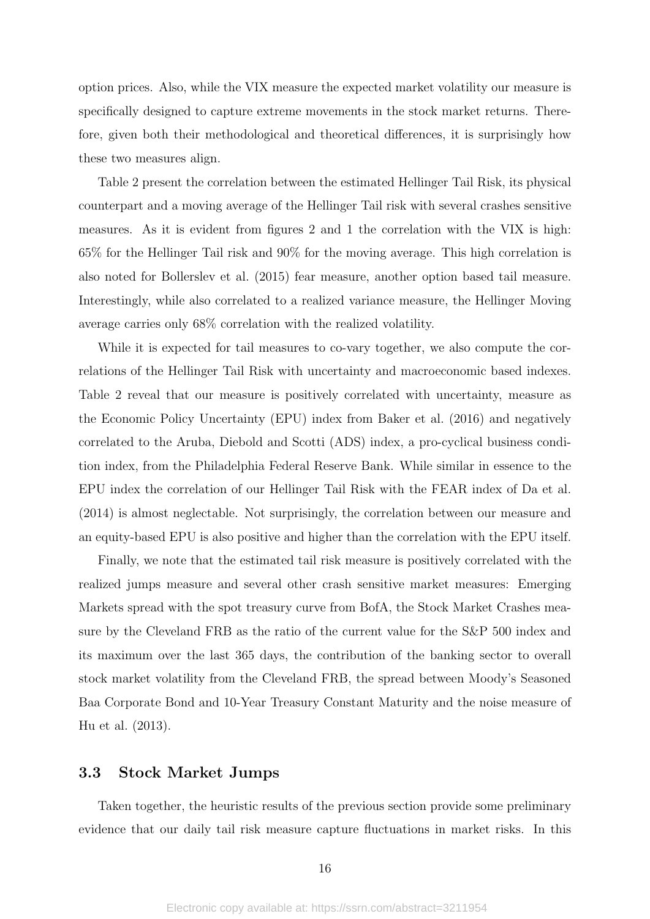option prices. Also, while the VIX measure the expected market volatility our measure is specifically designed to capture extreme movements in the stock market returns. Therefore, given both their methodological and theoretical differences, it is surprisingly how these two measures align.

Table 2 present the correlation between the estimated Hellinger Tail Risk, its physical counterpart and a moving average of the Hellinger Tail risk with several crashes sensitive measures. As it is evident from figures 2 and 1 the correlation with the VIX is high: 65% for the Hellinger Tail risk and 90% for the moving average. This high correlation is also noted for Bollerslev et al. (2015) fear measure, another option based tail measure. Interestingly, while also correlated to a realized variance measure, the Hellinger Moving average carries only 68% correlation with the realized volatility.

While it is expected for tail measures to co-vary together, we also compute the correlations of the Hellinger Tail Risk with uncertainty and macroeconomic based indexes. Table 2 reveal that our measure is positively correlated with uncertainty, measure as the Economic Policy Uncertainty (EPU) index from Baker et al. (2016) and negatively correlated to the Aruba, Diebold and Scotti (ADS) index, a pro-cyclical business condition index, from the Philadelphia Federal Reserve Bank. While similar in essence to the EPU index the correlation of our Hellinger Tail Risk with the FEAR index of Da et al. (2014) is almost neglectable. Not surprisingly, the correlation between our measure and an equity-based EPU is also positive and higher than the correlation with the EPU itself.

Finally, we note that the estimated tail risk measure is positively correlated with the realized jumps measure and several other crash sensitive market measures: Emerging Markets spread with the spot treasury curve from BofA, the Stock Market Crashes measure by the Cleveland FRB as the ratio of the current value for the S&P 500 index and its maximum over the last 365 days, the contribution of the banking sector to overall stock market volatility from the Cleveland FRB, the spread between Moody's Seasoned Baa Corporate Bond and 10-Year Treasury Constant Maturity and the noise measure of Hu et al. (2013).

### 3.3 Stock Market Jumps

Taken together, the heuristic results of the previous section provide some preliminary evidence that our daily tail risk measure capture fluctuations in market risks. In this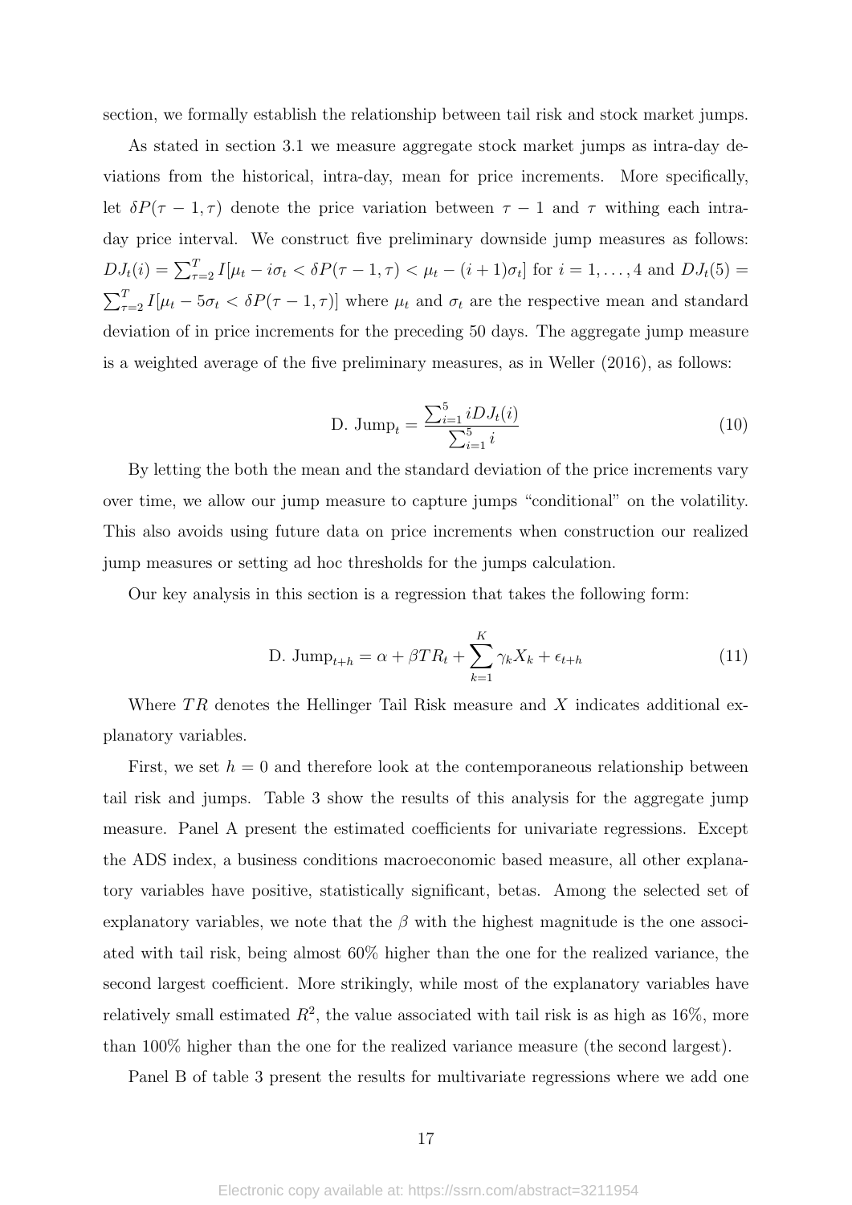section, we formally establish the relationship between tail risk and stock market jumps.

As stated in section 3.1 we measure aggregate stock market jumps as intra-day deviations from the historical, intra-day, mean for price increments. More specifically, let $\delta P(\tau - 1, \tau)$ denote the price variation between $\tau - 1$ and $\tau$ withing each intra-day price interval. We construct five preliminary downside jump measures as follows: $DJ_t(i) = \sum_{\tau=2}^{T} I[\mu_t - i\sigma_t < \delta P(\tau - 1, \tau) < \mu_t - (i+1)\sigma_t]$ for $i = 1, \ldots, 4$ and $DJ_t(5) = \sum_{\tau=2}^{T} I[\mu_t - 5\sigma_t < \delta P(\tau - 1, \tau)]$ where $\mu_t$ and $\sigma_t$ are the respective mean and standard deviation of in price increments for the preceding 50 days. The aggregate jump measure is a weighted average of the five preliminary measures, as in Weller (2016), as follows:

$$\text{D. Jump}_t = \frac{\sum_{i=1}^{5} i DJ_t(i)}{\sum_{i=1}^{5} i} \tag{10}$$

By letting the both the mean and the standard deviation of the price increments vary over time, we allow our jump measure to capture jumps "conditional" on the volatility. This also avoids using future data on price increments when construction our realized jump measures or setting ad hoc thresholds for the jumps calculation.

Our key analysis in this section is a regression that takes the following form:

$$\text{D. Jump}_{t+h} = \alpha + \beta TR_t + \sum_{k=1}^{K} \gamma_k X_k + \epsilon_{t+h} \tag{11}$$

Where $TR$ denotes the Hellinger Tail Risk measure and $X$ indicates additional explanatory variables.

First, we set $h = 0$ and therefore look at the contemporaneous relationship between tail risk and jumps. Table 3 show the results of this analysis for the aggregate jump measure. Panel A present the estimated coefficients for univariate regressions. Except the ADS index, a business conditions macroeconomic based measure, all other explanatory variables have positive, statistically significant, betas. Among the selected set of explanatory variables, we note that the $\beta$ with the highest magnitude is the one associated with tail risk, being almost 60% higher than the one for the realized variance, the second largest coefficient. More strikingly, while most of the explanatory variables have relatively small estimated $R^2$, the value associated with tail risk is as high as 16%, more than 100% higher than the one for the realized variance measure (the second largest).

Panel B of table 3 present the results for multivariate regressions where we add one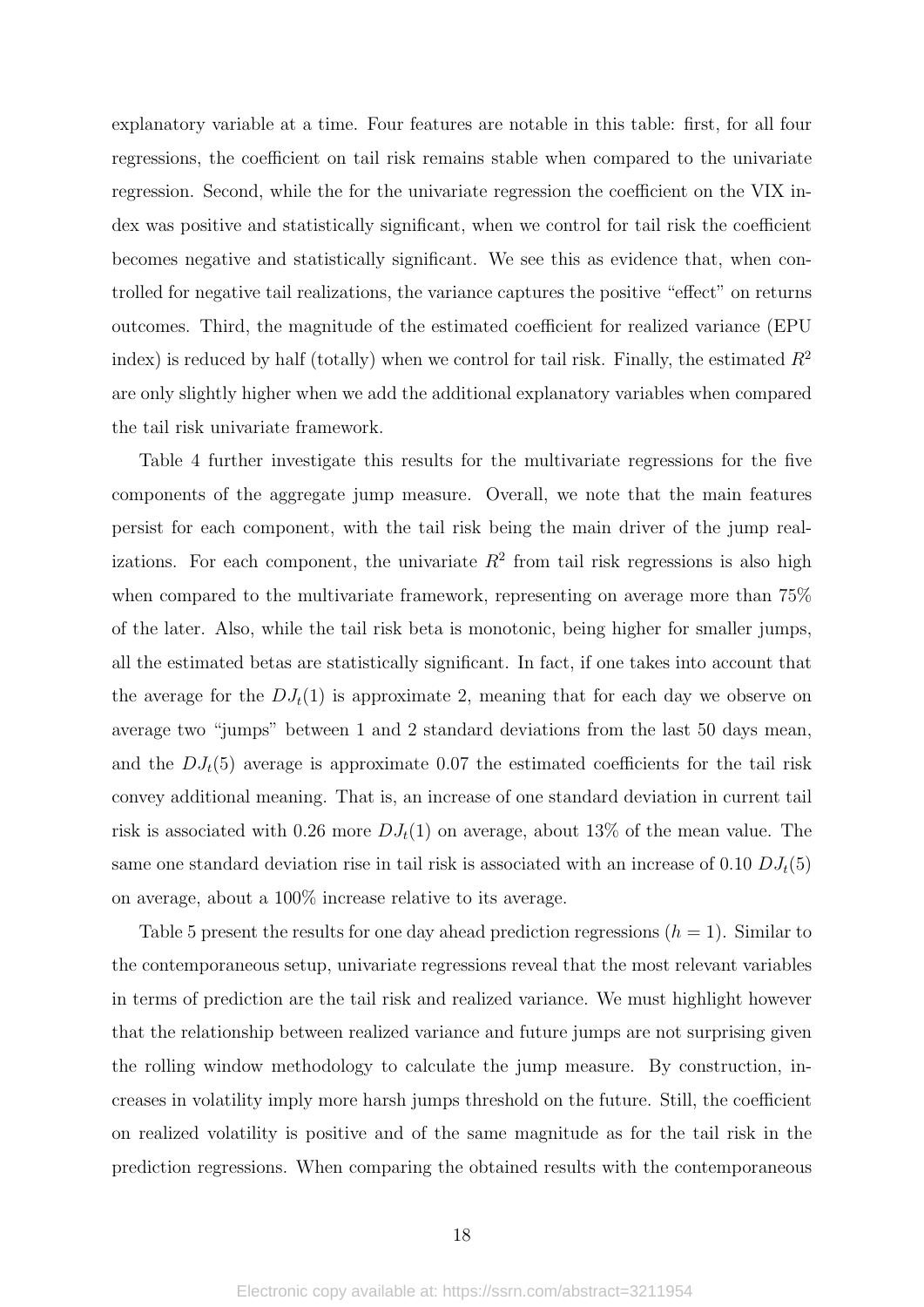explanatory variable at a time. Four features are notable in this table: first, for all four regressions, the coefficient on tail risk remains stable when compared to the univariate regression. Second, while the for the univariate regression the coefficient on the VIX index was positive and statistically significant, when we control for tail risk the coefficient becomes negative and statistically significant. We see this as evidence that, when controlled for negative tail realizations, the variance captures the positive "effect" on returns outcomes. Third, the magnitude of the estimated coefficient for realized variance (EPU index) is reduced by half (totally) when we control for tail risk. Finally, the estimated $R^2$ are only slightly higher when we add the additional explanatory variables when compared the tail risk univariate framework.

Table 4 further investigate this results for the multivariate regressions for the five components of the aggregate jump measure. Overall, we note that the main features persist for each component, with the tail risk being the main driver of the jump realizations. For each component, the univariate $R^2$ from tail risk regressions is also high when compared to the multivariate framework, representing on average more than 75% of the later. Also, while the tail risk beta is monotonic, being higher for smaller jumps, all the estimated betas are statistically significant. In fact, if one takes into account that the average for the $DJ_t(1)$ is approximate 2, meaning that for each day we observe on average two "jumps" between 1 and 2 standard deviations from the last 50 days mean, and the $DJ_t(5)$ average is approximate 0.07 the estimated coefficients for the tail risk convey additional meaning. That is, an increase of one standard deviation in current tail risk is associated with 0.26 more $DJ_t(1)$ on average, about 13% of the mean value. The same one standard deviation rise in tail risk is associated with an increase of 0.10 $DJ_t(5)$ on average, about a 100% increase relative to its average.

Table 5 present the results for one day ahead prediction regressions ($h = 1$). Similar to the contemporaneous setup, univariate regressions reveal that the most relevant variables in terms of prediction are the tail risk and realized variance. We must highlight however that the relationship between realized variance and future jumps are not surprising given the rolling window methodology to calculate the jump measure. By construction, increases in volatility imply more harsh jumps threshold on the future. Still, the coefficient on realized volatility is positive and of the same magnitude as for the tail risk in the prediction regressions. When comparing the obtained results with the contemporaneous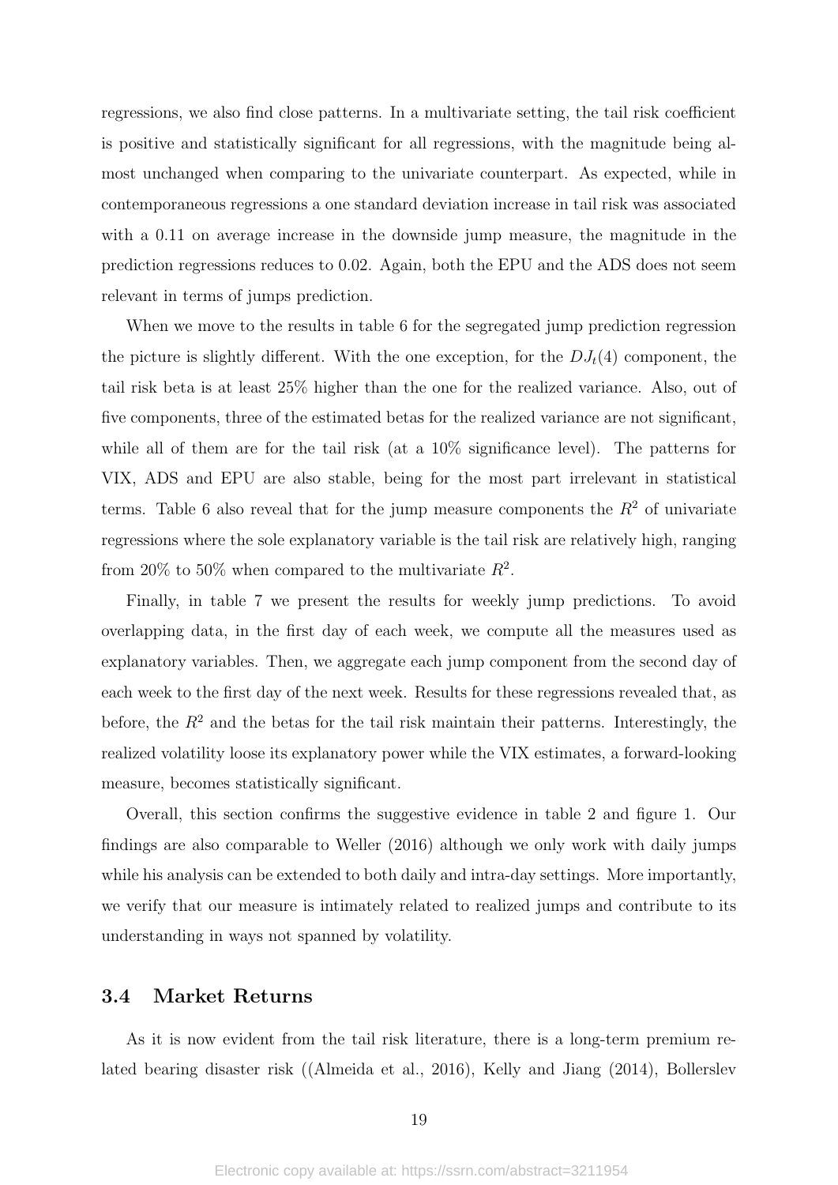regressions, we also find close patterns. In a multivariate setting, the tail risk coefficient is positive and statistically significant for all regressions, with the magnitude being almost unchanged when comparing to the univariate counterpart. As expected, while in contemporaneous regressions a one standard deviation increase in tail risk was associated with a 0.11 on average increase in the downside jump measure, the magnitude in the prediction regressions reduces to 0.02. Again, both the EPU and the ADS does not seem relevant in terms of jumps prediction.

When we move to the results in table 6 for the segregated jump prediction regression the picture is slightly different. With the one exception, for the $DJ_t(4)$ component, the tail risk beta is at least 25% higher than the one for the realized variance. Also, out of five components, three of the estimated betas for the realized variance are not significant, while all of them are for the tail risk (at a 10% significance level). The patterns for VIX, ADS and EPU are also stable, being for the most part irrelevant in statistical terms. Table 6 also reveal that for the jump measure components the $R^2$ of univariate regressions where the sole explanatory variable is the tail risk are relatively high, ranging from 20% to 50% when compared to the multivariate $R^2$.

Finally, in table 7 we present the results for weekly jump predictions. To avoid overlapping data, in the first day of each week, we compute all the measures used as explanatory variables. Then, we aggregate each jump component from the second day of each week to the first day of the next week. Results for these regressions revealed that, as before, the $R^2$ and the betas for the tail risk maintain their patterns. Interestingly, the realized volatility loose its explanatory power while the VIX estimates, a forward-looking measure, becomes statistically significant.

Overall, this section confirms the suggestive evidence in table 2 and figure 1. Our findings are also comparable to Weller (2016) although we only work with daily jumps while his analysis can be extended to both daily and intra-day settings. More importantly, we verify that our measure is intimately related to realized jumps and contribute to its understanding in ways not spanned by volatility.

### 3.4 Market Returns

As it is now evident from the tail risk literature, there is a long-term premium related bearing disaster risk ((Almeida et al., 2016), Kelly and Jiang (2014), Bollerslev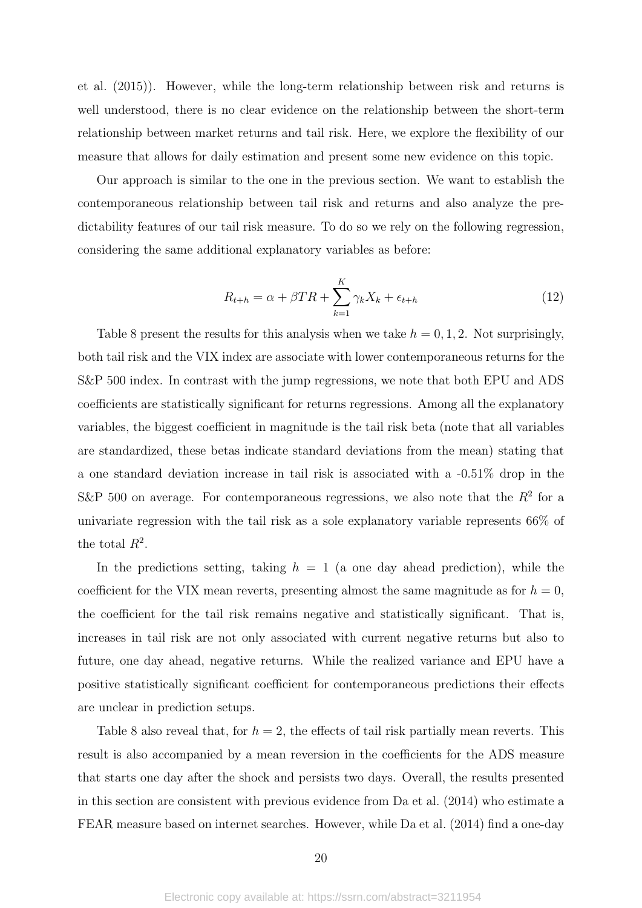et al. (2015)). However, while the long-term relationship between risk and returns is well understood, there is no clear evidence on the relationship between the short-term relationship between market returns and tail risk. Here, we explore the flexibility of our measure that allows for daily estimation and present some new evidence on this topic.

Our approach is similar to the one in the previous section. We want to establish the contemporaneous relationship between tail risk and returns and also analyze the predictability features of our tail risk measure. To do so we rely on the following regression, considering the same additional explanatory variables as before:

$$R_{t+h} = \alpha + \beta TR + \sum_{k=1}^{K} \gamma_k X_k + \epsilon_{t+h} \tag{12}$$

Table 8 present the results for this analysis when we take $h = 0, 1, 2$. Not surprisingly, both tail risk and the VIX index are associate with lower contemporaneous returns for the S&P 500 index. In contrast with the jump regressions, we note that both EPU and ADS coefficients are statistically significant for returns regressions. Among all the explanatory variables, the biggest coefficient in magnitude is the tail risk beta (note that all variables are standardized, these betas indicate standard deviations from the mean) stating that a one standard deviation increase in tail risk is associated with a -0.51% drop in the S&P 500 on average. For contemporaneous regressions, we also note that the $R^2$ for a univariate regression with the tail risk as a sole explanatory variable represents 66% of the total $R^2$.

In the predictions setting, taking $h = 1$ (a one day ahead prediction), while the coefficient for the VIX mean reverts, presenting almost the same magnitude as for $h = 0$, the coefficient for the tail risk remains negative and statistically significant. That is, increases in tail risk are not only associated with current negative returns but also to future, one day ahead, negative returns. While the realized variance and EPU have a positive statistically significant coefficient for contemporaneous predictions their effects are unclear in prediction setups.

Table 8 also reveal that, for $h = 2$, the effects of tail risk partially mean reverts. This result is also accompanied by a mean reversion in the coefficients for the ADS measure that starts one day after the shock and persists two days. Overall, the results presented in this section are consistent with previous evidence from Da et al. (2014) who estimate a FEAR measure based on internet searches. However, while Da et al. (2014) find a one-day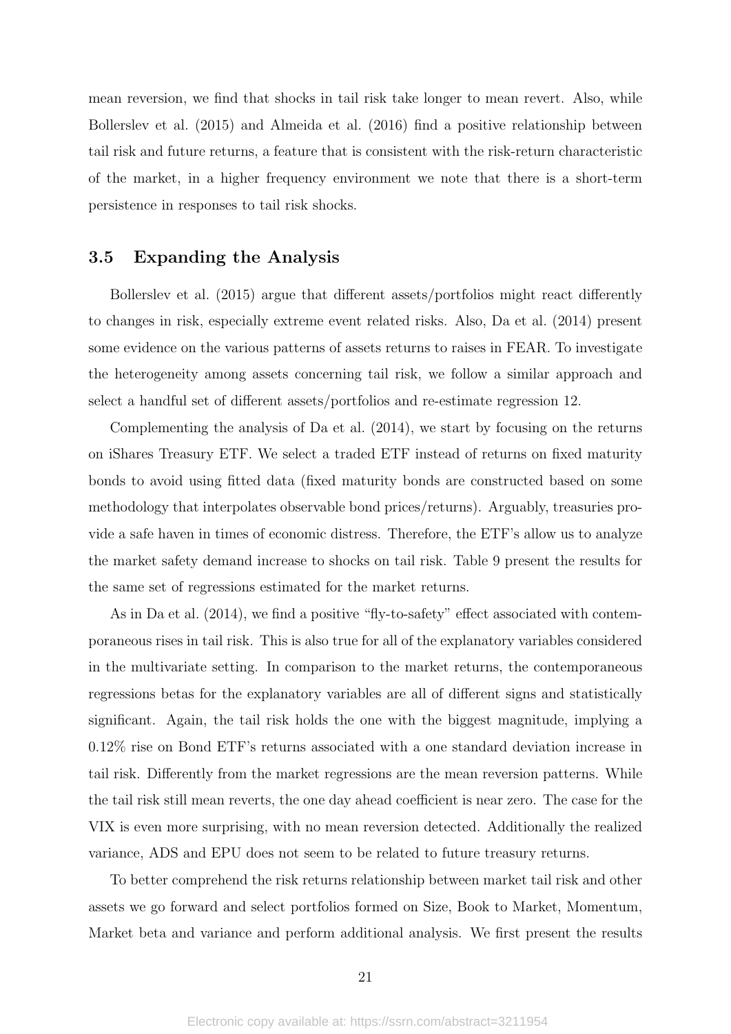mean reversion, we find that shocks in tail risk take longer to mean revert. Also, while Bollerslev et al. (2015) and Almeida et al. (2016) find a positive relationship between tail risk and future returns, a feature that is consistent with the risk-return characteristic of the market, in a higher frequency environment we note that there is a short-term persistence in responses to tail risk shocks.

### 3.5 Expanding the Analysis

Bollerslev et al. (2015) argue that different assets/portfolios might react differently to changes in risk, especially extreme event related risks. Also, Da et al. (2014) present some evidence on the various patterns of assets returns to raises in FEAR. To investigate the heterogeneity among assets concerning tail risk, we follow a similar approach and select a handful set of different assets/portfolios and re-estimate regression 12.

Complementing the analysis of Da et al. (2014), we start by focusing on the returns on iShares Treasury ETF. We select a traded ETF instead of returns on fixed maturity bonds to avoid using fitted data (fixed maturity bonds are constructed based on some methodology that interpolates observable bond prices/returns). Arguably, treasuries provide a safe haven in times of economic distress. Therefore, the ETF's allow us to analyze the market safety demand increase to shocks on tail risk. Table 9 present the results for the same set of regressions estimated for the market returns.

As in Da et al. (2014), we find a positive "fly-to-safety" effect associated with contemporaneous rises in tail risk. This is also true for all of the explanatory variables considered in the multivariate setting. In comparison to the market returns, the contemporaneous regressions betas for the explanatory variables are all of different signs and statistically significant. Again, the tail risk holds the one with the biggest magnitude, implying a 0.12% rise on Bond ETF's returns associated with a one standard deviation increase in tail risk. Differently from the market regressions are the mean reversion patterns. While the tail risk still mean reverts, the one day ahead coefficient is near zero. The case for the VIX is even more surprising, with no mean reversion detected. Additionally the realized variance, ADS and EPU does not seem to be related to future treasury returns.

To better comprehend the risk returns relationship between market tail risk and other assets we go forward and select portfolios formed on Size, Book to Market, Momentum, Market beta and variance and perform additional analysis. We first present the results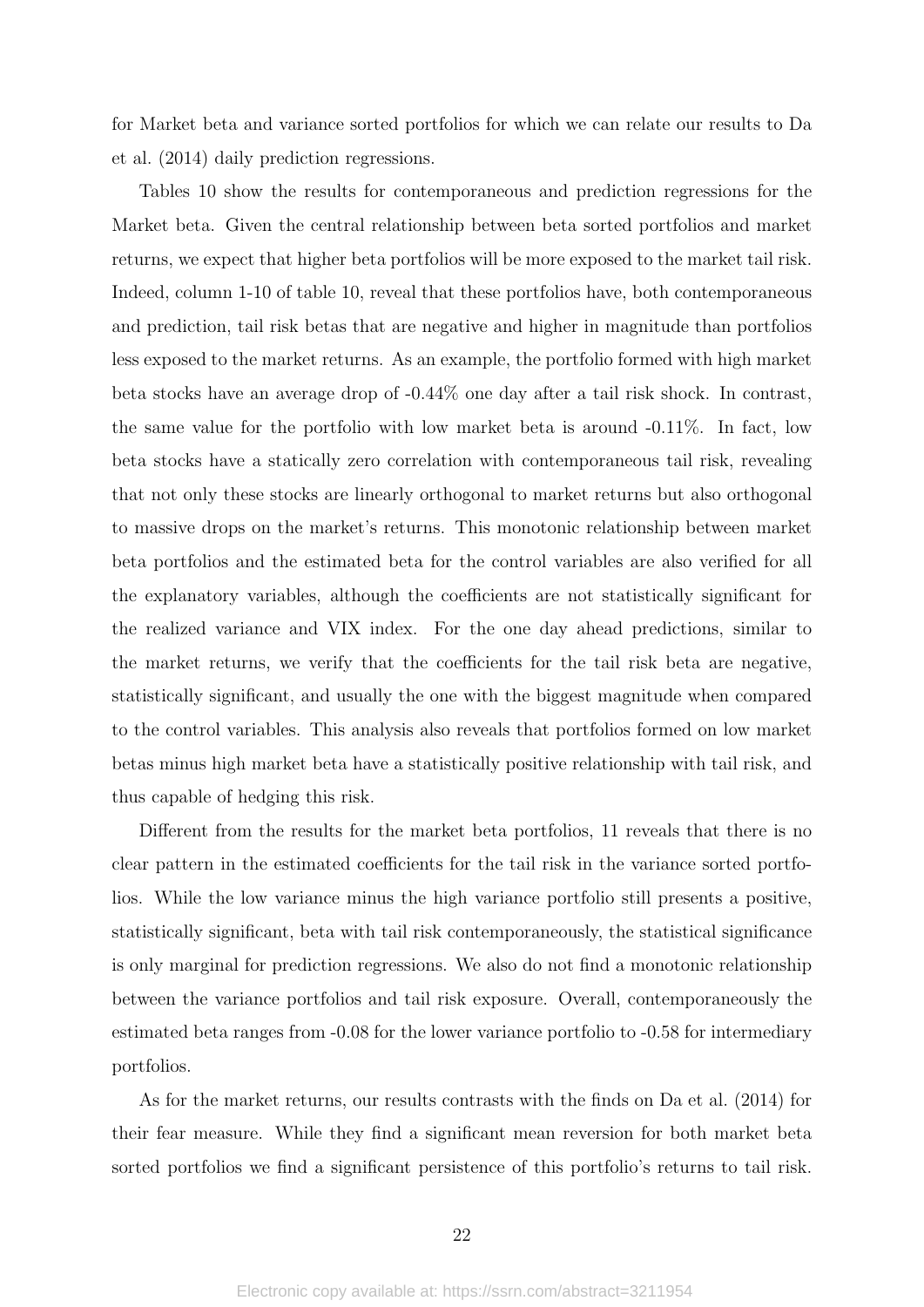for Market beta and variance sorted portfolios for which we can relate our results to Da et al. (2014) daily prediction regressions.

Tables 10 show the results for contemporaneous and prediction regressions for the Market beta. Given the central relationship between beta sorted portfolios and market returns, we expect that higher beta portfolios will be more exposed to the market tail risk. Indeed, column 1-10 of table 10, reveal that these portfolios have, both contemporaneous and prediction, tail risk betas that are negative and higher in magnitude than portfolios less exposed to the market returns. As an example, the portfolio formed with high market beta stocks have an average drop of -0.44% one day after a tail risk shock. In contrast, the same value for the portfolio with low market beta is around -0.11%. In fact, low beta stocks have a statically zero correlation with contemporaneous tail risk, revealing that not only these stocks are linearly orthogonal to market returns but also orthogonal to massive drops on the market's returns. This monotonic relationship between market beta portfolios and the estimated beta for the control variables are also verified for all the explanatory variables, although the coefficients are not statistically significant for the realized variance and VIX index. For the one day ahead predictions, similar to the market returns, we verify that the coefficients for the tail risk beta are negative, statistically significant, and usually the one with the biggest magnitude when compared to the control variables. This analysis also reveals that portfolios formed on low market betas minus high market beta have a statistically positive relationship with tail risk, and thus capable of hedging this risk.

Different from the results for the market beta portfolios, 11 reveals that there is no clear pattern in the estimated coefficients for the tail risk in the variance sorted portfolios. While the low variance minus the high variance portfolio still presents a positive, statistically significant, beta with tail risk contemporaneously, the statistical significance is only marginal for prediction regressions. We also do not find a monotonic relationship between the variance portfolios and tail risk exposure. Overall, contemporaneously the estimated beta ranges from -0.08 for the lower variance portfolio to -0.58 for intermediary portfolios.

As for the market returns, our results contrasts with the finds on Da et al. (2014) for their fear measure. While they find a significant mean reversion for both market beta sorted portfolios we find a significant persistence of this portfolio's returns to tail risk.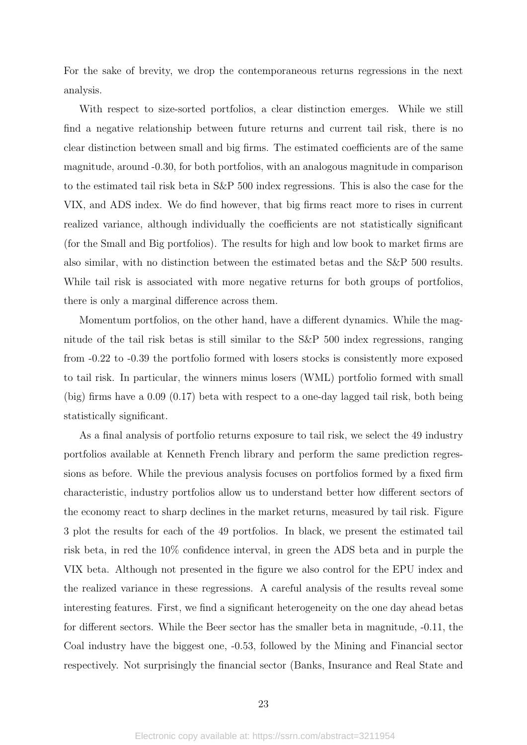For the sake of brevity, we drop the contemporaneous returns regressions in the next analysis.

With respect to size-sorted portfolios, a clear distinction emerges. While we still find a negative relationship between future returns and current tail risk, there is no clear distinction between small and big firms. The estimated coefficients are of the same magnitude, around -0.30, for both portfolios, with an analogous magnitude in comparison to the estimated tail risk beta in S&P 500 index regressions. This is also the case for the VIX, and ADS index. We do find however, that big firms react more to rises in current realized variance, although individually the coefficients are not statistically significant (for the Small and Big portfolios). The results for high and low book to market firms are also similar, with no distinction between the estimated betas and the S&P 500 results. While tail risk is associated with more negative returns for both groups of portfolios, there is only a marginal difference across them.

Momentum portfolios, on the other hand, have a different dynamics. While the magnitude of the tail risk betas is still similar to the S&P 500 index regressions, ranging from -0.22 to -0.39 the portfolio formed with losers stocks is consistently more exposed to tail risk. In particular, the winners minus losers (WML) portfolio formed with small (big) firms have a 0.09 (0.17) beta with respect to a one-day lagged tail risk, both being statistically significant.

As a final analysis of portfolio returns exposure to tail risk, we select the 49 industry portfolios available at Kenneth French library and perform the same prediction regressions as before. While the previous analysis focuses on portfolios formed by a fixed firm characteristic, industry portfolios allow us to understand better how different sectors of the economy react to sharp declines in the market returns, measured by tail risk. Figure 3 plot the results for each of the 49 portfolios. In black, we present the estimated tail risk beta, in red the 10% confidence interval, in green the ADS beta and in purple the VIX beta. Although not presented in the figure we also control for the EPU index and the realized variance in these regressions. A careful analysis of the results reveal some interesting features. First, we find a significant heterogeneity on the one day ahead betas for different sectors. While the Beer sector has the smaller beta in magnitude, -0.11, the Coal industry have the biggest one, -0.53, followed by the Mining and Financial sector respectively. Not surprisingly the financial sector (Banks, Insurance and Real State and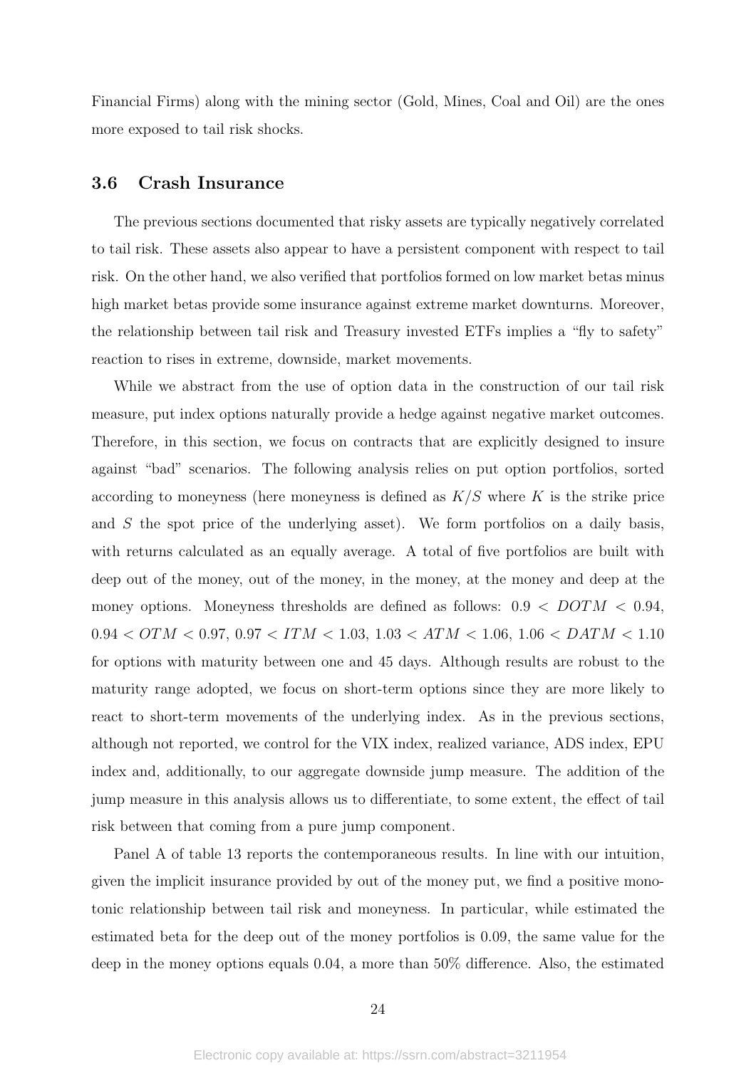Financial Firms) along with the mining sector (Gold, Mines, Coal and Oil) are the ones more exposed to tail risk shocks.

### 3.6 Crash Insurance

The previous sections documented that risky assets are typically negatively correlated to tail risk. These assets also appear to have a persistent component with respect to tail risk. On the other hand, we also verified that portfolios formed on low market betas minus high market betas provide some insurance against extreme market downturns. Moreover, the relationship between tail risk and Treasury invested ETFs implies a "fly to safety" reaction to rises in extreme, downside, market movements.

While we abstract from the use of option data in the construction of our tail risk measure, put index options naturally provide a hedge against negative market outcomes. Therefore, in this section, we focus on contracts that are explicitly designed to insure against "bad" scenarios. The following analysis relies on put option portfolios, sorted according to moneyness (here moneyness is defined as $K/S$ where $K$ is the strike price and $S$ the spot price of the underlying asset). We form portfolios on a daily basis, with returns calculated as an equally average. A total of five portfolios are built with deep out of the money, out of the money, in the money, at the money and deep at the money options. Moneyness thresholds are defined as follows: $0.9 < DOTM < 0.94$, $0.94 < OTM < 0.97$, $0.97 < ITM < 1.03$, $1.03 < ATM < 1.06$, $1.06 < DATM < 1.10$ for options with maturity between one and 45 days. Although results are robust to the maturity range adopted, we focus on short-term options since they are more likely to react to short-term movements of the underlying index. As in the previous sections, although not reported, we control for the VIX index, realized variance, ADS index, EPU index and, additionally, to our aggregate downside jump measure. The addition of the jump measure in this analysis allows us to differentiate, to some extent, the effect of tail risk between that coming from a pure jump component.

Panel A of table 13 reports the contemporaneous results. In line with our intuition, given the implicit insurance provided by out of the money put, we find a positive monotonic relationship between tail risk and moneyness. In particular, while estimated the estimated beta for the deep out of the money portfolios is 0.09, the same value for the deep in the money options equals 0.04, a more than 50% difference. Also, the estimated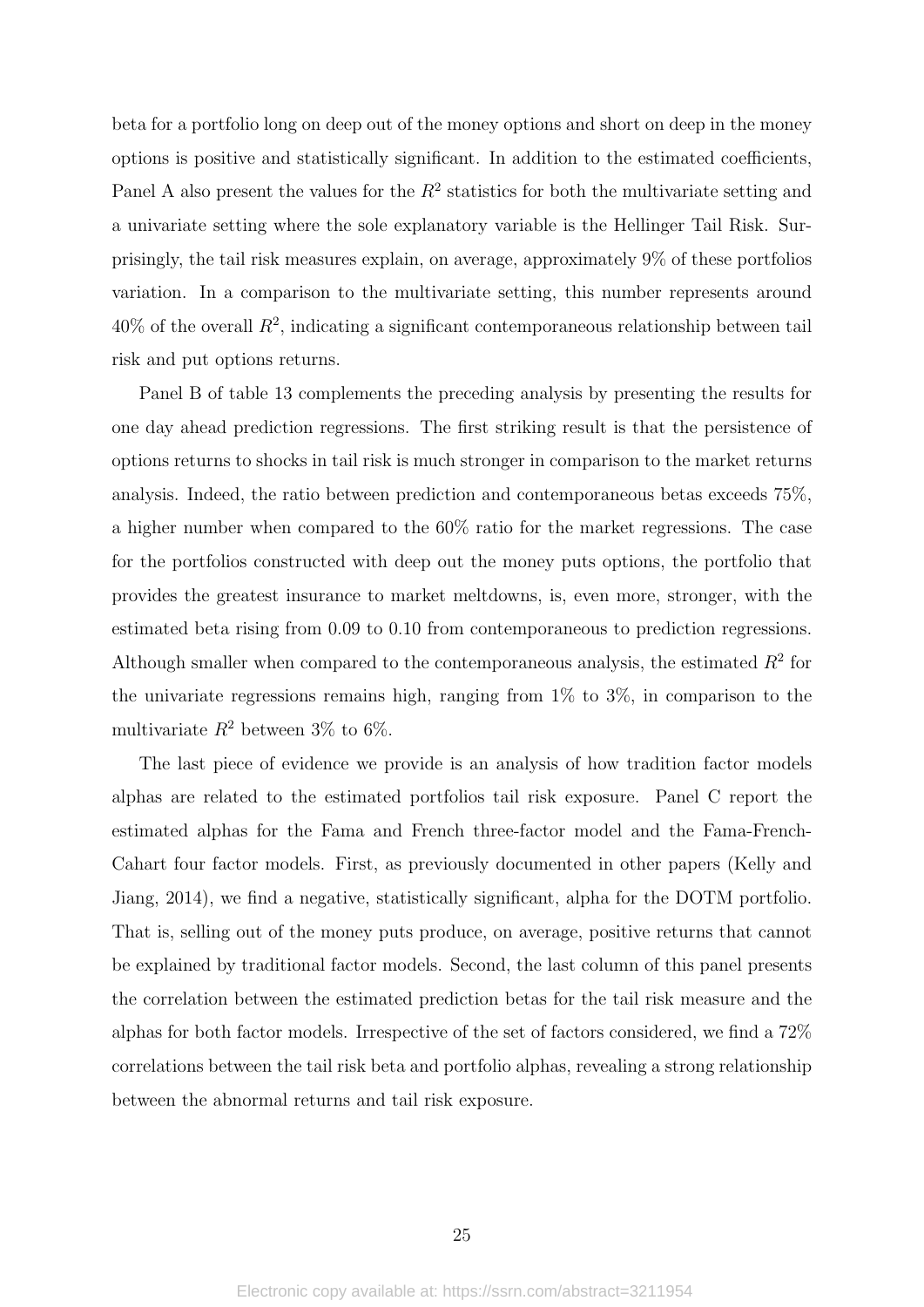beta for a portfolio long on deep out of the money options and short on deep in the money options is positive and statistically significant. In addition to the estimated coefficients, Panel A also present the values for the $R^2$ statistics for both the multivariate setting and a univariate setting where the sole explanatory variable is the Hellinger Tail Risk. Surprisingly, the tail risk measures explain, on average, approximately 9% of these portfolios variation. In a comparison to the multivariate setting, this number represents around 40% of the overall $R^2$, indicating a significant contemporaneous relationship between tail risk and put options returns.

Panel B of table 13 complements the preceding analysis by presenting the results for one day ahead prediction regressions. The first striking result is that the persistence of options returns to shocks in tail risk is much stronger in comparison to the market returns analysis. Indeed, the ratio between prediction and contemporaneous betas exceeds 75%, a higher number when compared to the 60% ratio for the market regressions. The case for the portfolios constructed with deep out the money puts options, the portfolio that provides the greatest insurance to market meltdowns, is, even more, stronger, with the estimated beta rising from 0.09 to 0.10 from contemporaneous to prediction regressions. Although smaller when compared to the contemporaneous analysis, the estimated $R^2$ for the univariate regressions remains high, ranging from 1% to 3%, in comparison to the multivariate $R^2$ between 3% to 6%.

The last piece of evidence we provide is an analysis of how tradition factor models alphas are related to the estimated portfolios tail risk exposure. Panel C report the estimated alphas for the Fama and French three-factor model and the Fama-French-Cahart four factor models. First, as previously documented in other papers (Kelly and Jiang, 2014), we find a negative, statistically significant, alpha for the DOTM portfolio. That is, selling out of the money puts produce, on average, positive returns that cannot be explained by traditional factor models. Second, the last column of this panel presents the correlation between the estimated prediction betas for the tail risk measure and the alphas for both factor models. Irrespective of the set of factors considered, we find a 72% correlations between the tail risk beta and portfolio alphas, revealing a strong relationship between the abnormal returns and tail risk exposure.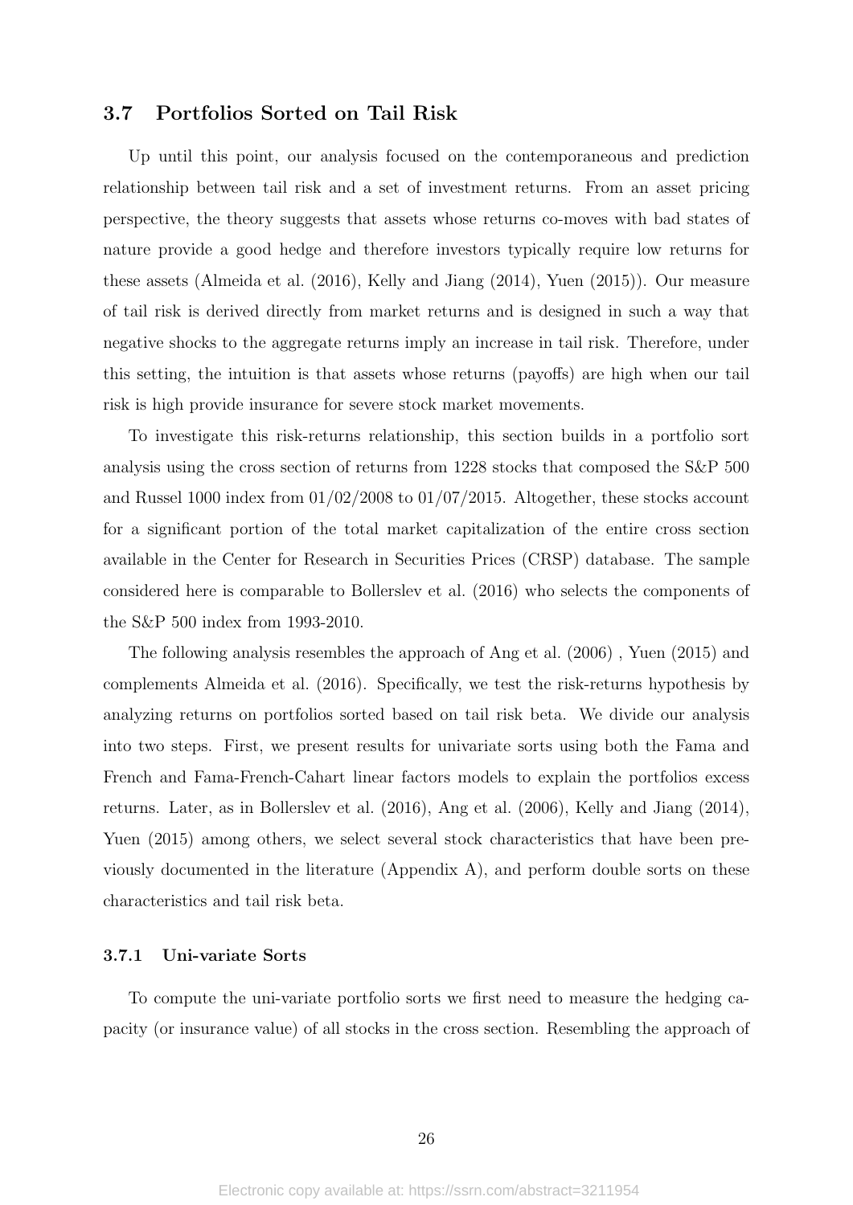## 3.7 Portfolios Sorted on Tail Risk

Up until this point, our analysis focused on the contemporaneous and prediction relationship between tail risk and a set of investment returns. From an asset pricing perspective, the theory suggests that assets whose returns co-moves with bad states of nature provide a good hedge and therefore investors typically require low returns for these assets (Almeida et al. (2016), Kelly and Jiang (2014), Yuen (2015)). Our measure of tail risk is derived directly from market returns and is designed in such a way that negative shocks to the aggregate returns imply an increase in tail risk. Therefore, under this setting, the intuition is that assets whose returns (payoffs) are high when our tail risk is high provide insurance for severe stock market movements.

To investigate this risk-returns relationship, this section builds in a portfolio sort analysis using the cross section of returns from 1228 stocks that composed the S&P 500 and Russel 1000 index from 01/02/2008 to 01/07/2015. Altogether, these stocks account for a significant portion of the total market capitalization of the entire cross section available in the Center for Research in Securities Prices (CRSP) database. The sample considered here is comparable to Bollerslev et al. (2016) who selects the components of the S&P 500 index from 1993-2010.

The following analysis resembles the approach of Ang et al. (2006) , Yuen (2015) and complements Almeida et al. (2016). Specifically, we test the risk-returns hypothesis by analyzing returns on portfolios sorted based on tail risk beta. We divide our analysis into two steps. First, we present results for univariate sorts using both the Fama and French and Fama-French-Cahart linear factors models to explain the portfolios excess returns. Later, as in Bollerslev et al. (2016), Ang et al. (2006), Kelly and Jiang (2014), Yuen (2015) among others, we select several stock characteristics that have been previously documented in the literature (Appendix A), and perform double sorts on these characteristics and tail risk beta.

### 3.7.1 Uni-variate Sorts

To compute the uni-variate portfolio sorts we first need to measure the hedging capacity (or insurance value) of all stocks in the cross section. Resembling the approach of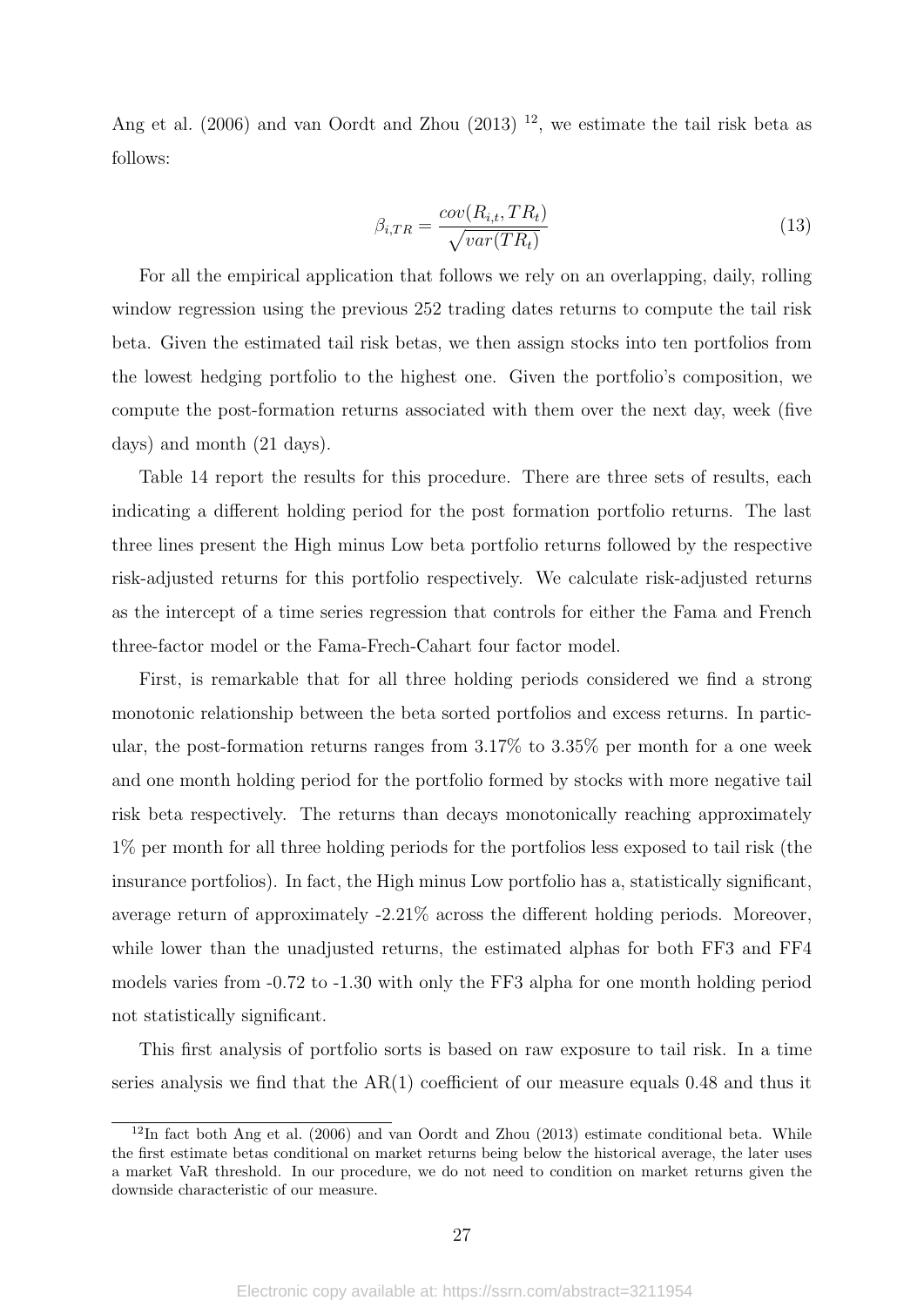Ang et al. (2006) and van Oordt and Zhou (2013) [12], we estimate the tail risk beta as follows:

$$\beta_{i,TR} = \frac{cov(R_{i,t}, TR_t)}{\sqrt{var(TR_t)}} \tag{13}$$

For all the empirical application that follows we rely on an overlapping, daily, rolling window regression using the previous 252 trading dates returns to compute the tail risk beta. Given the estimated tail risk betas, we then assign stocks into ten portfolios from the lowest hedging portfolio to the highest one. Given the portfolio's composition, we compute the post-formation returns associated with them over the next day, week (five days) and month (21 days).

Table 14 report the results for this procedure. There are three sets of results, each indicating a different holding period for the post formation portfolio returns. The last three lines present the High minus Low beta portfolio returns followed by the respective risk-adjusted returns for this portfolio respectively. We calculate risk-adjusted returns as the intercept of a time series regression that controls for either the Fama and French three-factor model or the Fama-Frech-Cahart four factor model.

First, is remarkable that for all three holding periods considered we find a strong monotonic relationship between the beta sorted portfolios and excess returns. In particular, the post-formation returns ranges from 3.17% to 3.35% per month for a one week and one month holding period for the portfolio formed by stocks with more negative tail risk beta respectively. The returns than decays monotonically reaching approximately 1% per month for all three holding periods for the portfolios less exposed to tail risk (the insurance portfolios). In fact, the High minus Low portfolio has a, statistically significant, average return of approximately -2.21% across the different holding periods. Moreover, while lower than the unadjusted returns, the estimated alphas for both FF3 and FF4 models varies from -0.72 to -1.30 with only the FF3 alpha for one month holding period not statistically significant.

This first analysis of portfolio sorts is based on raw exposure to tail risk. In a time series analysis we find that the AR(1) coefficient of our measure equals 0.48 and thus it

[12] In fact both Ang et al. (2006) and van Oordt and Zhou (2013) estimate conditional beta. While the first estimate betas conditional on market returns being below the historical average, the later uses a market VaR threshold. In our procedure, we do not need to condition on market returns given the downside characteristic of our measure.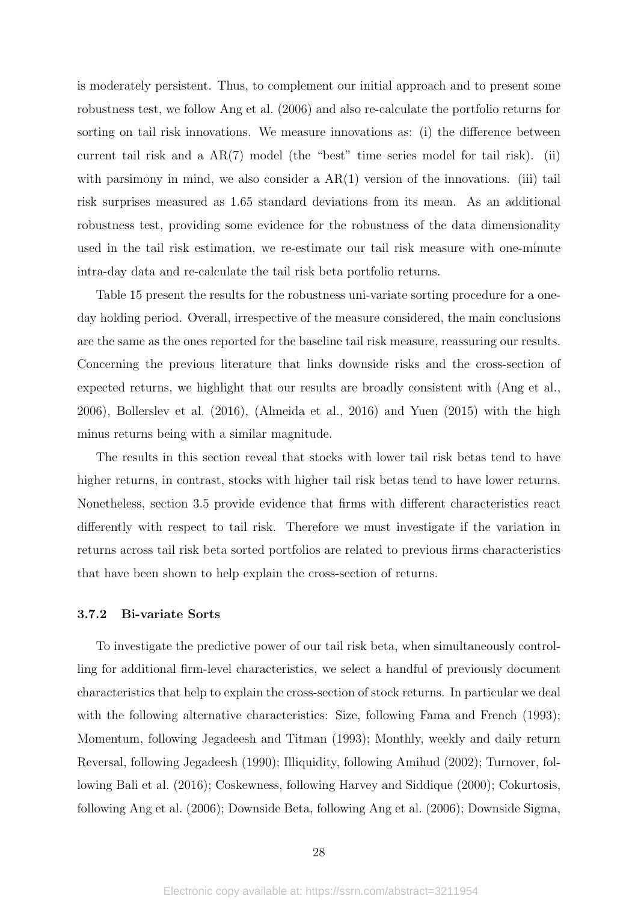is moderately persistent. Thus, to complement our initial approach and to present some robustness test, we follow Ang et al. (2006) and also re-calculate the portfolio returns for sorting on tail risk innovations. We measure innovations as: (i) the difference between current tail risk and a AR(7) model (the "best" time series model for tail risk). (ii) with parsimony in mind, we also consider a AR(1) version of the innovations. (iii) tail risk surprises measured as 1.65 standard deviations from its mean. As an additional robustness test, providing some evidence for the robustness of the data dimensionality used in the tail risk estimation, we re-estimate our tail risk measure with one-minute intra-day data and re-calculate the tail risk beta portfolio returns.

Table 15 present the results for the robustness uni-variate sorting procedure for a one-day holding period. Overall, irrespective of the measure considered, the main conclusions are the same as the ones reported for the baseline tail risk measure, reassuring our results. Concerning the previous literature that links downside risks and the cross-section of expected returns, we highlight that our results are broadly consistent with (Ang et al., 2006), Bollerslev et al. (2016), (Almeida et al., 2016) and Yuen (2015) with the high minus returns being with a similar magnitude.

The results in this section reveal that stocks with lower tail risk betas tend to have higher returns, in contrast, stocks with higher tail risk betas tend to have lower returns. Nonetheless, section 3.5 provide evidence that firms with different characteristics react differently with respect to tail risk. Therefore we must investigate if the variation in returns across tail risk beta sorted portfolios are related to previous firms characteristics that have been shown to help explain the cross-section of returns.

### 3.7.2 Bi-variate Sorts

To investigate the predictive power of our tail risk beta, when simultaneously controlling for additional firm-level characteristics, we select a handful of previously document characteristics that help to explain the cross-section of stock returns. In particular we deal with the following alternative characteristics: Size, following Fama and French (1993); Momentum, following Jegadeesh and Titman (1993); Monthly, weekly and daily return Reversal, following Jegadeesh (1990); Illiquidity, following Amihud (2002); Turnover, following Bali et al. (2016); Coskewness, following Harvey and Siddique (2000); Cokurtosis, following Ang et al. (2006); Downside Beta, following Ang et al. (2006); Downside Sigma,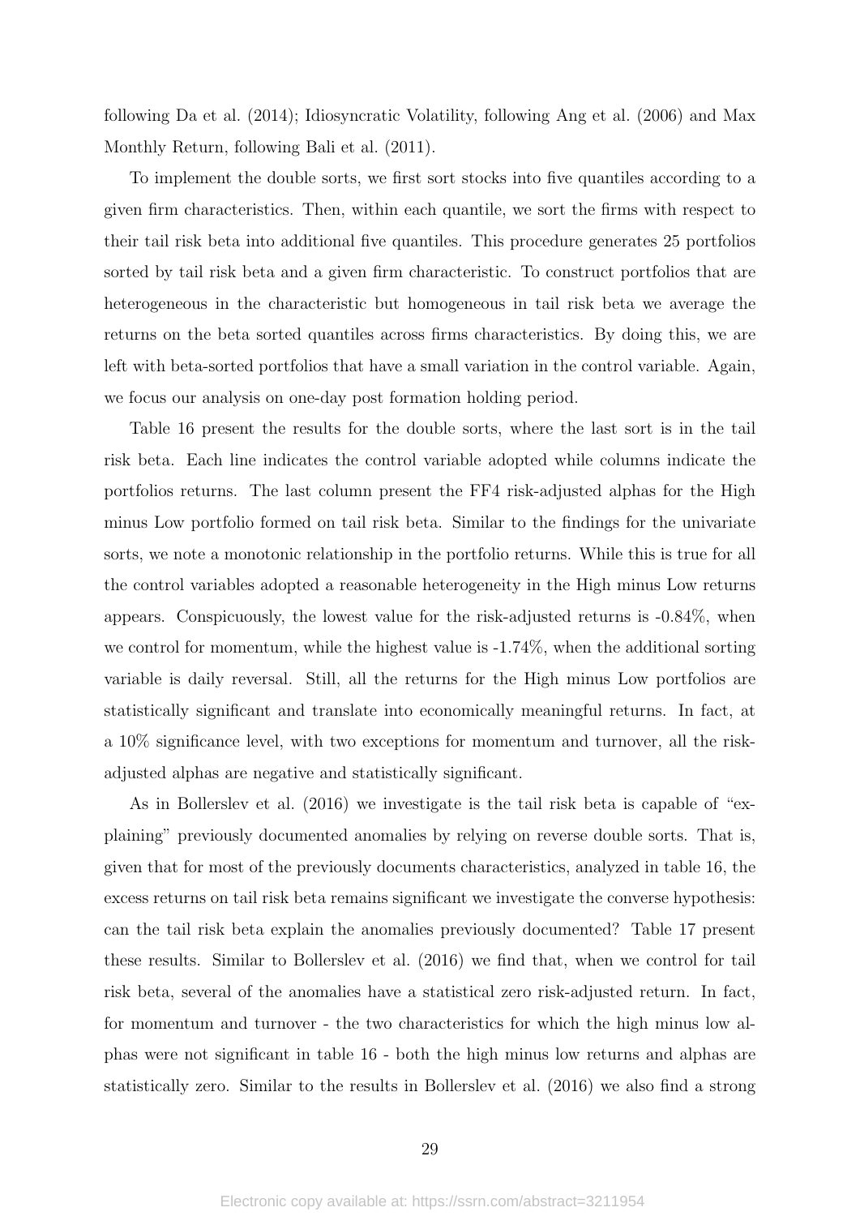following Da et al. (2014); Idiosyncratic Volatility, following Ang et al. (2006) and Max Monthly Return, following Bali et al. (2011).

To implement the double sorts, we first sort stocks into five quantiles according to a given firm characteristics. Then, within each quantile, we sort the firms with respect to their tail risk beta into additional five quantiles. This procedure generates 25 portfolios sorted by tail risk beta and a given firm characteristic. To construct portfolios that are heterogeneous in the characteristic but homogeneous in tail risk beta we average the returns on the beta sorted quantiles across firms characteristics. By doing this, we are left with beta-sorted portfolios that have a small variation in the control variable. Again, we focus our analysis on one-day post formation holding period.

Table 16 present the results for the double sorts, where the last sort is in the tail risk beta. Each line indicates the control variable adopted while columns indicate the portfolios returns. The last column present the FF4 risk-adjusted alphas for the High minus Low portfolio formed on tail risk beta. Similar to the findings for the univariate sorts, we note a monotonic relationship in the portfolio returns. While this is true for all the control variables adopted a reasonable heterogeneity in the High minus Low returns appears. Conspicuously, the lowest value for the risk-adjusted returns is -0.84%, when we control for momentum, while the highest value is -1.74%, when the additional sorting variable is daily reversal. Still, all the returns for the High minus Low portfolios are statistically significant and translate into economically meaningful returns. In fact, at a 10% significance level, with two exceptions for momentum and turnover, all the risk-adjusted alphas are negative and statistically significant.

As in Bollerslev et al. (2016) we investigate is the tail risk beta is capable of "explaining" previously documented anomalies by relying on reverse double sorts. That is, given that for most of the previously documents characteristics, analyzed in table 16, the excess returns on tail risk beta remains significant we investigate the converse hypothesis: can the tail risk beta explain the anomalies previously documented? Table 17 present these results. Similar to Bollerslev et al. (2016) we find that, when we control for tail risk beta, several of the anomalies have a statistical zero risk-adjusted return. In fact, for momentum and turnover - the two characteristics for which the high minus low alphas were not significant in table 16 - both the high minus low returns and alphas are statistically zero. Similar to the results in Bollerslev et al. (2016) we also find a strong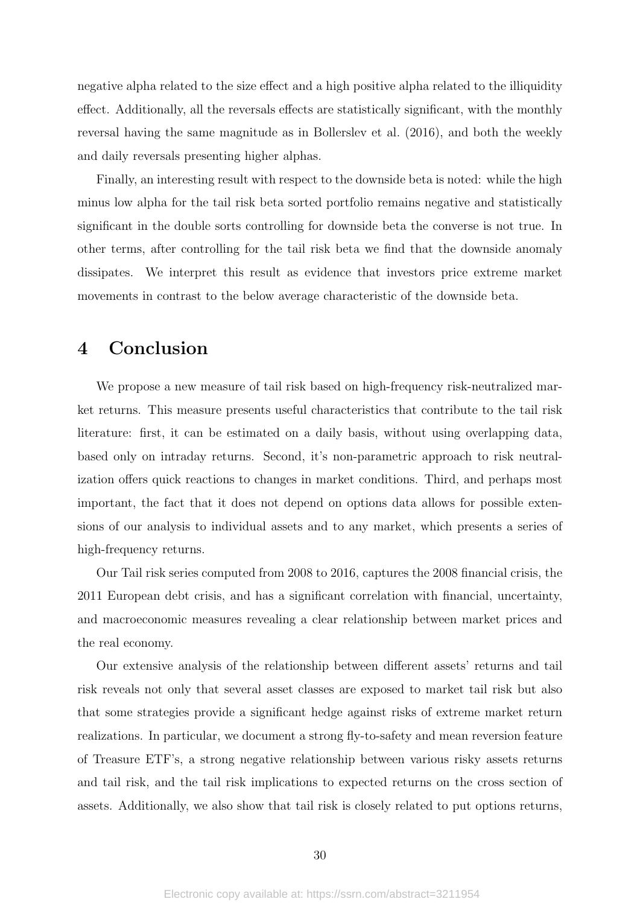negative alpha related to the size effect and a high positive alpha related to the illiquidity effect. Additionally, all the reversals effects are statistically significant, with the monthly reversal having the same magnitude as in Bollerslev et al. (2016), and both the weekly and daily reversals presenting higher alphas.

Finally, an interesting result with respect to the downside beta is noted: while the high minus low alpha for the tail risk beta sorted portfolio remains negative and statistically significant in the double sorts controlling for downside beta the converse is not true. In other terms, after controlling for the tail risk beta we find that the downside anomaly dissipates. We interpret this result as evidence that investors price extreme market movements in contrast to the below average characteristic of the downside beta.

# 4 Conclusion

We propose a new measure of tail risk based on high-frequency risk-neutralized market returns. This measure presents useful characteristics that contribute to the tail risk literature: first, it can be estimated on a daily basis, without using overlapping data, based only on intraday returns. Second, it's non-parametric approach to risk neutralization offers quick reactions to changes in market conditions. Third, and perhaps most important, the fact that it does not depend on options data allows for possible extensions of our analysis to individual assets and to any market, which presents a series of high-frequency returns.

Our Tail risk series computed from 2008 to 2016, captures the 2008 financial crisis, the 2011 European debt crisis, and has a significant correlation with financial, uncertainty, and macroeconomic measures revealing a clear relationship between market prices and the real economy.

Our extensive analysis of the relationship between different assets' returns and tail risk reveals not only that several asset classes are exposed to market tail risk but also that some strategies provide a significant hedge against risks of extreme market return realizations. In particular, we document a strong fly-to-safety and mean reversion feature of Treasure ETF's, a strong negative relationship between various risky assets returns and tail risk, and the tail risk implications to expected returns on the cross section of assets. Additionally, we also show that tail risk is closely related to put options returns,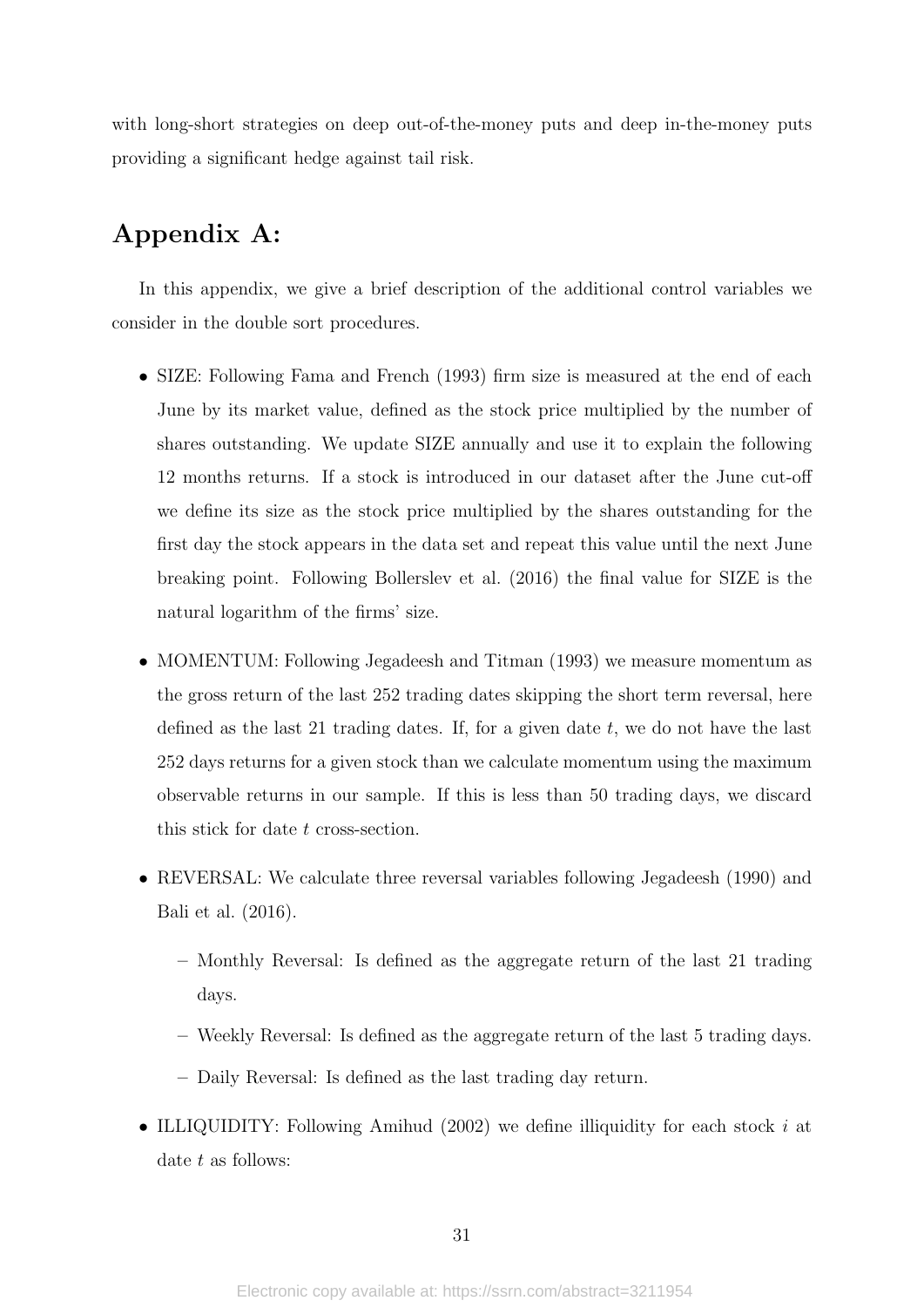with long-short strategies on deep out-of-the-money puts and deep in-the-money puts providing a significant hedge against tail risk.

# Appendix A:

In this appendix, we give a brief description of the additional control variables we consider in the double sort procedures.

- SIZE: Following Fama and French (1993) firm size is measured at the end of each June by its market value, defined as the stock price multiplied by the number of shares outstanding. We update SIZE annually and use it to explain the following 12 months returns. If a stock is introduced in our dataset after the June cut-off we define its size as the stock price multiplied by the shares outstanding for the first day the stock appears in the data set and repeat this value until the next June breaking point. Following Bollerslev et al. (2016) the final value for SIZE is the natural logarithm of the firms' size.
- MOMENTUM: Following Jegadeesh and Titman (1993) we measure momentum as the gross return of the last 252 trading dates skipping the short term reversal, here defined as the last 21 trading dates. If, for a given date $t$, we do not have the last 252 days returns for a given stock than we calculate momentum using the maximum observable returns in our sample. If this is less than 50 trading days, we discard this stick for date $t$ cross-section.
- REVERSAL: We calculate three reversal variables following Jegadeesh (1990) and Bali et al. (2016).
  - Monthly Reversal: Is defined as the aggregate return of the last 21 trading days.
  - Weekly Reversal: Is defined as the aggregate return of the last 5 trading days.
  - Daily Reversal: Is defined as the last trading day return.
- ILLIQUIDITY: Following Amihud (2002) we define illiquidity for each stock $i$ at date $t$ as follows: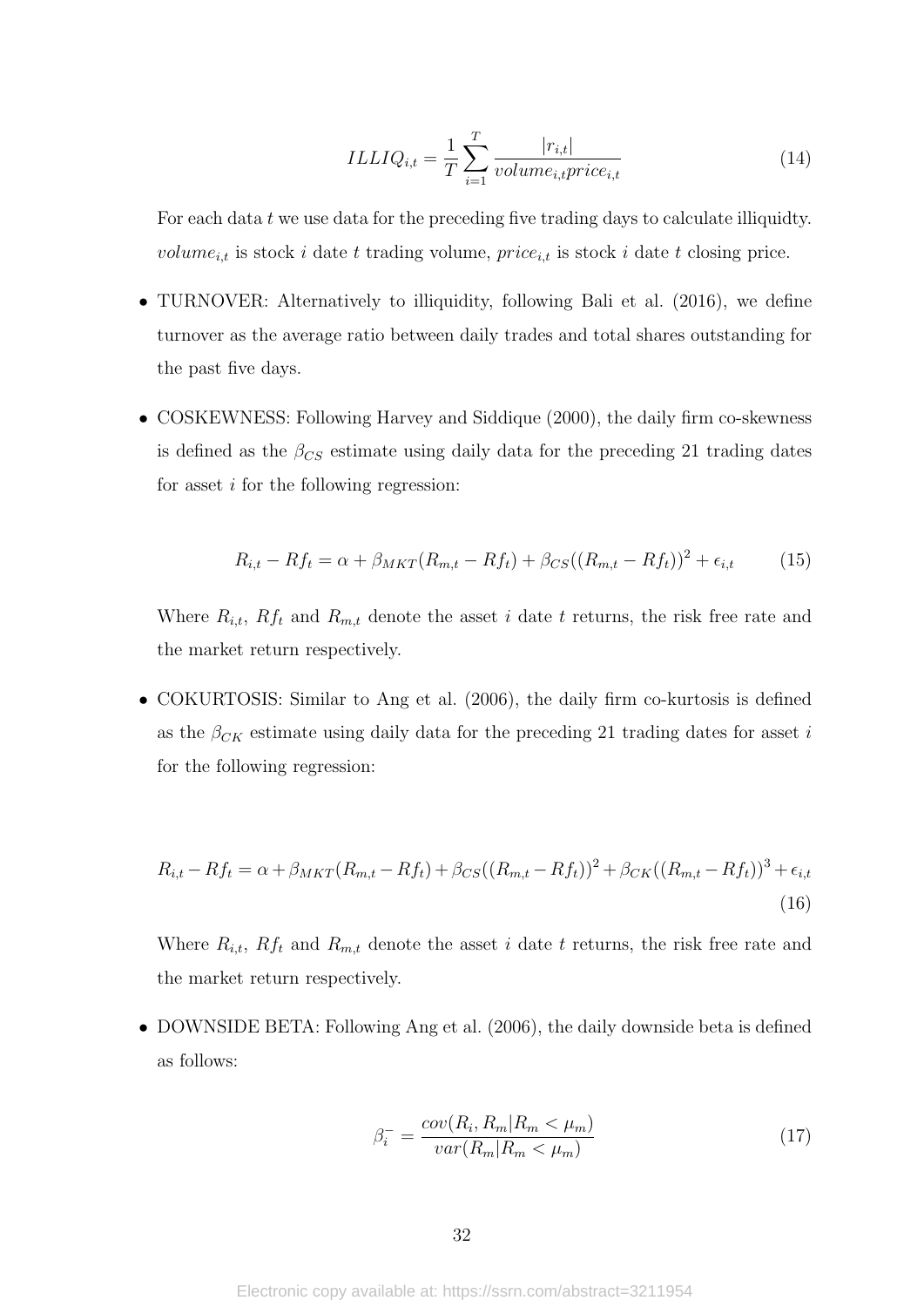$$ILLIQ_{i,t} = \frac{1}{T}\sum_{i=1}^{T}\frac{|r_{i,t}|}{volume_{i,t}price_{i,t}} \tag{14}$$

For each data $t$ we use data for the preceding five trading days to calculate illiquidty. $volume_{i,t}$ is stock $i$ date $t$ trading volume, $price_{i,t}$ is stock $i$ date $t$ closing price.

- TURNOVER: Alternatively to illiquidity, following Bali et al. (2016), we define turnover as the average ratio between daily trades and total shares outstanding for the past five days.

- COSKEWNESS: Following Harvey and Siddique (2000), the daily firm co-skewness is defined as the $\beta_{CS}$ estimate using daily data for the preceding 21 trading dates for asset $i$ for the following regression:

$$R_{i,t} - Rf_t = \alpha + \beta_{MKT}(R_{m,t} - Rf_t) + \beta_{CS}((R_{m,t} - Rf_t))^2 + \epsilon_{i,t} \tag{15}$$

  Where $R_{i,t}$, $Rf_t$ and $R_{m,t}$ denote the asset $i$ date $t$ returns, the risk free rate and the market return respectively.

- COKURTOSIS: Similar to Ang et al. (2006), the daily firm co-kurtosis is defined as the $\beta_{CK}$ estimate using daily data for the preceding 21 trading dates for asset $i$ for the following regression:

$$R_{i,t} - Rf_t = \alpha + \beta_{MKT}(R_{m,t} - Rf_t) + \beta_{CS}((R_{m,t} - Rf_t))^2 + \beta_{CK}((R_{m,t} - Rf_t))^3 + \epsilon_{i,t} \tag{16}$$

  Where $R_{i,t}$, $Rf_t$ and $R_{m,t}$ denote the asset $i$ date $t$ returns, the risk free rate and the market return respectively.

- DOWNSIDE BETA: Following Ang et al. (2006), the daily downside beta is defined as follows:

$$\beta_i^- = \frac{cov(R_i, R_m | R_m < \mu_m)}{var(R_m | R_m < \mu_m)} \tag{17}$$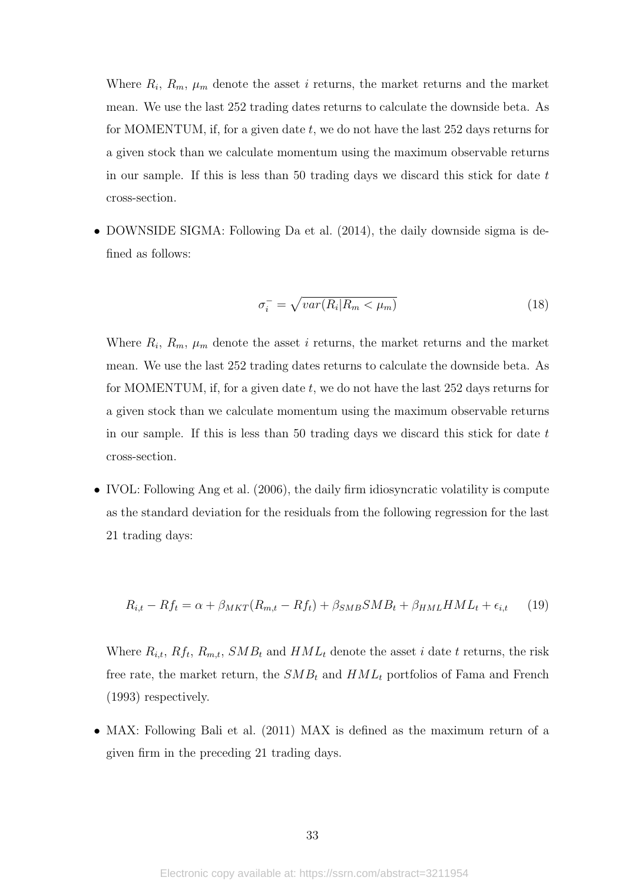Where $R_i$, $R_m$, $\mu_m$ denote the asset $i$ returns, the market returns and the market mean. We use the last 252 trading dates returns to calculate the downside beta. As for MOMENTUM, if, for a given date $t$, we do not have the last 252 days returns for a given stock than we calculate momentum using the maximum observable returns in our sample. If this is less than 50 trading days we discard this stick for date $t$ cross-section.

- DOWNSIDE SIGMA: Following Da et al. (2014), the daily downside sigma is defined as follows:

$$\sigma_i^- = \sqrt{var(R_i | R_m < \mu_m)} \tag{18}$$

Where $R_i$, $R_m$, $\mu_m$ denote the asset $i$ returns, the market returns and the market mean. We use the last 252 trading dates returns to calculate the downside beta. As for MOMENTUM, if, for a given date $t$, we do not have the last 252 days returns for a given stock than we calculate momentum using the maximum observable returns in our sample. If this is less than 50 trading days we discard this stick for date $t$ cross-section.

- IVOL: Following Ang et al. (2006), the daily firm idiosyncratic volatility is compute as the standard deviation for the residuals from the following regression for the last 21 trading days:

$$R_{i,t} - Rf_t = \alpha + \beta_{MKT}(R_{m,t} - Rf_t) + \beta_{SMB} SMB_t + \beta_{HML} HML_t + \epsilon_{i,t} \tag{19}$$

Where $R_{i,t}$, $Rf_t$, $R_{m,t}$, $SMB_t$ and $HML_t$ denote the asset $i$ date $t$ returns, the risk free rate, the market return, the $SMB_t$ and $HML_t$ portfolios of Fama and French (1993) respectively.

- MAX: Following Bali et al. (2011) MAX is defined as the maximum return of a given firm in the preceding 21 trading days.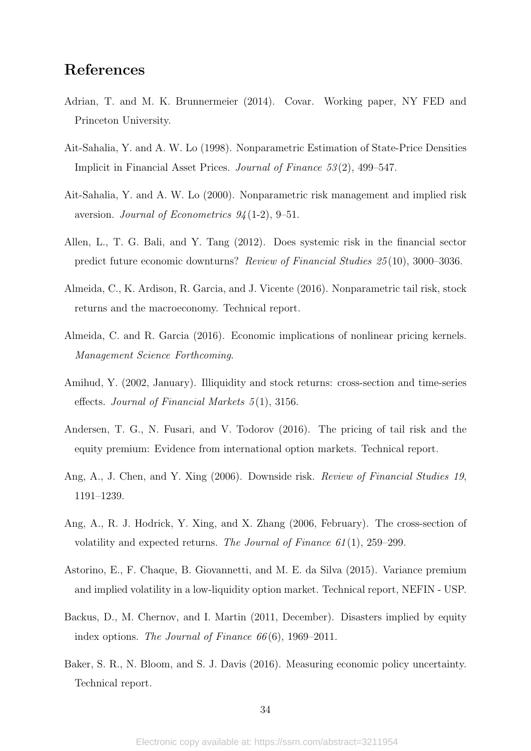# References

Adrian, T. and M. K. Brunnermeier (2014). Covar. Working paper, NY FED and Princeton University.

Ait-Sahalia, Y. and A. W. Lo (1998). Nonparametric Estimation of State-Price Densities Implicit in Financial Asset Prices. *Journal of Finance 53*(2), 499–547.

Ait-Sahalia, Y. and A. W. Lo (2000). Nonparametric risk management and implied risk aversion. *Journal of Econometrics 94*(1-2), 9–51.

Allen, L., T. G. Bali, and Y. Tang (2012). Does systemic risk in the financial sector predict future economic downturns? *Review of Financial Studies 25*(10), 3000–3036.

Almeida, C., K. Ardison, R. Garcia, and J. Vicente (2016). Nonparametric tail risk, stock returns and the macroeconomy. Technical report.

Almeida, C. and R. Garcia (2016). Economic implications of nonlinear pricing kernels. *Management Science Forthcoming*.

Amihud, Y. (2002, January). Illiquidity and stock returns: cross-section and time-series effects. *Journal of Financial Markets 5*(1), 3156.

Andersen, T. G., N. Fusari, and V. Todorov (2016). The pricing of tail risk and the equity premium: Evidence from international option markets. Technical report.

Ang, A., J. Chen, and Y. Xing (2006). Downside risk. *Review of Financial Studies 19*, 1191–1239.

Ang, A., R. J. Hodrick, Y. Xing, and X. Zhang (2006, February). The cross-section of volatility and expected returns. *The Journal of Finance 61*(1), 259–299.

Astorino, E., F. Chaque, B. Giovannetti, and M. E. da Silva (2015). Variance premium and implied volatility in a low-liquidity option market. Technical report, NEFIN - USP.

Backus, D., M. Chernov, and I. Martin (2011, December). Disasters implied by equity index options. *The Journal of Finance 66*(6), 1969–2011.

Baker, S. R., N. Bloom, and S. J. Davis (2016). Measuring economic policy uncertainty. Technical report.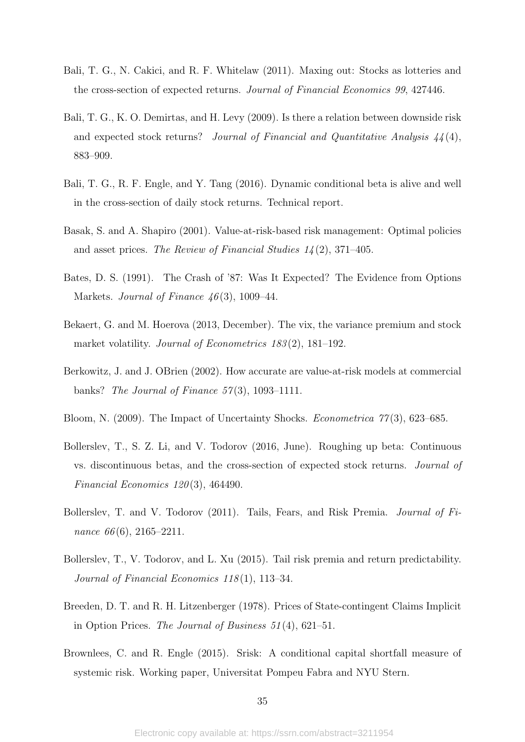Bali, T. G., N. Cakici, and R. F. Whitelaw (2011). Maxing out: Stocks as lotteries and the cross-section of expected returns. *Journal of Financial Economics 99*, 427446.

Bali, T. G., K. O. Demirtas, and H. Levy (2009). Is there a relation between downside risk and expected stock returns? *Journal of Financial and Quantitative Analysis 44*(4), 883–909.

Bali, T. G., R. F. Engle, and Y. Tang (2016). Dynamic conditional beta is alive and well in the cross-section of daily stock returns. Technical report.

Basak, S. and A. Shapiro (2001). Value-at-risk-based risk management: Optimal policies and asset prices. *The Review of Financial Studies 14*(2), 371–405.

Bates, D. S. (1991). The Crash of '87: Was It Expected? The Evidence from Options Markets. *Journal of Finance 46*(3), 1009–44.

Bekaert, G. and M. Hoerova (2013, December). The vix, the variance premium and stock market volatility. *Journal of Econometrics 183*(2), 181–192.

Berkowitz, J. and J. OBrien (2002). How accurate are value-at-risk models at commercial banks? *The Journal of Finance 57*(3), 1093–1111.

Bloom, N. (2009). The Impact of Uncertainty Shocks. *Econometrica 77*(3), 623–685.

Bollerslev, T., S. Z. Li, and V. Todorov (2016, June). Roughing up beta: Continuous vs. discontinuous betas, and the cross-section of expected stock returns. *Journal of Financial Economics 120*(3), 464490.

Bollerslev, T. and V. Todorov (2011). Tails, Fears, and Risk Premia. *Journal of Finance 66*(6), 2165–2211.

Bollerslev, T., V. Todorov, and L. Xu (2015). Tail risk premia and return predictability. *Journal of Financial Economics 118*(1), 113–34.

Breeden, D. T. and R. H. Litzenberger (1978). Prices of State-contingent Claims Implicit in Option Prices. *The Journal of Business 51*(4), 621–51.

Brownlees, C. and R. Engle (2015). Srisk: A conditional capital shortfall measure of systemic risk. Working paper, Universitat Pompeu Fabra and NYU Stern.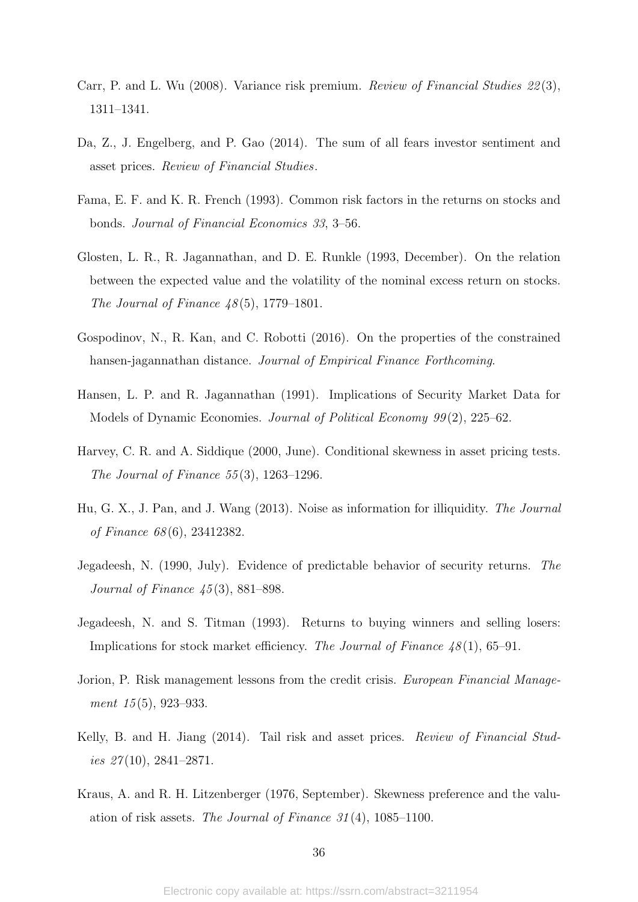Carr, P. and L. Wu (2008). Variance risk premium. *Review of Financial Studies 22*(3), 1311–1341.

Da, Z., J. Engelberg, and P. Gao (2014). The sum of all fears investor sentiment and asset prices. *Review of Financial Studies*.

Fama, E. F. and K. R. French (1993). Common risk factors in the returns on stocks and bonds. *Journal of Financial Economics 33*, 3–56.

Glosten, L. R., R. Jagannathan, and D. E. Runkle (1993, December). On the relation between the expected value and the volatility of the nominal excess return on stocks. *The Journal of Finance 48*(5), 1779–1801.

Gospodinov, N., R. Kan, and C. Robotti (2016). On the properties of the constrained hansen-jagannathan distance. *Journal of Empirical Finance Forthcoming*.

Hansen, L. P. and R. Jagannathan (1991). Implications of Security Market Data for Models of Dynamic Economies. *Journal of Political Economy 99*(2), 225–62.

Harvey, C. R. and A. Siddique (2000, June). Conditional skewness in asset pricing tests. *The Journal of Finance 55*(3), 1263–1296.

Hu, G. X., J. Pan, and J. Wang (2013). Noise as information for illiquidity. *The Journal of Finance 68*(6), 23412382.

Jegadeesh, N. (1990, July). Evidence of predictable behavior of security returns. *The Journal of Finance 45*(3), 881–898.

Jegadeesh, N. and S. Titman (1993). Returns to buying winners and selling losers: Implications for stock market efficiency. *The Journal of Finance 48*(1), 65–91.

Jorion, P. Risk management lessons from the credit crisis. *European Financial Management 15*(5), 923–933.

Kelly, B. and H. Jiang (2014). Tail risk and asset prices. *Review of Financial Studies 27*(10), 2841–2871.

Kraus, A. and R. H. Litzenberger (1976, September). Skewness preference and the valuation of risk assets. *The Journal of Finance 31*(4), 1085–1100.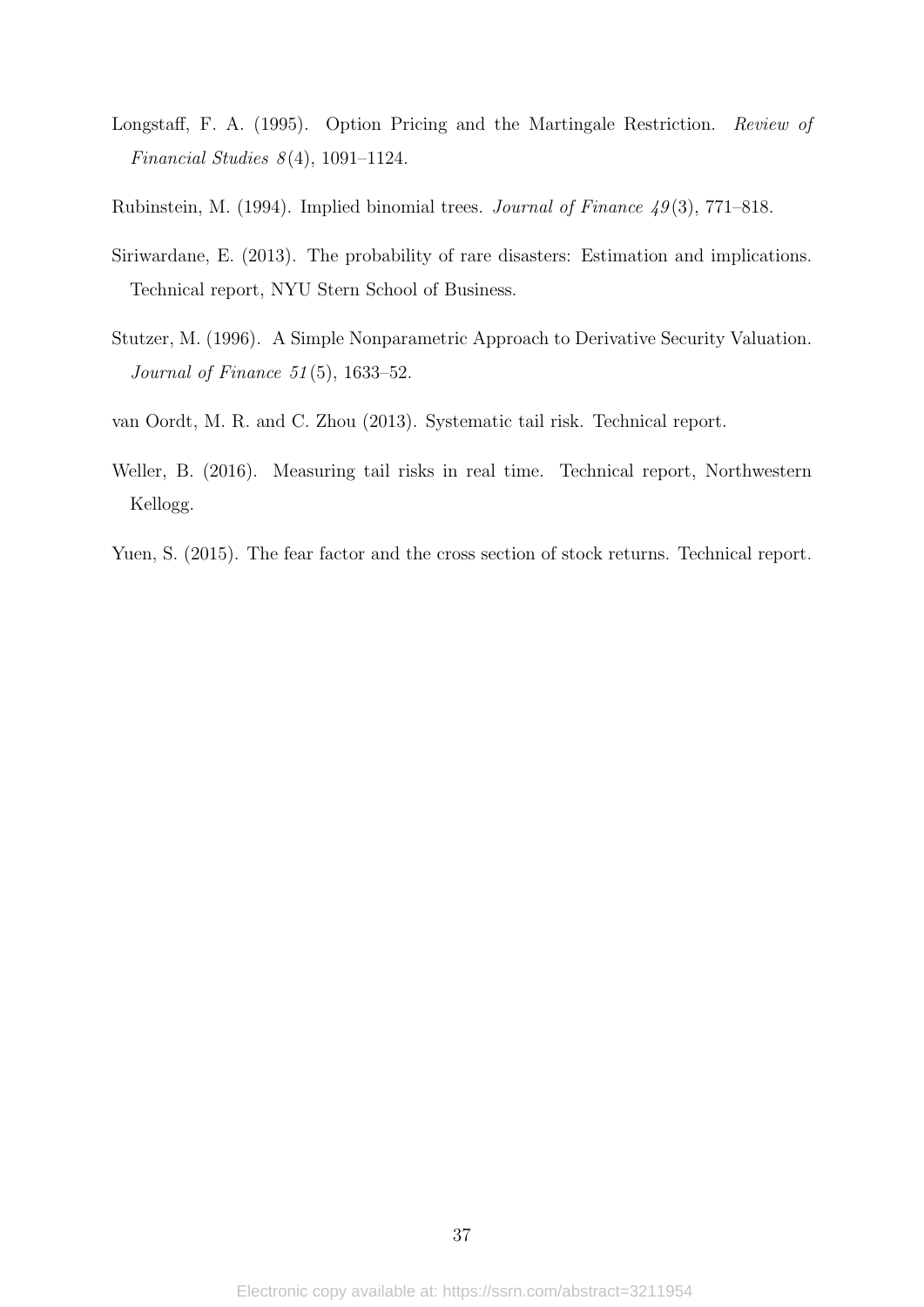Longstaff, F. A. (1995). Option Pricing and the Martingale Restriction. *Review of Financial Studies 8*(4), 1091–1124.

Rubinstein, M. (1994). Implied binomial trees. *Journal of Finance 49*(3), 771–818.

Siriwardane, E. (2013). The probability of rare disasters: Estimation and implications. Technical report, NYU Stern School of Business.

Stutzer, M. (1996). A Simple Nonparametric Approach to Derivative Security Valuation. *Journal of Finance 51*(5), 1633–52.

van Oordt, M. R. and C. Zhou (2013). Systematic tail risk. Technical report.

Weller, B. (2016). Measuring tail risks in real time. Technical report, Northwestern Kellogg.

Yuen, S. (2015). The fear factor and the cross section of stock returns. Technical report.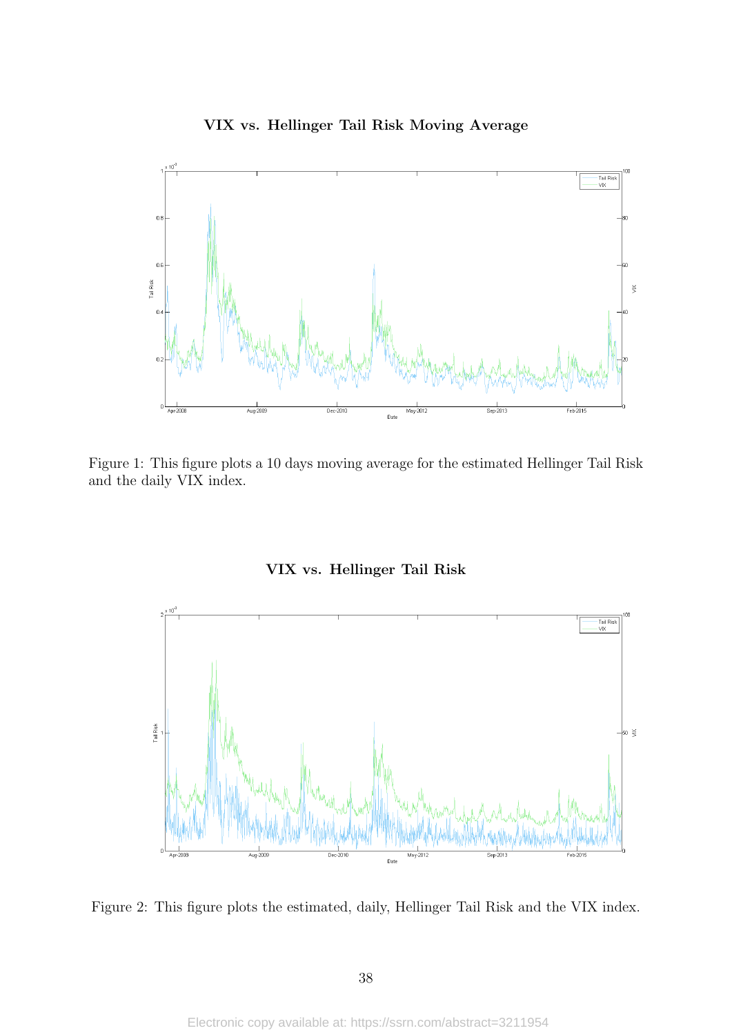**VIX vs. Hellinger Tail Risk Moving Average**

x 10^-3

1

0.8

0.6

0.4

0.2

0

Tail Risk

100

80

60

40

20

0

VIX

Tail Risk

VIX

Apr-2008 Aug-2009 Dec-2010 May-2012 Sep-2013 Feb-2015

Date

Figure 1: This figure plots a 10 days moving average for the estimated Hellinger Tail Risk and the daily VIX index.

**VIX vs. Hellinger Tail Risk**

x 10^-3

2

1

0

Tail Risk

100

50

0

VIX

Tail Risk

VIX

Apr-2008 Aug-2009 Dec-2010 May-2012 Sep-2013 Feb-2015

Date

Figure 2: This figure plots the estimated, daily, Hellinger Tail Risk and the VIX index.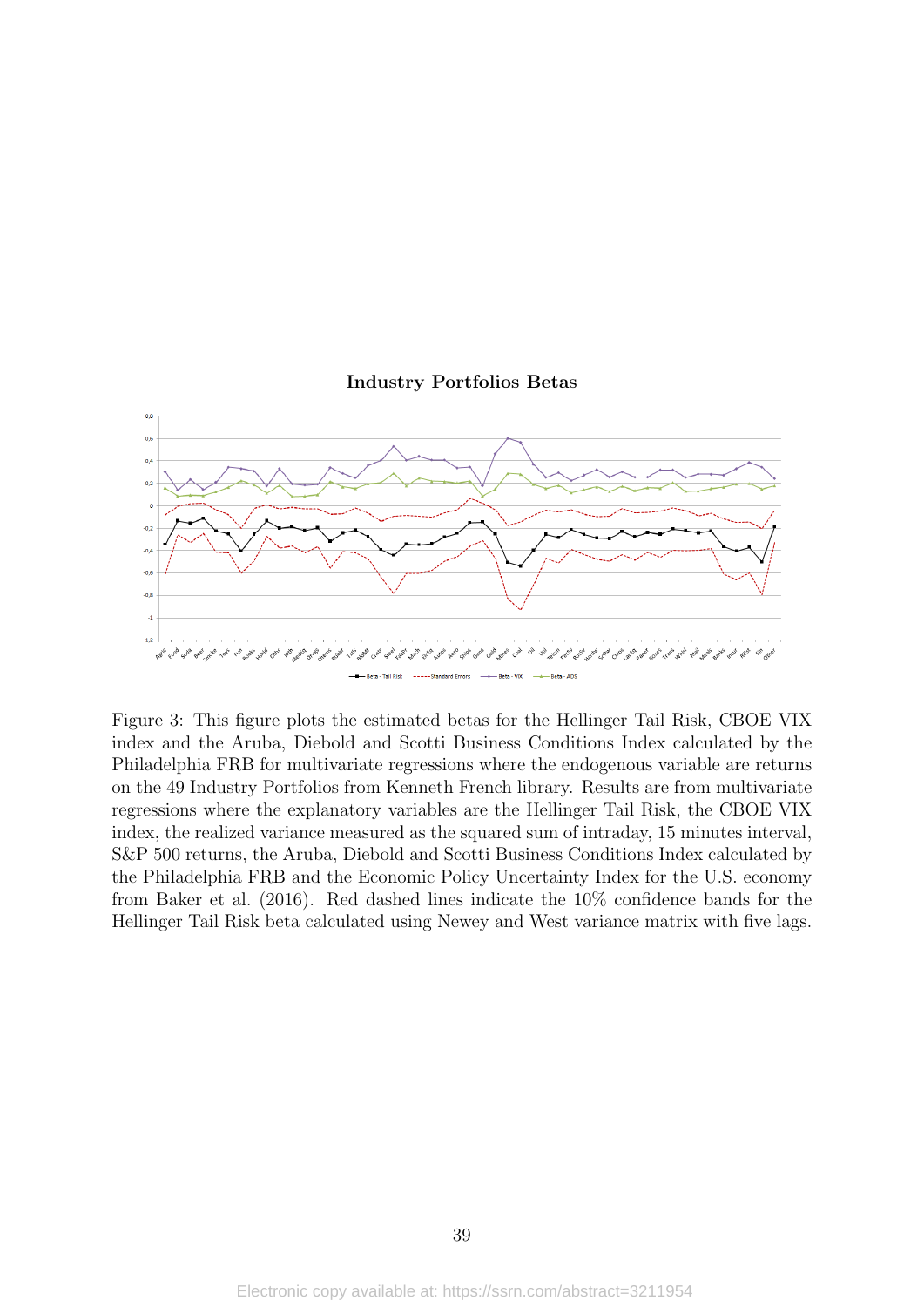**Industry Portfolios Betas**

0,8
0,6
0,4
0,2
0
-0,2
-0,4
-0,6
-0,8
-1
-1,2

Agric Food Soda Beer Smoke Toys Fun Books Hshld Clths Hlth MedEq Drugs Chems Rubbr Txtls BldMt Cnstr Steel FabPr Mach ElcEq Autos Aero Ships Guns Gold Mines Coal Oil Util Telcm PerSv BusSv Hardw Softw Chips LabEq Paper Boxes Trans Whlsl Rtail Meals Banks Insur RlEst Fin Other

Beta - Tail Risk — Standard Errors — Beta - VIX — Beta - ADS

Figure 3: This figure plots the estimated betas for the Hellinger Tail Risk, CBOE VIX index and the Aruba, Diebold and Scotti Business Conditions Index calculated by the Philadelphia FRB for multivariate regressions where the endogenous variable are returns on the 49 Industry Portfolios from Kenneth French library. Results are from multivariate regressions where the explanatory variables are the Hellinger Tail Risk, the CBOE VIX index, the realized variance measured as the squared sum of intraday, 15 minutes interval, S&P 500 returns, the Aruba, Diebold and Scotti Business Conditions Index calculated by the Philadelphia FRB and the Economic Policy Uncertainty Index for the U.S. economy from Baker et al. (2016). Red dashed lines indicate the 10% confidence bands for the Hellinger Tail Risk beta calculated using Newey and West variance matrix with five lags.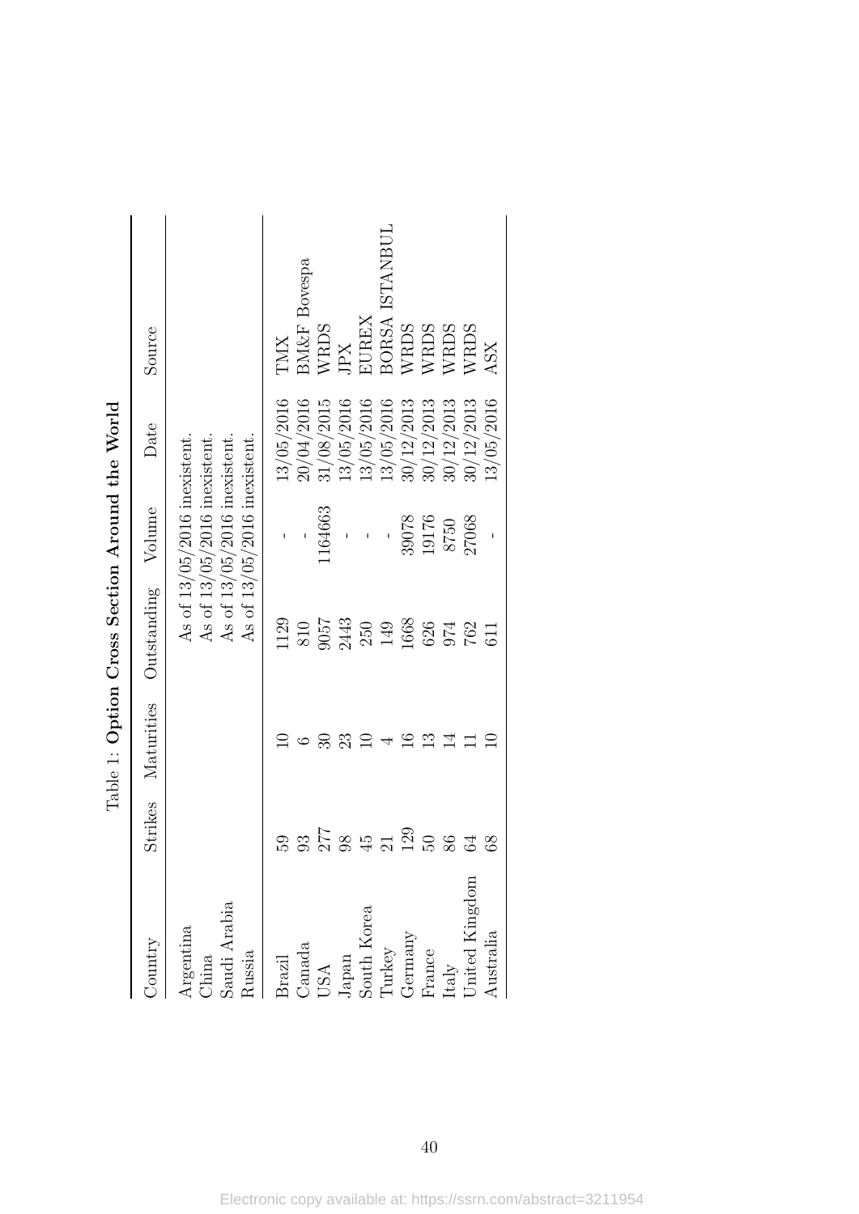Table 1: **Option Cross Section Around the World**

| Country | Strikes | Maturities | Outstanding | Volume | Date | Source |
|---|---|---|---|---|---|---|
| Argentina | | | As of 13/05/2016 inexistent. | | | |
| China | | | As of 13/05/2016 inexistent. | | | |
| Saudi Arabia | | | As of 13/05/2016 inexistent. | | | |
| Russia | | | As of 13/05/2016 inexistent. | | | |
| Brazil | 59 | 10 | 1129 | - | 13/05/2016 | TMX |
| Canada | 93 | 6 | 810 | - | 20/04/2016 | BM&F Bovespa |
| USA | 277 | 30 | 9057 | 1164663 | 31/08/2015 | WRDS |
| Japan | 98 | 23 | 2443 | - | 13/05/2016 | JPX |
| South Korea | 45 | 10 | 250 | - | 13/05/2016 | EUREX |
| Turkey | 21 | 4 | 149 | - | 13/05/2016 | BORSA ISTANBUL |
| Germany | 129 | 16 | 1668 | 39078 | 30/12/2013 | WRDS |
| France | 50 | 13 | 626 | 19176 | 30/12/2013 | WRDS |
| Italy | 86 | 14 | 974 | 8750 | 30/12/2013 | WRDS |
| United Kingdom | 64 | 11 | 762 | 27068 | 30/12/2013 | WRDS |
| Australia | 68 | 10 | 611 | - | 13/05/2016 | ASX |

Electronic copy available at: https://ssrn.com/abstract=3211954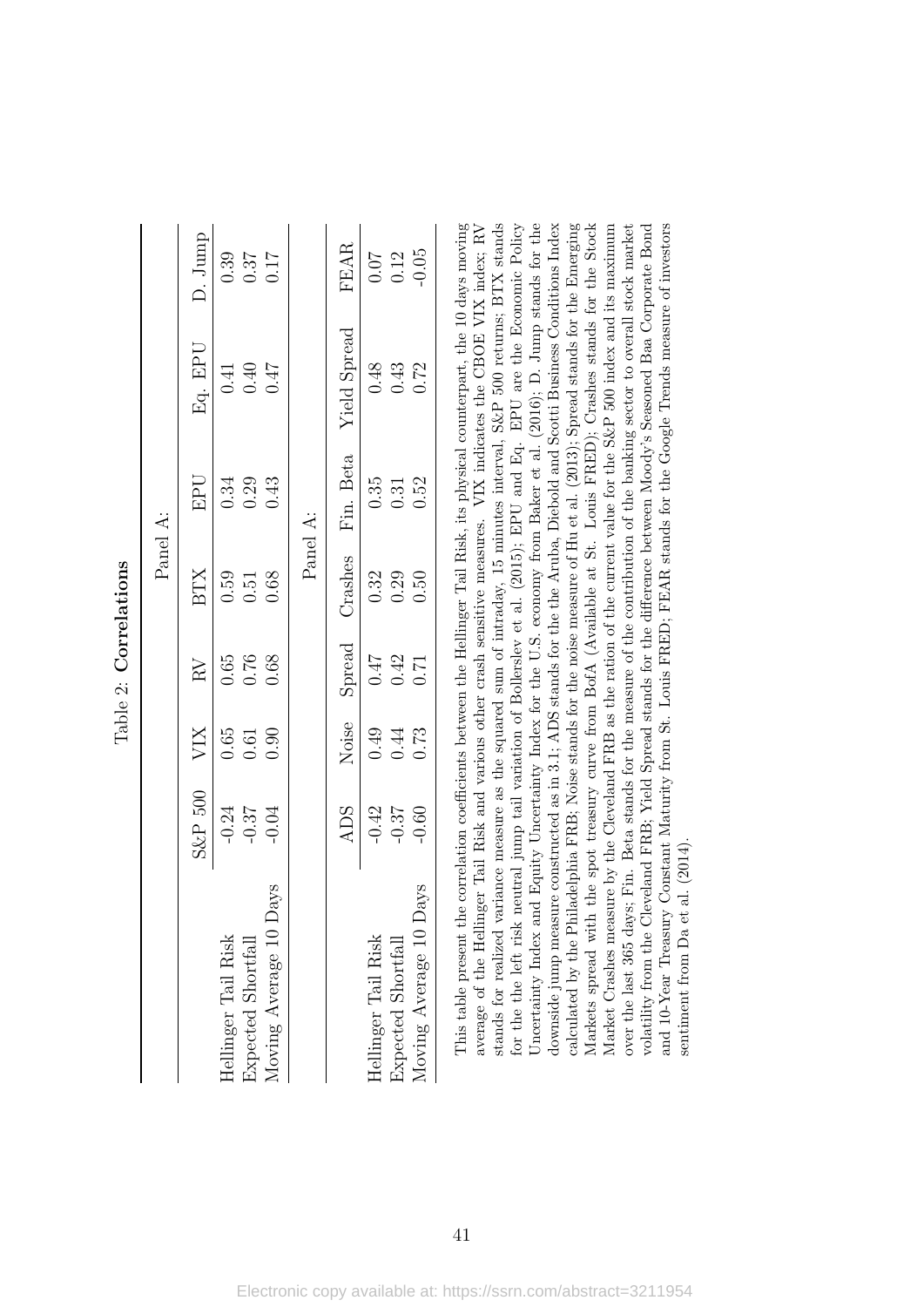Table 2: **Correlations**

| | Panel A: | | | | | | |
|---|---|---|---|---|---|---|---|
| | S&P 500 | VIX | RV | BTX | EPU | Eq. EPU | D. Jump |
| Hellinger Tail Risk | -0.24 | 0.65 | 0.65 | 0.59 | 0.34 | 0.41 | 0.39 |
| Expected Shortfall | -0.37 | 0.61 | 0.76 | 0.51 | 0.29 | 0.40 | 0.37 |
| Moving Average 10 Days | -0.04 | 0.90 | 0.68 | 0.68 | 0.43 | 0.47 | 0.17 |

| | Panel A: | | | | | | |
|---|---|---|---|---|---|---|---|
| | ADS | Noise | Spread | Crashes | Fin. Beta | Yield Spread | FEAR |
| Hellinger Tail Risk | -0.42 | 0.49 | 0.47 | 0.32 | 0.35 | 0.48 | 0.07 |
| Expected Shortfall | -0.37 | 0.44 | 0.42 | 0.29 | 0.31 | 0.43 | 0.12 |
| Moving Average 10 Days | -0.60 | 0.73 | 0.71 | 0.50 | 0.52 | 0.72 | -0.05 |

This table present the correlation coefficients between the Hellinger Tail Risk, its physical counterpart, the 10 days moving average of the Hellinger Tail Risk and various other crash sensitive measures. VIX indicates the CBOE VIX index; RV stands for realized variance measure as the squared sum of intraday, 15 minutes interval, S&P 500 returns; BTX stands for the left risk neutral jump tail variation of Bollerslev et al. (2015); EPU and Eq. EPU are the Economic Policy Uncertainty Index and Equity Uncertainty Index for the U.S. economy from Baker et al. (2016); D. Jump stands for the downside jump measure constructed as in 3.1; ADS stands for the the Aruba, Diebold and Scotti Business Conditions Index calculated by the Philadelphia FRB; Noise stands for the noise measure of Hu et al. (2013); Spread stands for the Emerging Markets spread with the spot treasury curve from BofA (Available at St. Louis FRED); Crashes stands for the Stock Market Crashes measure by the Cleveland FRB as the ration of the current value for the S&P 500 index and its maximum over the last 365 days; Fin. Beta stands for the measure of the contribution of the banking sector to overall stock market volatility from the Cleveland FRB; Yield Spread stands for the difference between Moody's Seasoned Baa Corporate Bond and 10-Year Treasury Constant Maturity from St. Louis FRED; FEAR stands for the Google Trends measure of investors sentiment from Da et al. (2014).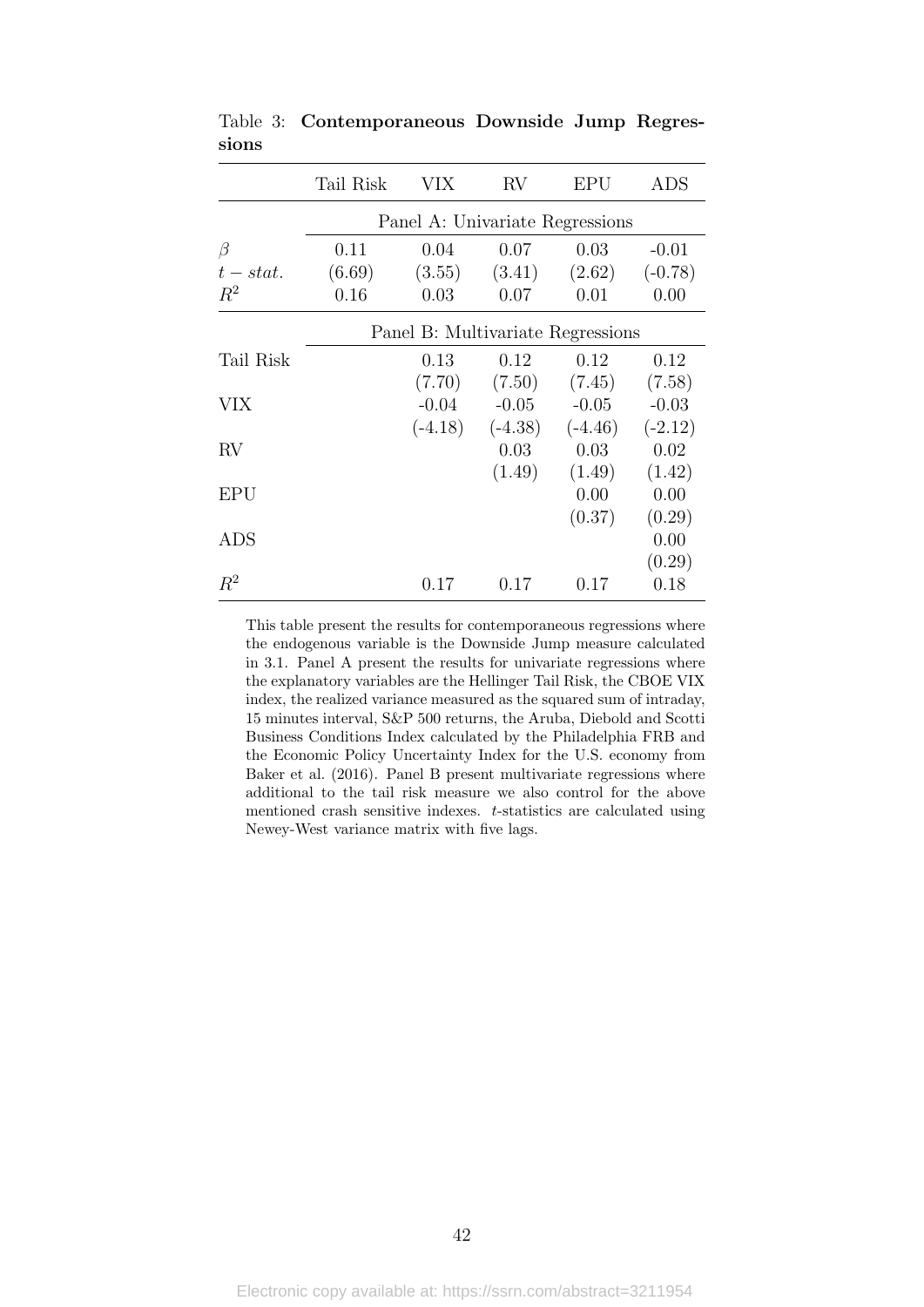Table 3: **Contemporaneous Downside Jump Regressions**

| | Tail Risk | VIX | RV | EPU | ADS |
|---|---|---|---|---|---|
| | Panel A: Univariate Regressions | | | | |
| $\beta$ | 0.11 | 0.04 | 0.07 | 0.03 | -0.01 |
| $t-stat.$ | (6.69) | (3.55) | (3.41) | (2.62) | (-0.78) |
| $R^2$ | 0.16 | 0.03 | 0.07 | 0.01 | 0.00 |
| | Panel B: Multivariate Regressions | | | | |
| Tail Risk | | 0.13 | 0.12 | 0.12 | 0.12 |
| | | (7.70) | (7.50) | (7.45) | (7.58) |
| VIX | | -0.04 | -0.05 | -0.05 | -0.03 |
| | | (-4.18) | (-4.38) | (-4.46) | (-2.12) |
| RV | | | 0.03 | 0.03 | 0.02 |
| | | | (1.49) | (1.49) | (1.42) |
| EPU | | | | 0.00 | 0.00 |
| | | | | (0.37) | (0.29) |
| ADS | | | | | 0.00 |
| | | | | | (0.29) |
| $R^2$ | | 0.17 | 0.17 | 0.17 | 0.18 |

This table present the results for contemporaneous regressions where the endogenous variable is the Downside Jump measure calculated in 3.1. Panel A present the results for univariate regressions where the explanatory variables are the Hellinger Tail Risk, the CBOE VIX index, the realized variance measured as the squared sum of intraday, 15 minutes interval, S&P 500 returns, the Aruba, Diebold and Scotti Business Conditions Index calculated by the Philadelphia FRB and the Economic Policy Uncertainty Index for the U.S. economy from Baker et al. (2016). Panel B present multivariate regressions where additional to the tail risk measure we also control for the above mentioned crash sensitive indexes. $t$-statistics are calculated using Newey-West variance matrix with five lags.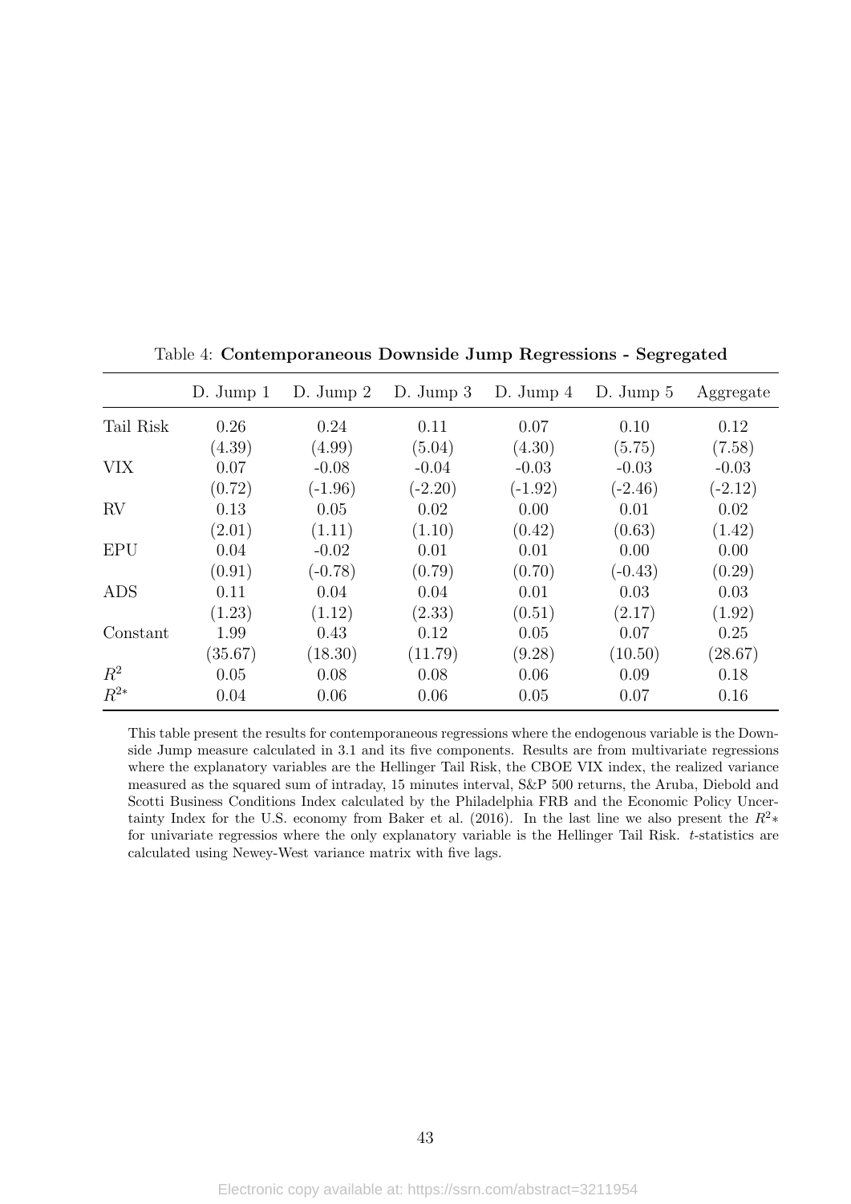Table 4: **Contemporaneous Downside Jump Regressions - Segregated**

| | D. Jump 1 | D. Jump 2 | D. Jump 3 | D. Jump 4 | D. Jump 5 | Aggregate |
|---|---|---|---|---|---|---|
| Tail Risk | 0.26 | 0.24 | 0.11 | 0.07 | 0.10 | 0.12 |
| | (4.39) | (4.99) | (5.04) | (4.30) | (5.75) | (7.58) |
| VIX | 0.07 | -0.08 | -0.04 | -0.03 | -0.03 | -0.03 |
| | (0.72) | (-1.96) | (-2.20) | (-1.92) | (-2.46) | (-2.12) |
| RV | 0.13 | 0.05 | 0.02 | 0.00 | 0.01 | 0.02 |
| | (2.01) | (1.11) | (1.10) | (0.42) | (0.63) | (1.42) |
| EPU | 0.04 | -0.02 | 0.01 | 0.01 | 0.00 | 0.00 |
| | (0.91) | (-0.78) | (0.79) | (0.70) | (-0.43) | (0.29) |
| ADS | 0.11 | 0.04 | 0.04 | 0.01 | 0.03 | 0.03 |
| | (1.23) | (1.12) | (2.33) | (0.51) | (2.17) | (1.92) |
| Constant | 1.99 | 0.43 | 0.12 | 0.05 | 0.07 | 0.25 |
| | (35.67) | (18.30) | (11.79) | (9.28) | (10.50) | (28.67) |
| $R^2$ | 0.05 | 0.08 | 0.08 | 0.06 | 0.09 | 0.18 |
| $R^{2*}$ | 0.04 | 0.06 | 0.06 | 0.05 | 0.07 | 0.16 |

This table present the results for contemporaneous regressions where the endogenous variable is the Downside Jump measure calculated in 3.1 and its five components. Results are from multivariate regressions where the explanatory variables are the Hellinger Tail Risk, the CBOE VIX index, the realized variance measured as the squared sum of intraday, 15 minutes interval, S&P 500 returns, the Aruba, Diebold and Scotti Business Conditions Index calculated by the Philadelphia FRB and the Economic Policy Uncertainty Index for the U.S. economy from Baker et al. (2016). In the last line we also present the $R^2*$ for univariate regressios where the only explanatory variable is the Hellinger Tail Risk. *t*-statistics are calculated using Newey-West variance matrix with five lags.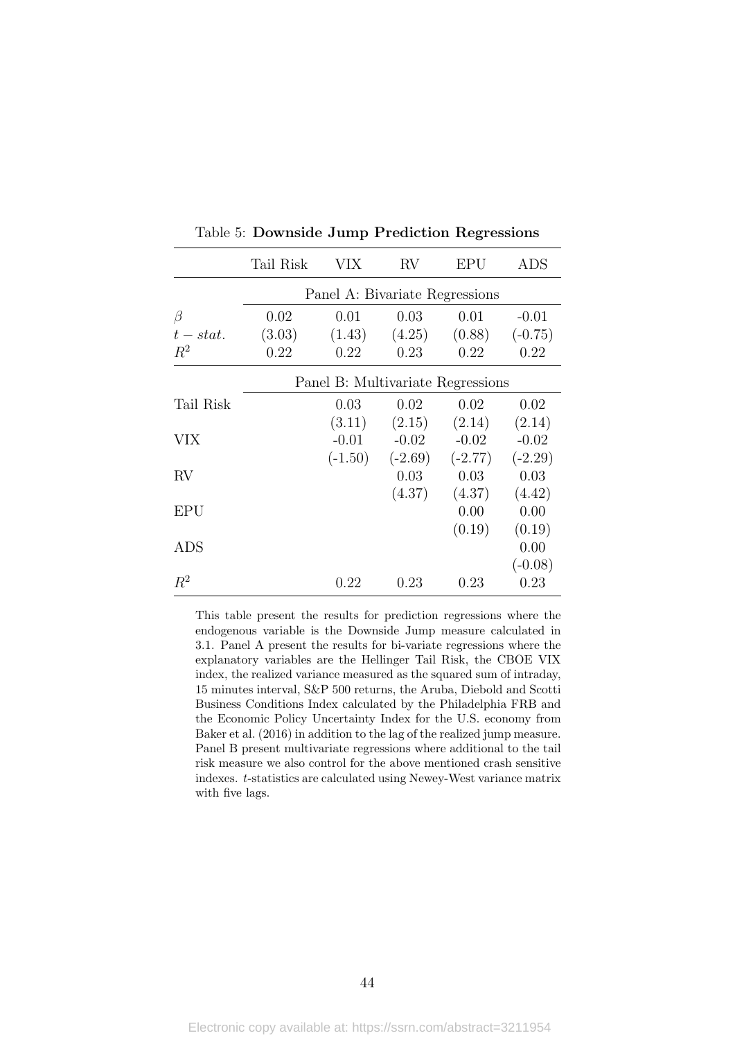Table 5: **Downside Jump Prediction Regressions**

| | Tail Risk | VIX | RV | EPU | ADS |
|---|---|---|---|---|---|
| | Panel A: Bivariate Regressions | | | | |
| $\beta$ | 0.02 | 0.01 | 0.03 | 0.01 | -0.01 |
| $t-stat.$ | (3.03) | (1.43) | (4.25) | (0.88) | (-0.75) |
| $R^2$ | 0.22 | 0.22 | 0.23 | 0.22 | 0.22 |
| | Panel B: Multivariate Regressions | | | | |
| Tail Risk | | 0.03 | 0.02 | 0.02 | 0.02 |
| | | (3.11) | (2.15) | (2.14) | (2.14) |
| VIX | | -0.01 | -0.02 | -0.02 | -0.02 |
| | | (-1.50) | (-2.69) | (-2.77) | (-2.29) |
| RV | | | 0.03 | 0.03 | 0.03 |
| | | | (4.37) | (4.37) | (4.42) |
| EPU | | | | 0.00 | 0.00 |
| | | | | (0.19) | (0.19) |
| ADS | | | | | 0.00 |
| | | | | | (-0.08) |
| $R^2$ | | 0.22 | 0.23 | 0.23 | 0.23 |

This table present the results for prediction regressions where the endogenous variable is the Downside Jump measure calculated in 3.1. Panel A present the results for bi-variate regressions where the explanatory variables are the Hellinger Tail Risk, the CBOE VIX index, the realized variance measured as the squared sum of intraday, 15 minutes interval, S&P 500 returns, the Aruba, Diebold and Scotti Business Conditions Index calculated by the Philadelphia FRB and the Economic Policy Uncertainty Index for the U.S. economy from Baker et al. (2016) in addition to the lag of the realized jump measure. Panel B present multivariate regressions where additional to the tail risk measure we also control for the above mentioned crash sensitive indexes. $t$-statistics are calculated using Newey-West variance matrix with five lags.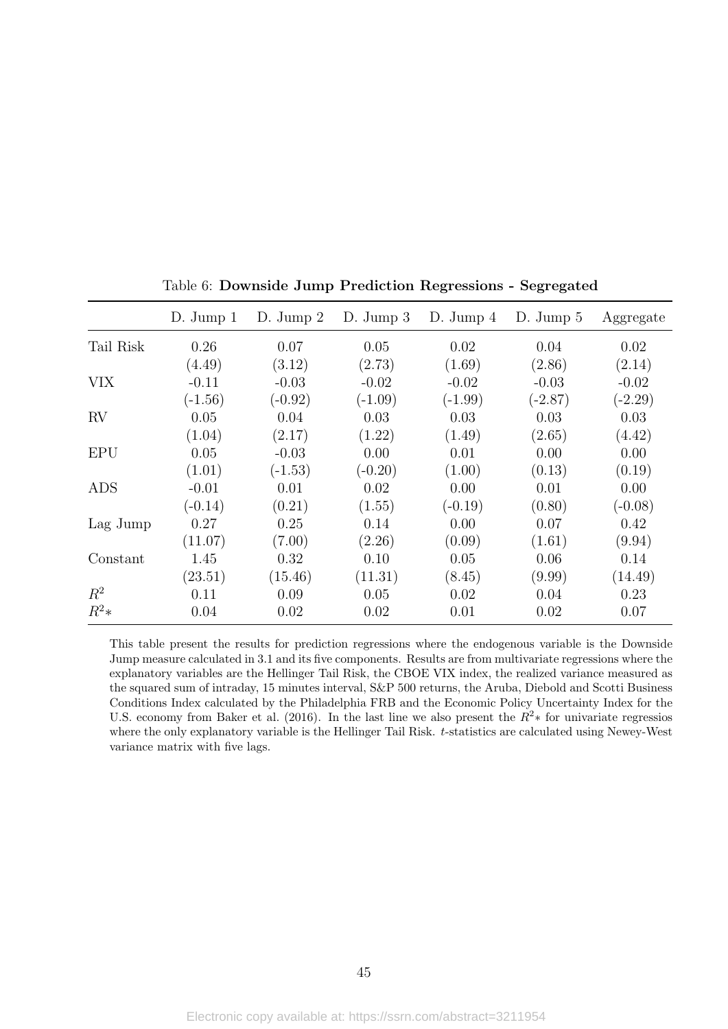Table 6: **Downside Jump Prediction Regressions - Segregated**

| | D. Jump 1 | D. Jump 2 | D. Jump 3 | D. Jump 4 | D. Jump 5 | Aggregate |
|---|---|---|---|---|---|---|
| Tail Risk | 0.26 | 0.07 | 0.05 | 0.02 | 0.04 | 0.02 |
| | (4.49) | (3.12) | (2.73) | (1.69) | (2.86) | (2.14) |
| VIX | -0.11 | -0.03 | -0.02 | -0.02 | -0.03 | -0.02 |
| | (-1.56) | (-0.92) | (-1.09) | (-1.99) | (-2.87) | (-2.29) |
| RV | 0.05 | 0.04 | 0.03 | 0.03 | 0.03 | 0.03 |
| | (1.04) | (2.17) | (1.22) | (1.49) | (2.65) | (4.42) |
| EPU | 0.05 | -0.03 | 0.00 | 0.01 | 0.00 | 0.00 |
| | (1.01) | (-1.53) | (-0.20) | (1.00) | (0.13) | (0.19) |
| ADS | -0.01 | 0.01 | 0.02 | 0.00 | 0.01 | 0.00 |
| | (-0.14) | (0.21) | (1.55) | (-0.19) | (0.80) | (-0.08) |
| Lag Jump | 0.27 | 0.25 | 0.14 | 0.00 | 0.07 | 0.42 |
| | (11.07) | (7.00) | (2.26) | (0.09) | (1.61) | (9.94) |
| Constant | 1.45 | 0.32 | 0.10 | 0.05 | 0.06 | 0.14 |
| | (23.51) | (15.46) | (11.31) | (8.45) | (9.99) | (14.49) |
| $R^2$ | 0.11 | 0.09 | 0.05 | 0.02 | 0.04 | 0.23 |
| $R^2*$ | 0.04 | 0.02 | 0.02 | 0.01 | 0.02 | 0.07 |

This table present the results for prediction regressions where the endogenous variable is the Downside Jump measure calculated in 3.1 and its five components. Results are from multivariate regressions where the explanatory variables are the Hellinger Tail Risk, the CBOE VIX index, the realized variance measured as the squared sum of intraday, 15 minutes interval, S&P 500 returns, the Aruba, Diebold and Scotti Business Conditions Index calculated by the Philadelphia FRB and the Economic Policy Uncertainty Index for the U.S. economy from Baker et al. (2016). In the last line we also present the $R^2*$ for univariate regressios where the only explanatory variable is the Hellinger Tail Risk. $t$-statistics are calculated using Newey-West variance matrix with five lags.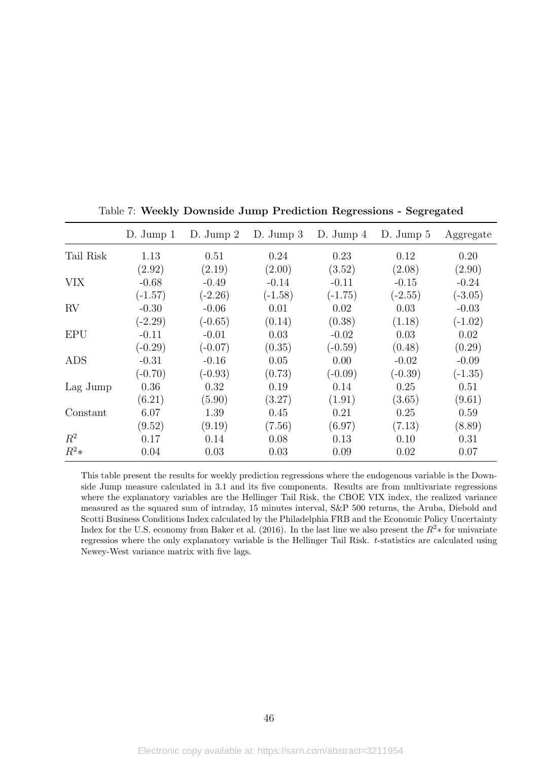Table 7: **Weekly Downside Jump Prediction Regressions - Segregated**

| | D. Jump 1 | D. Jump 2 | D. Jump 3 | D. Jump 4 | D. Jump 5 | Aggregate |
|---|---|---|---|---|---|---|
| Tail Risk | 1.13 | 0.51 | 0.24 | 0.23 | 0.12 | 0.20 |
| | (2.92) | (2.19) | (2.00) | (3.52) | (2.08) | (2.90) |
| VIX | -0.68 | -0.49 | -0.14 | -0.11 | -0.15 | -0.24 |
| | (-1.57) | (-2.26) | (-1.58) | (-1.75) | (-2.55) | (-3.05) |
| RV | -0.30 | -0.06 | 0.01 | 0.02 | 0.03 | -0.03 |
| | (-2.29) | (-0.65) | (0.14) | (0.38) | (1.18) | (-1.02) |
| EPU | -0.11 | -0.01 | 0.03 | -0.02 | 0.03 | 0.02 |
| | (-0.29) | (-0.07) | (0.35) | (-0.59) | (0.48) | (0.29) |
| ADS | -0.31 | -0.16 | 0.05 | 0.00 | -0.02 | -0.09 |
| | (-0.70) | (-0.93) | (0.73) | (-0.09) | (-0.39) | (-1.35) |
| Lag Jump | 0.36 | 0.32 | 0.19 | 0.14 | 0.25 | 0.51 |
| | (6.21) | (5.90) | (3.27) | (1.91) | (3.65) | (9.61) |
| Constant | 6.07 | 1.39 | 0.45 | 0.21 | 0.25 | 0.59 |
| | (9.52) | (9.19) | (7.56) | (6.97) | (7.13) | (8.89) |
| $R^2$ | 0.17 | 0.14 | 0.08 | 0.13 | 0.10 | 0.31 |
| $R^2*$ | 0.04 | 0.03 | 0.03 | 0.09 | 0.02 | 0.07 |

This table present the results for weekly prediction regressions where the endogenous variable is the Downside Jump measure calculated in 3.1 and its five components. Results are from multivariate regressions where the explanatory variables are the Hellinger Tail Risk, the CBOE VIX index, the realized variance measured as the squared sum of intraday, 15 minutes interval, S&P 500 returns, the Aruba, Diebold and Scotti Business Conditions Index calculated by the Philadelphia FRB and the Economic Policy Uncertainty Index for the U.S. economy from Baker et al. (2016). In the last line we also present the $R^2*$ for univariate regressios where the only explanatory variable is the Hellinger Tail Risk. $t$-statistics are calculated using Newey-West variance matrix with five lags.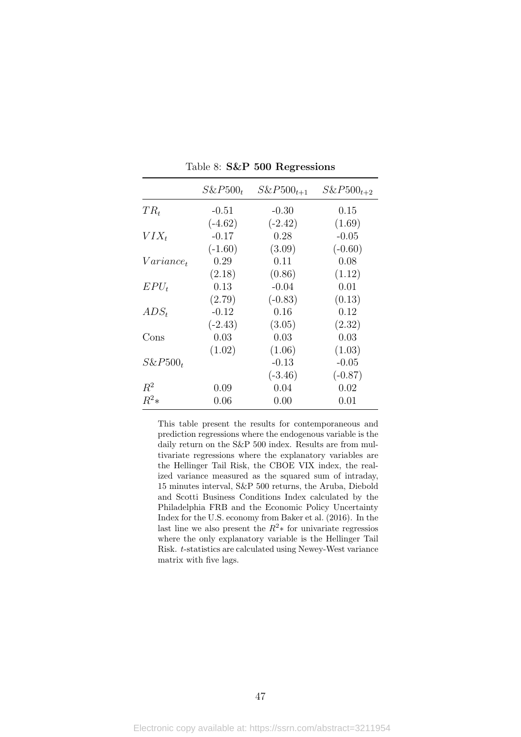Table 8: **S&P 500 Regressions**

| | $S\&P500_t$ | $S\&P500_{t+1}$ | $S\&P500_{t+2}$ |
|---|---|---|---|
| $TR_t$ | -0.51 | -0.30 | 0.15 |
| | (-4.62) | (-2.42) | (1.69) |
| $VIX_t$ | -0.17 | 0.28 | -0.05 |
| | (-1.60) | (3.09) | (-0.60) |
| $Variance_t$ | 0.29 | 0.11 | 0.08 |
| | (2.18) | (0.86) | (1.12) |
| $EPU_t$ | 0.13 | -0.04 | 0.01 |
| | (2.79) | (-0.83) | (0.13) |
| $ADS_t$ | -0.12 | 0.16 | 0.12 |
| | (-2.43) | (3.05) | (2.32) |
| Cons | 0.03 | 0.03 | 0.03 |
| | (1.02) | (1.06) | (1.03) |
| $S\&P500_t$ | | -0.13 | -0.05 |
| | | (-3.46) | (-0.87) |
| $R^2$ | 0.09 | 0.04 | 0.02 |
| $R^2*$ | 0.06 | 0.00 | 0.01 |

This table present the results for contemporaneous and prediction regressions where the endogenous variable is the daily return on the S&P 500 index. Results are from multivariate regressions where the explanatory variables are the Hellinger Tail Risk, the CBOE VIX index, the realized variance measured as the squared sum of intraday, 15 minutes interval, S&P 500 returns, the Aruba, Diebold and Scotti Business Conditions Index calculated by the Philadelphia FRB and the Economic Policy Uncertainty Index for the U.S. economy from Baker et al. (2016). In the last line we also present the $R^2*$ for univariate regressios where the only explanatory variable is the Hellinger Tail Risk. $t$-statistics are calculated using Newey-West variance matrix with five lags.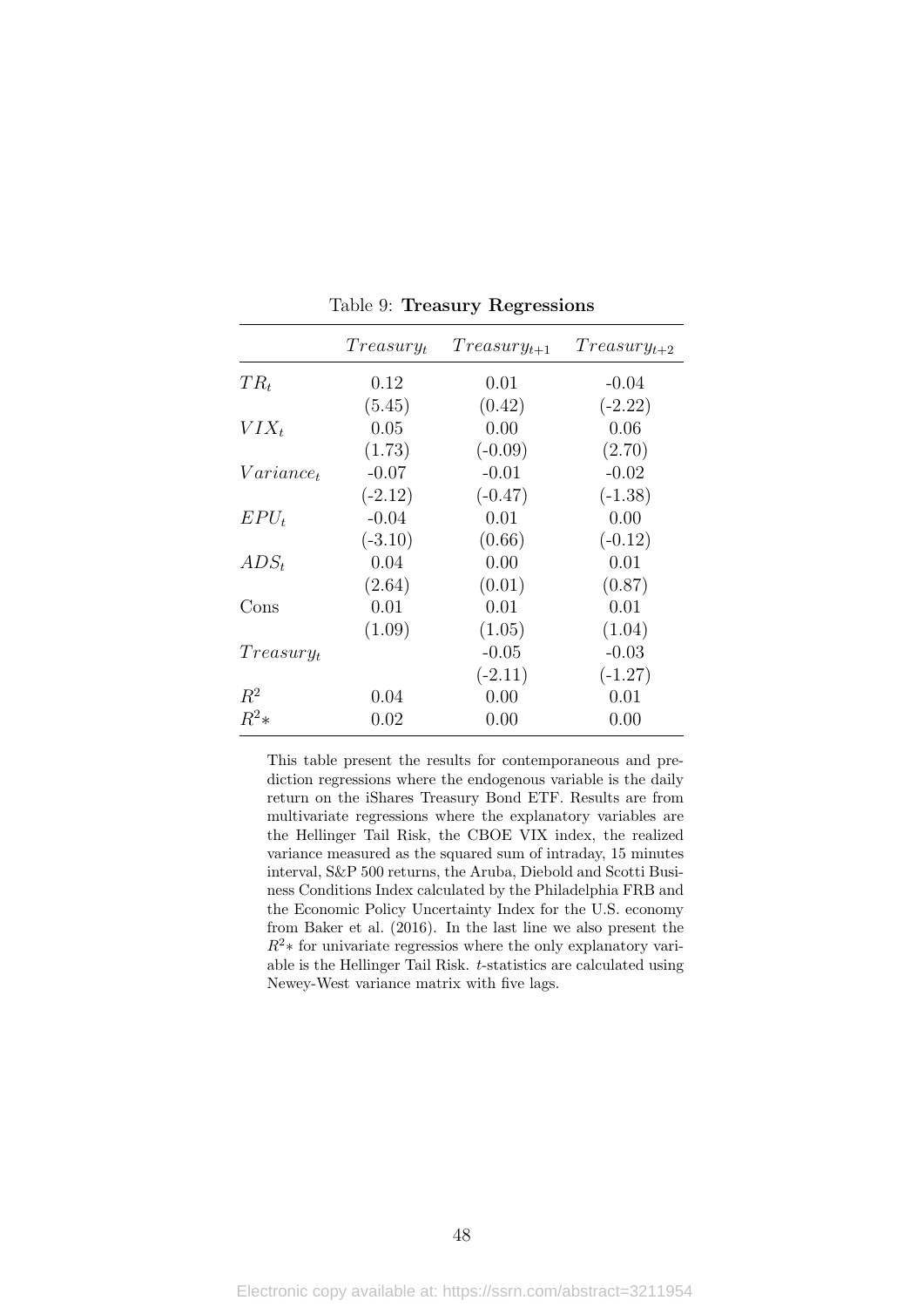Table 9: **Treasury Regressions**

| | $Treasury_t$ | $Treasury_{t+1}$ | $Treasury_{t+2}$ |
|---|---|---|---|
| $TR_t$ | 0.12 | 0.01 | -0.04 |
| | (5.45) | (0.42) | (-2.22) |
| $VIX_t$ | 0.05 | 0.00 | 0.06 |
| | (1.73) | (-0.09) | (2.70) |
| $Variance_t$ | -0.07 | -0.01 | -0.02 |
| | (-2.12) | (-0.47) | (-1.38) |
| $EPU_t$ | -0.04 | 0.01 | 0.00 |
| | (-3.10) | (0.66) | (-0.12) |
| $ADS_t$ | 0.04 | 0.00 | 0.01 |
| | (2.64) | (0.01) | (0.87) |
| Cons | 0.01 | 0.01 | 0.01 |
| | (1.09) | (1.05) | (1.04) |
| $Treasury_t$ | | -0.05 | -0.03 |
| | | (-2.11) | (-1.27) |
| $R^2$ | 0.04 | 0.00 | 0.01 |
| $R^2*$ | 0.02 | 0.00 | 0.00 |

This table present the results for contemporaneous and prediction regressions where the endogenous variable is the daily return on the iShares Treasury Bond ETF. Results are from multivariate regressions where the explanatory variables are the Hellinger Tail Risk, the CBOE VIX index, the realized variance measured as the squared sum of intraday, 15 minutes interval, S&P 500 returns, the Aruba, Diebold and Scotti Business Conditions Index calculated by the Philadelphia FRB and the Economic Policy Uncertainty Index for the U.S. economy from Baker et al. (2016). In the last line we also present the $R^2*$ for univariate regressios where the only explanatory variable is the Hellinger Tail Risk. $t$-statistics are calculated using Newey-West variance matrix with five lags.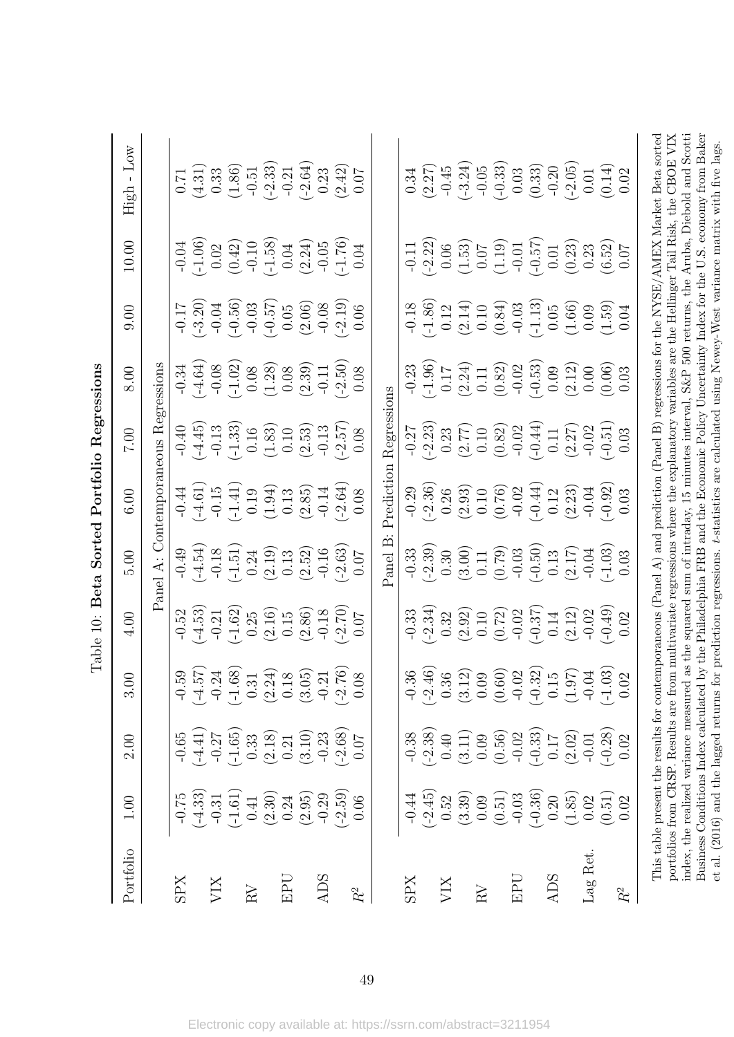Table 10: **Beta Sorted Portfolio Regressions**

| Portfolio | 1.00 | 2.00 | 3.00 | 4.00 | 5.00 | 6.00 | 7.00 | 8.00 | 9.00 | 10.00 | High - Low |
|---|---|---|---|---|---|---|---|---|---|---|---|
| | | | | | Panel A: Contemporaneous Regressions | | | | | | |
| SPX | -0.75 | -0.65 | -0.59 | -0.52 | -0.49 | -0.44 | -0.40 | -0.34 | -0.17 | -0.04 | 0.71 |
| | (-4.33) | (-4.41) | (-4.57) | (-4.53) | (-4.54) | (-4.61) | (-4.45) | (-4.64) | (-3.20) | (-1.06) | (4.31) |
| VIX | -0.31 | -0.27 | -0.24 | -0.21 | -0.18 | -0.15 | -0.13 | -0.08 | -0.04 | 0.02 | 0.33 |
| | (-1.61) | (-1.65) | (-1.68) | (-1.62) | (-1.51) | (-1.41) | (-1.33) | (-1.02) | (-0.56) | (0.42) | (1.86) |
| RV | 0.41 | 0.33 | 0.31 | 0.25 | 0.24 | 0.19 | 0.16 | 0.08 | -0.03 | -0.10 | -0.51 |
| | (2.30) | (2.18) | (2.24) | (2.16) | (2.19) | (1.94) | (1.83) | (1.28) | (-0.57) | (-1.58) | (-2.33) |
| EPU | 0.24 | 0.21 | 0.18 | 0.15 | 0.13 | 0.13 | 0.10 | 0.08 | 0.05 | 0.04 | -0.21 |
| | (2.95) | (3.10) | (3.05) | (2.86) | (2.52) | (2.85) | (2.53) | (2.39) | (2.06) | (2.24) | (-2.64) |
| ADS | -0.29 | -0.23 | -0.21 | -0.18 | -0.16 | -0.14 | -0.13 | -0.11 | -0.08 | -0.05 | 0.23 |
| | (-2.59) | (-2.68) | (-2.76) | (-2.70) | (-2.63) | (-2.64) | (-2.57) | (-2.50) | (-2.19) | (-1.76) | (2.42) |
| $R^2$ | 0.06 | 0.07 | 0.08 | 0.07 | 0.07 | 0.08 | 0.08 | 0.08 | 0.06 | 0.04 | 0.07 |
| | | | | | Panel B: Prediction Regressions | | | | | | |
| SPX | -0.44 | -0.38 | -0.36 | -0.33 | -0.33 | -0.29 | -0.27 | -0.23 | -0.18 | -0.11 | 0.34 |
| | (-2.45) | (-2.38) | (-2.46) | (-2.34) | (-2.39) | (-2.36) | (-2.23) | (-1.96) | (-1.86) | (-2.22) | (2.27) |
| VIX | 0.52 | 0.40 | 0.36 | 0.32 | 0.30 | 0.26 | 0.23 | 0.17 | 0.12 | 0.06 | -0.45 |
| | (3.39) | (3.11) | (3.12) | (2.92) | (3.00) | (2.93) | (2.77) | (2.24) | (2.14) | (1.53) | (-3.24) |
| RV | 0.09 | 0.09 | 0.09 | 0.10 | 0.11 | 0.10 | 0.10 | 0.11 | 0.10 | 0.07 | -0.05 |
| | (0.51) | (0.56) | (0.60) | (0.72) | (0.79) | (0.76) | (0.82) | (0.82) | (0.84) | (1.19) | (-0.33) |
| EPU | -0.03 | -0.02 | -0.02 | -0.02 | -0.03 | -0.02 | -0.02 | -0.02 | -0.03 | -0.01 | 0.03 |
| | (-0.36) | (-0.33) | (-0.32) | (-0.37) | (-0.50) | (-0.44) | (-0.44) | (-0.53) | (-1.13) | (-0.57) | (0.33) |
| ADS | 0.20 | 0.17 | 0.15 | 0.14 | 0.13 | 0.12 | 0.11 | 0.09 | 0.05 | 0.01 | -0.20 |
| | (1.85) | (2.02) | (1.97) | (2.12) | (2.17) | (2.23) | (2.27) | (2.12) | (1.66) | (0.23) | (-2.05) |
| Lag Ret. | 0.02 | -0.01 | -0.04 | -0.02 | -0.04 | -0.04 | -0.02 | 0.00 | 0.09 | 0.23 | 0.01 |
| | (0.51) | (-0.28) | (-1.03) | (-0.49) | (-1.03) | (-0.92) | (-0.51) | (0.06) | (1.59) | (6.52) | (0.14) |
| $R^2$ | 0.02 | 0.02 | 0.02 | 0.02 | 0.03 | 0.03 | 0.03 | 0.03 | 0.04 | 0.07 | 0.02 |

This table present the results for contemporaneous (Panel A) and prediction (Panel B) regressions for the NYSE/AMEX Market Beta sorted portfolios from CRSP. Results are from multivariate regressions where the explanatory variables are the Hellinger Tail Risk, the CBOE VIX index, the realized variance measured as the squared sum of intraday, 15 minutes interval, S&P 500 returns, the Aruba, Diebold and Scotti Business Conditions Index calculated by the Philadelphia FRB and the Economic Policy Uncertainty Index for the U.S. economy from Baker et al. (2016) and the lagged returns for prediction regressions. $t$-statistics are calculated using Newey-West variance matrix with five lags.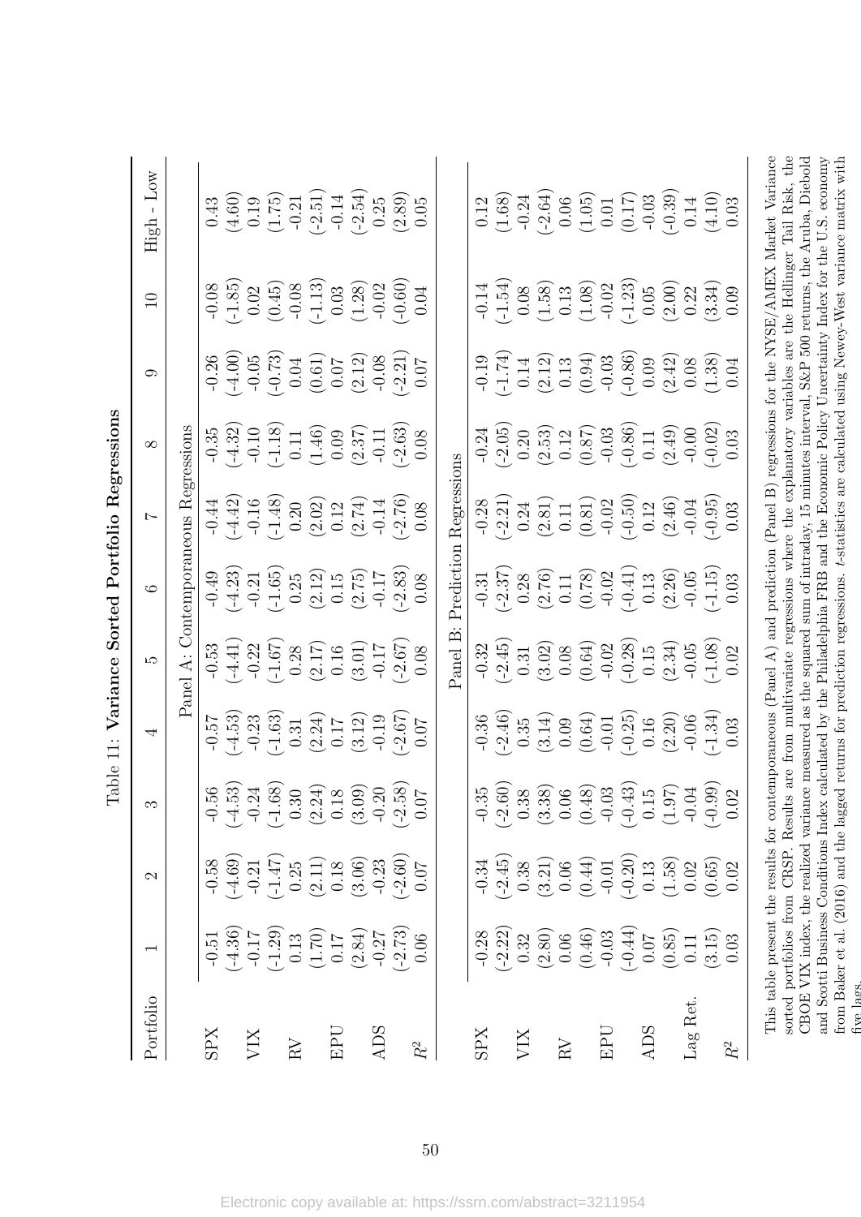Table 11: **Variance Sorted Portfolio Regressions**

| Portfolio | 1 | 2 | 3 | 4 | 5 | 6 | 7 | 8 | 9 | 10 | High - Low |
|---|---|---|---|---|---|---|---|---|---|---|---|
| | Panel A: Contemporaneous Regressions | | | | | | | | | | |
| SPX | -0.51 | -0.58 | -0.56 | -0.57 | -0.53 | -0.49 | -0.44 | -0.35 | -0.26 | -0.08 | 0.43 |
| | (-4.36) | (-4.69) | (-4.53) | (-4.53) | (-4.41) | (-4.23) | (-4.42) | (-4.32) | (-4.00) | (-1.85) | (4.60) |
| VIX | -0.17 | -0.21 | -0.24 | -0.23 | -0.22 | -0.21 | -0.16 | -0.10 | -0.05 | 0.02 | 0.19 |
| | (-1.29) | (-1.47) | (-1.68) | (-1.63) | (-1.67) | (-1.65) | (-1.48) | (-1.18) | (-0.73) | (0.45) | (1.75) |
| RV | 0.13 | 0.25 | 0.30 | 0.31 | 0.28 | 0.25 | 0.20 | 0.11 | 0.04 | -0.08 | -0.21 |
| | (1.70) | (2.11) | (2.24) | (2.24) | (2.17) | (2.12) | (2.02) | (1.46) | (0.61) | (-1.13) | (-2.51) |
| EPU | 0.17 | 0.18 | 0.18 | 0.17 | 0.16 | 0.15 | 0.12 | 0.09 | 0.07 | 0.03 | -0.14 |
| | (2.84) | (3.06) | (3.09) | (3.12) | (3.01) | (2.75) | (2.74) | (2.37) | (2.12) | (1.28) | (-2.54) |
| ADS | -0.27 | -0.23 | -0.20 | -0.19 | -0.17 | -0.17 | -0.14 | -0.11 | -0.08 | -0.02 | 0.25 |
| | (-2.73) | (-2.60) | (-2.58) | (-2.67) | (-2.67) | (-2.83) | (-2.76) | (-2.63) | (-2.21) | (-0.60) | (2.89) |
| $R^2$ | 0.06 | 0.07 | 0.07 | 0.07 | 0.08 | 0.08 | 0.08 | 0.08 | 0.07 | 0.04 | 0.05 |
| | Panel B: Prediction Regressions | | | | | | | | | | |
| SPX | -0.28 | -0.34 | -0.35 | -0.36 | -0.32 | -0.31 | -0.28 | -0.24 | -0.19 | -0.14 | 0.12 |
| | (-2.22) | (-2.45) | (-2.60) | (-2.46) | (-2.45) | (-2.37) | (-2.21) | (-2.05) | (-1.74) | (-1.54) | (1.68) |
| VIX | 0.32 | 0.38 | 0.38 | 0.35 | 0.31 | 0.28 | 0.24 | 0.20 | 0.14 | 0.08 | -0.24 |
| | (2.80) | (3.21) | (3.38) | (3.14) | (3.02) | (2.76) | (2.81) | (2.53) | (2.12) | (1.58) | (-2.64) |
| RV | 0.06 | 0.06 | 0.06 | 0.09 | 0.08 | 0.11 | 0.11 | 0.12 | 0.13 | 0.13 | 0.06 |
| | (0.46) | (0.44) | (0.48) | (0.64) | (0.64) | (0.78) | (0.81) | (0.87) | (0.94) | (1.08) | (1.05) |
| EPU | -0.03 | -0.01 | -0.03 | -0.01 | -0.02 | -0.02 | -0.02 | -0.03 | -0.03 | -0.02 | 0.01 |
| | (-0.44) | (-0.20) | (-0.43) | (-0.25) | (-0.28) | (-0.41) | (-0.50) | (-0.86) | (-0.86) | (-1.23) | (0.17) |
| ADS | 0.07 | 0.13 | 0.15 | 0.16 | 0.15 | 0.13 | 0.12 | 0.11 | 0.09 | 0.05 | -0.03 |
| | (0.85) | (1.58) | (1.97) | (2.20) | (2.34) | (2.26) | (2.46) | (2.49) | (2.42) | (2.00) | (-0.39) |
| Lag Ret. | 0.11 | 0.02 | -0.04 | -0.06 | -0.05 | -0.05 | -0.04 | -0.00 | 0.08 | 0.22 | 0.14 |
| | (3.15) | (0.65) | (-0.99) | (-1.34) | (-1.08) | (-1.15) | (-0.95) | (-0.02) | (1.38) | (3.34) | (4.10) |
| $R^2$ | 0.03 | 0.02 | 0.02 | 0.03 | 0.02 | 0.03 | 0.03 | 0.03 | 0.04 | 0.09 | 0.03 |

This table present the results for contemporaneous (Panel A) and prediction (Panel B) regressions for the NYSE/AMEX Market Variance sorted portfolios from CRSP. Results are from multivariate regressions where the explanatory variables are the Hellinger Tail Risk, the CBOE VIX index, the realized variance measured as the squared sum of intraday, 15 minutes interval, S&P 500 returns, the Aruba, Diebold and Scotti Business Conditions Index calculated by the Philadelphia FRB and the Economic Policy Uncertainty Index for the U.S. economy from Baker et al. (2016) and the lagged returns for prediction regressions. $t$-statistics are calculated using Newey-West variance matrix with five lags.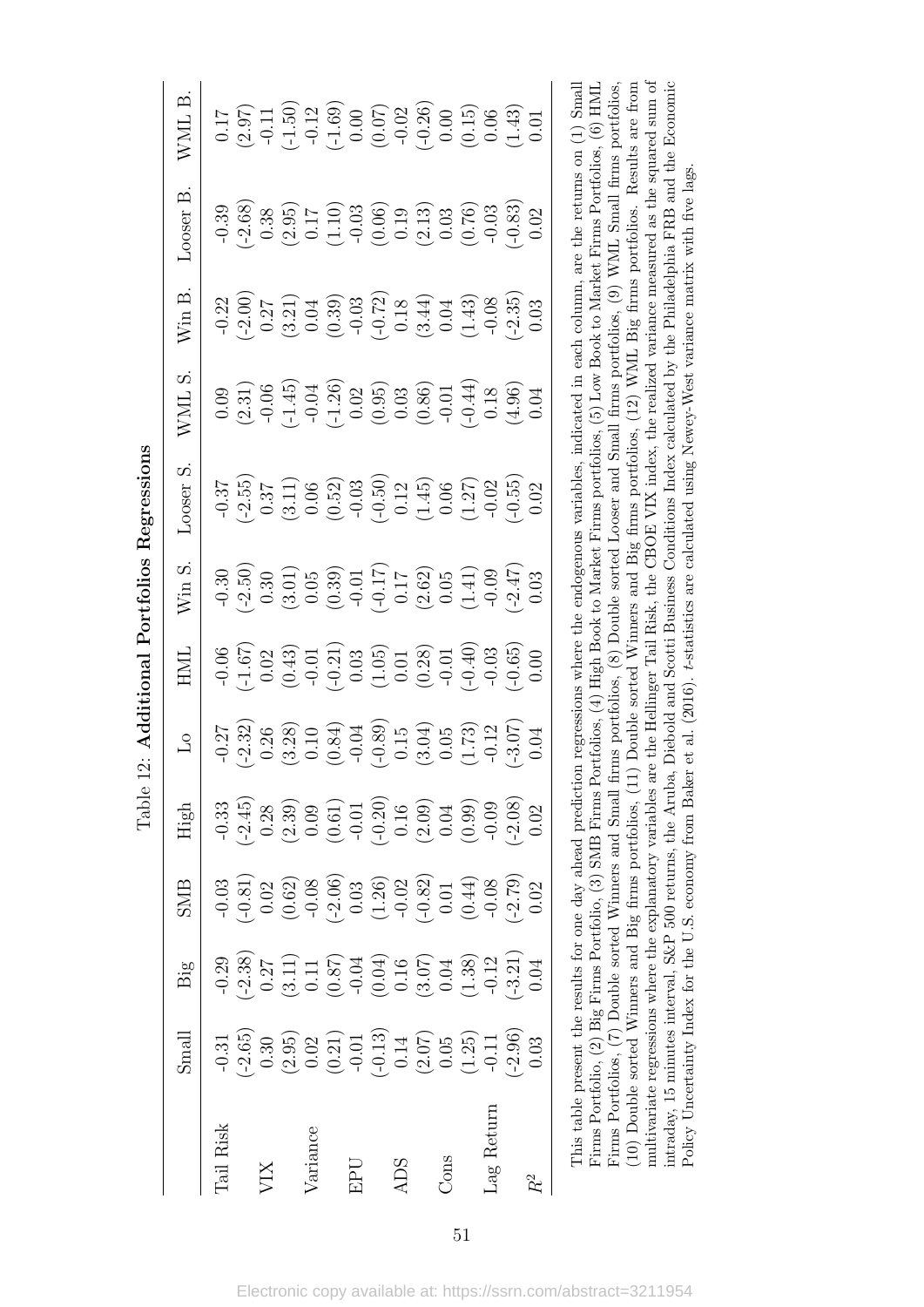Table 12: **Additional Portfolios Regressions**

| | Small | Big | SMB | High | Lo | HML | Win S. | Looser S. | WML S. | Win B. | Looser B. | WML B. |
|---|---|---|---|---|---|---|---|---|---|---|---|---|
| Tail Risk | -0.31 | -0.29 | -0.03 | -0.33 | -0.27 | -0.06 | -0.30 | -0.37 | 0.09 | -0.22 | -0.39 | 0.17 |
| | (-2.65) | (-2.38) | (-0.81) | (-2.45) | (-2.32) | (-1.67) | (-2.50) | (-2.55) | (2.31) | (-2.00) | (-2.68) | (2.97) |
| VIX | 0.30 | 0.27 | 0.02 | 0.28 | 0.26 | 0.02 | 0.30 | 0.37 | -0.06 | 0.27 | 0.38 | -0.11 |
| | (2.95) | (3.11) | (0.62) | (2.39) | (3.28) | (0.43) | (3.01) | (3.11) | (-1.45) | (3.21) | (2.95) | (-1.50) |
| Variance | 0.02 | 0.11 | -0.08 | 0.09 | 0.10 | -0.01 | 0.05 | 0.06 | -0.04 | 0.04 | 0.17 | -0.12 |
| | (0.21) | (0.87) | (-2.06) | (0.61) | (0.84) | (-0.21) | (0.39) | (0.52) | (-1.26) | (0.39) | (1.10) | (-1.69) |
| EPU | -0.01 | -0.04 | 0.03 | -0.01 | -0.04 | 0.03 | -0.01 | -0.03 | 0.02 | -0.03 | -0.03 | 0.00 |
| | (-0.13) | (0.04) | (1.26) | (-0.20) | (-0.89) | (1.05) | (-0.17) | (-0.50) | (0.95) | (-0.72) | (0.06) | (0.07) |
| ADS | 0.14 | 0.16 | -0.02 | 0.16 | 0.15 | 0.01 | 0.17 | 0.12 | 0.03 | 0.18 | 0.19 | -0.02 |
| | (2.07) | (3.07) | (-0.82) | (2.09) | (3.04) | (0.28) | (2.62) | (1.45) | (0.86) | (3.44) | (2.13) | (-0.26) |
| Cons | 0.05 | 0.04 | 0.01 | 0.04 | 0.05 | -0.01 | 0.05 | 0.06 | -0.01 | 0.04 | 0.03 | 0.00 |
| | (1.25) | (1.38) | (0.44) | (0.99) | (1.73) | (-0.40) | (1.41) | (1.27) | (-0.44) | (1.43) | (0.76) | (0.15) |
| Lag Return | -0.11 | -0.12 | -0.08 | -0.09 | -0.12 | -0.03 | -0.09 | -0.02 | 0.18 | -0.08 | -0.03 | 0.06 |
| | (-2.96) | (-3.21) | (-2.79) | (-2.08) | (-3.07) | (-0.65) | (-2.47) | (-0.55) | (4.96) | (-2.35) | (-0.83) | (1.43) |
| $R^2$ | 0.03 | 0.04 | 0.02 | 0.02 | 0.04 | 0.00 | 0.03 | 0.02 | 0.04 | 0.03 | 0.02 | 0.01 |

This table present the results for one day ahead prediction regressions where the endogenous variables, indicated in each column, are the returns on (1) Small Firms Portfolio, (2) Big Firms Portfolio, (3) SMB Firms Portfolios, (4) High Book to Market Firms portfolios, (5) Low Book to Market Firms Portfolios, (6) HML Firms Portfolios, (7) Double sorted Winners and Small firms portfolios, (8) Double sorted Looser and Small firms portfolios, (9) WML Small firms portfolios, (10) Double sorted Winners and Big firms portfolios, (11) Double sorted Winners and Big firms portfolios, (12) WML Big firms portfolios. Results are from multivariate regressions where the explanatory variables are the Hellinger Tail Risk, the CBOE VIX index, the realized variance measured as the squared sum of intraday, 15 minutes interval, S&P 500 returns, the Aruba, Diebold and Scotti Business Conditions Index calculated by the Philadelphia FRB and the Economic Policy Uncertainty Index for the U.S. economy from Baker et al. (2016). $t$-statistics are calculated using Newey-West variance matrix with five lags.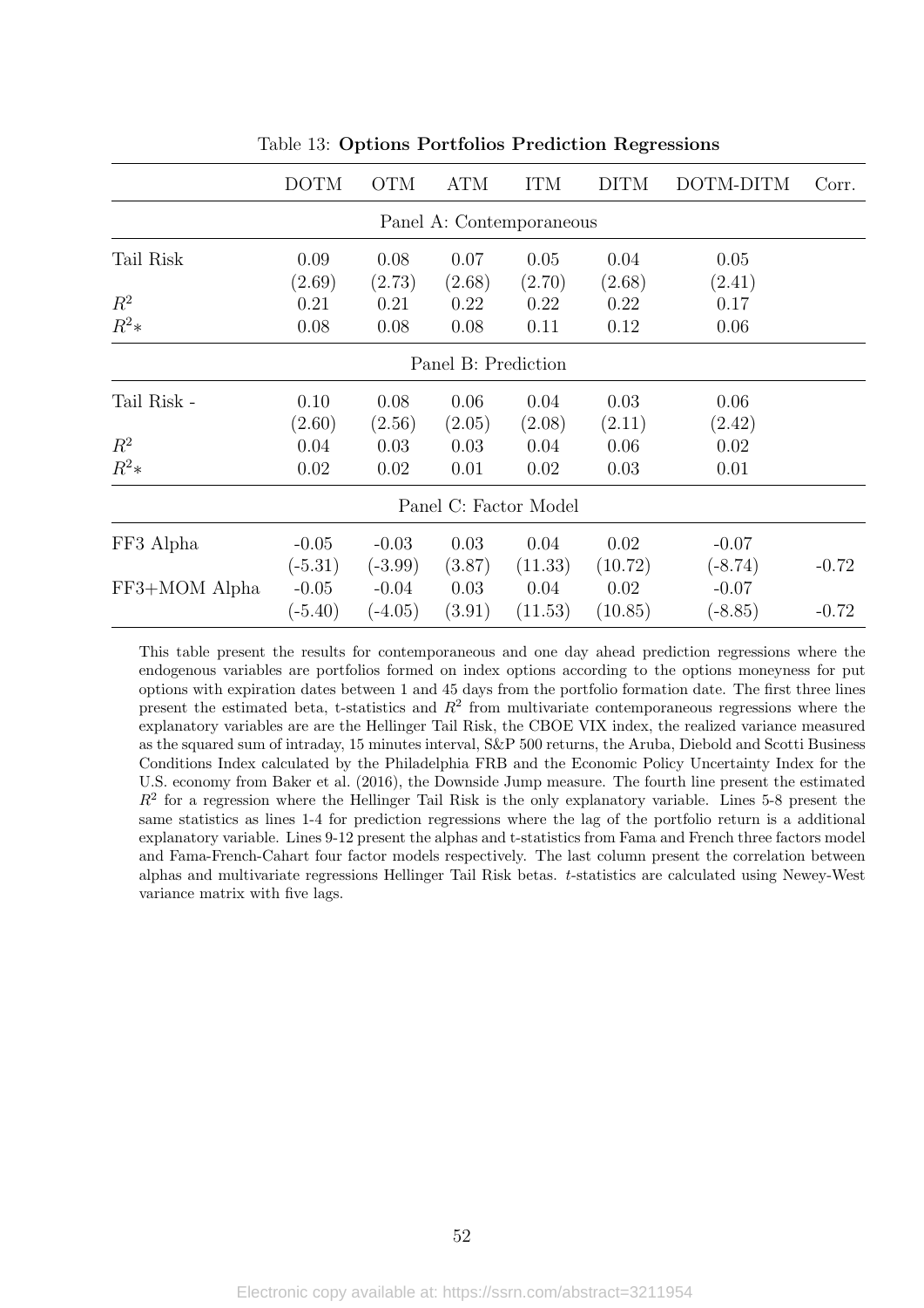Table 13: **Options Portfolios Prediction Regressions**

| | DOTM | OTM | ATM | ITM | DITM | DOTM-DITM | Corr. |
|---|---|---|---|---|---|---|---|
| Panel A: Contemporaneous | | | | | | | |
| Tail Risk | 0.09 | 0.08 | 0.07 | 0.05 | 0.04 | 0.05 | |
| | (2.69) | (2.73) | (2.68) | (2.70) | (2.68) | (2.41) | |
| $R^2$ | 0.21 | 0.21 | 0.22 | 0.22 | 0.22 | 0.17 | |
| $R^2*$ | 0.08 | 0.08 | 0.08 | 0.11 | 0.12 | 0.06 | |
| Panel B: Prediction | | | | | | | |
| Tail Risk - | 0.10 | 0.08 | 0.06 | 0.04 | 0.03 | 0.06 | |
| | (2.60) | (2.56) | (2.05) | (2.08) | (2.11) | (2.42) | |
| $R^2$ | 0.04 | 0.03 | 0.03 | 0.04 | 0.06 | 0.02 | |
| $R^2*$ | 0.02 | 0.02 | 0.01 | 0.02 | 0.03 | 0.01 | |
| Panel C: Factor Model | | | | | | | |
| FF3 Alpha | -0.05 | -0.03 | 0.03 | 0.04 | 0.02 | -0.07 | |
| | (-5.31) | (-3.99) | (3.87) | (11.33) | (10.72) | (-8.74) | -0.72 |
| FF3+MOM Alpha | -0.05 | -0.04 | 0.03 | 0.04 | 0.02 | -0.07 | |
| | (-5.40) | (-4.05) | (3.91) | (11.53) | (10.85) | (-8.85) | -0.72 |

This table present the results for contemporaneous and one day ahead prediction regressions where the endogenous variables are portfolios formed on index options according to the options moneyness for put options with expiration dates between 1 and 45 days from the portfolio formation date. The first three lines present the estimated beta, t-statistics and $R^2$ from multivariate contemporaneous regressions where the explanatory variables are are the Hellinger Tail Risk, the CBOE VIX index, the realized variance measured as the squared sum of intraday, 15 minutes interval, S&P 500 returns, the Aruba, Diebold and Scotti Business Conditions Index calculated by the Philadelphia FRB and the Economic Policy Uncertainty Index for the U.S. economy from Baker et al. (2016), the Downside Jump measure. The fourth line present the estimated $R^2$ for a regression where the Hellinger Tail Risk is the only explanatory variable. Lines 5-8 present the same statistics as lines 1-4 for prediction regressions where the lag of the portfolio return is a additional explanatory variable. Lines 9-12 present the alphas and t-statistics from Fama and French three factors model and Fama-French-Cahart four factor models respectively. The last column present the correlation between alphas and multivariate regressions Hellinger Tail Risk betas. $t$-statistics are calculated using Newey-West variance matrix with five lags.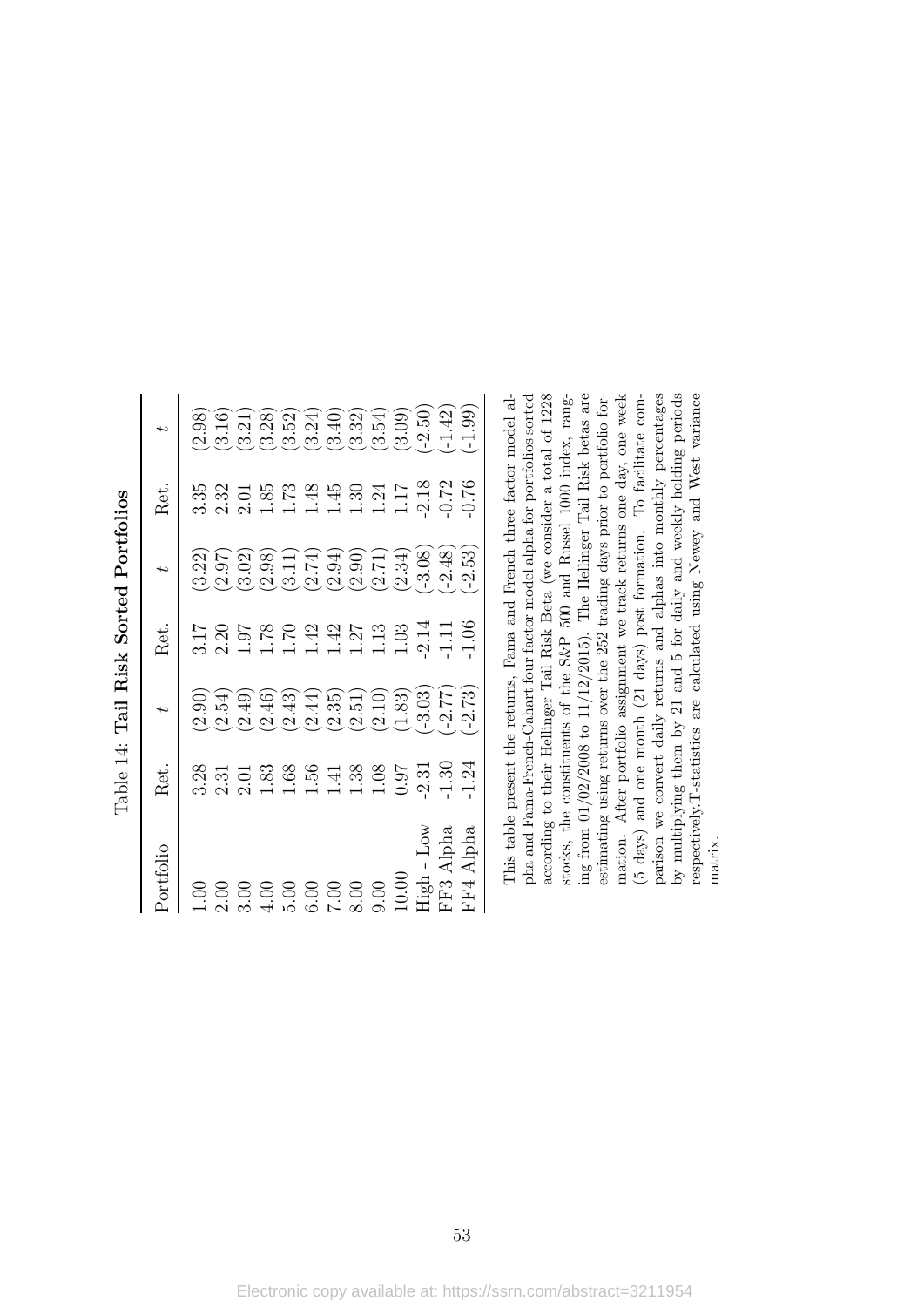Table 14: **Tail Risk Sorted Portfolios**

| Portfolio | Ret. | $t$ | Ret. | $t$ | Ret. | $t$ |
|---|---|---|---|---|---|---|
| 1.00 | 3.28 | (2.90) | 3.17 | (3.22) | 3.35 | (2.98) |
| 2.00 | 2.31 | (2.54) | 2.20 | (2.97) | 2.32 | (3.16) |
| 3.00 | 2.01 | (2.49) | 1.97 | (3.02) | 2.01 | (3.21) |
| 4.00 | 1.83 | (2.46) | 1.78 | (2.98) | 1.85 | (3.28) |
| 5.00 | 1.68 | (2.43) | 1.70 | (3.11) | 1.73 | (3.52) |
| 6.00 | 1.56 | (2.44) | 1.42 | (2.74) | 1.48 | (3.24) |
| 7.00 | 1.41 | (2.35) | 1.42 | (2.94) | 1.45 | (3.40) |
| 8.00 | 1.38 | (2.51) | 1.27 | (2.90) | 1.30 | (3.32) |
| 9.00 | 1.08 | (2.10) | 1.13 | (2.71) | 1.24 | (3.54) |
| 10.00 | 0.97 | (1.83) | 1.03 | (2.34) | 1.17 | (3.09) |
| High - Low | -2.31 | (-3.03) | -2.14 | (-3.08) | -2.18 | (-2.50) |
| FF3 Alpha | -1.30 | (-2.77) | -1.11 | (-2.48) | -0.72 | (-1.42) |
| FF4 Alpha | -1.24 | (-2.73) | -1.06 | (-2.53) | -0.76 | (-1.99) |

This table present the returns, Fama and French three factor model alpha and Fama-French-Cahart four factor model alpha for portfolios sorted according to their Hellinger Tail Risk Beta (we consider a total of 1228 stocks, the constituents of the S&P 500 and Russel 1000 index, ranging from 01/02/2008 to 11/12/2015). The Hellinger Tail Risk betas are estimating using returns over the 252 trading days prior to portfolio formation. After portfolio assignment we track returns one day, one week (5 days) and one month (21 days) post formation. To facilitate comparison we convert daily returns and alphas into monthly percentages by multiplying them by 21 and 5 for daily and weekly holding periods respectively.T-statistics are calculated using Newey and West variance matrix.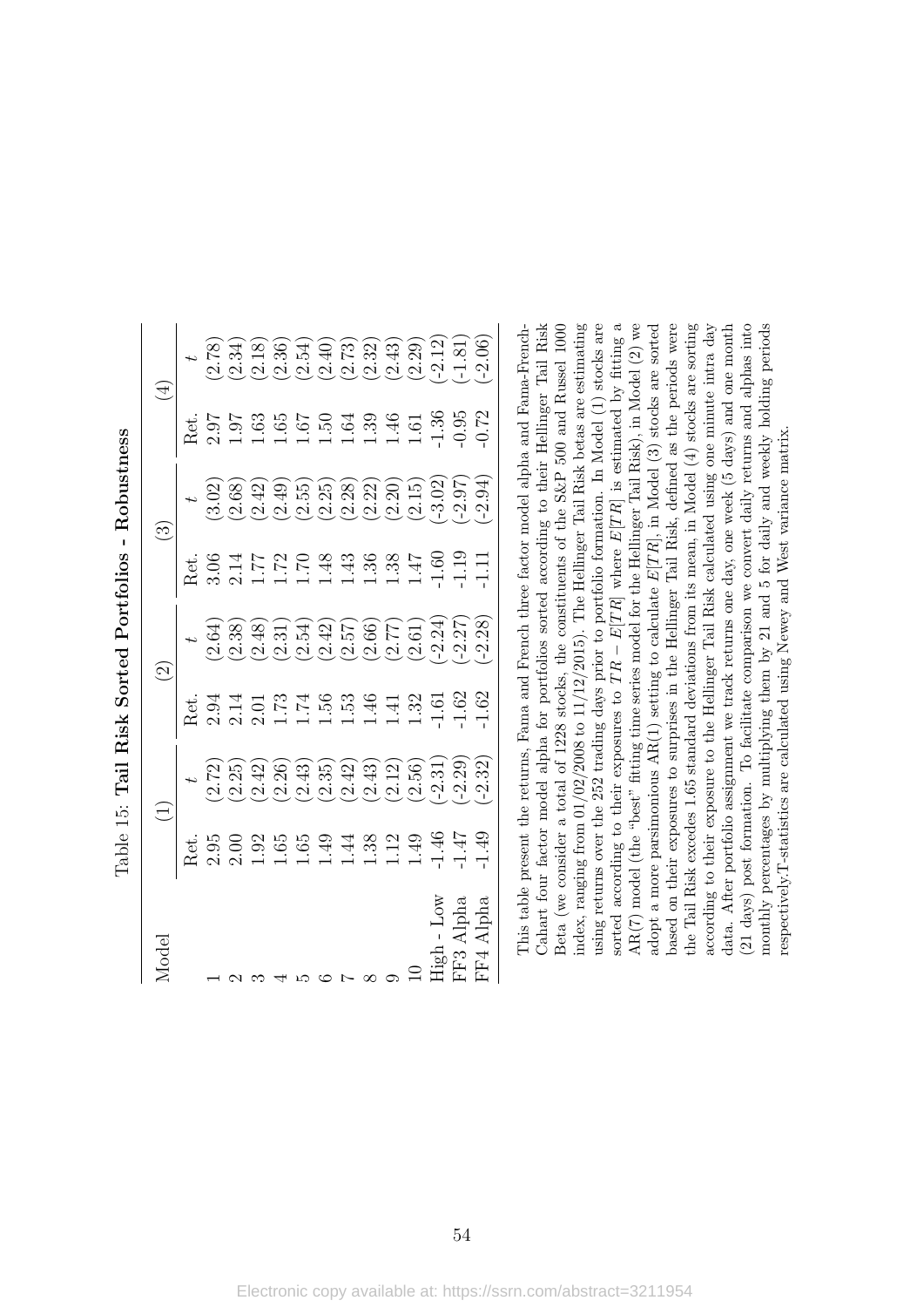Table 15: **Tail Risk Sorted Portfolios - Robustness**

| Model | (1) | | (2) | | (3) | | (4) | |
|---|---|---|---|---|---|---|---|---|
| | Ret. | $t$ | Ret. | $t$ | Ret. | $t$ | Ret. | $t$ |
| 1 | 2.95 | (2.72) | 2.94 | (2.64) | 3.06 | (3.02) | 2.97 | (2.78) |
| 2 | 2.00 | (2.25) | 2.14 | (2.38) | 2.14 | (2.68) | 1.97 | (2.34) |
| 3 | 1.92 | (2.42) | 2.01 | (2.48) | 1.77 | (2.42) | 1.63 | (2.18) |
| 4 | 1.65 | (2.26) | 1.73 | (2.31) | 1.72 | (2.49) | 1.65 | (2.36) |
| 5 | 1.65 | (2.43) | 1.74 | (2.54) | 1.70 | (2.55) | 1.67 | (2.54) |
| 6 | 1.49 | (2.35) | 1.56 | (2.42) | 1.48 | (2.25) | 1.50 | (2.40) |
| 7 | 1.44 | (2.42) | 1.53 | (2.57) | 1.43 | (2.28) | 1.64 | (2.73) |
| 8 | 1.38 | (2.43) | 1.46 | (2.66) | 1.36 | (2.22) | 1.39 | (2.32) |
| 9 | 1.12 | (2.12) | 1.41 | (2.77) | 1.38 | (2.20) | 1.46 | (2.43) |
| 10 | 1.49 | (2.56) | 1.32 | (2.61) | 1.47 | (2.15) | 1.61 | (2.29) |
| High - Low | -1.46 | (-2.31) | -1.61 | (-2.24) | -1.60 | (-3.02) | -1.36 | (-2.12) |
| FF3 Alpha | -1.47 | (-2.29) | -1.62 | (-2.27) | -1.19 | (-2.97) | -0.95 | (-1.81) |
| FF4 Alpha | -1.49 | (-2.32) | -1.62 | (-2.28) | -1.11 | (-2.94) | -0.72 | (-2.06) |

This table present the returns, Fama and French three factor model alpha and Fama-French-Cahart four factor model alpha for portfolios sorted according to their Hellinger Tail Risk Beta (we consider a total of 1228 stocks, the constituents of the S&P 500 and Russel 1000 index, ranging from 01/02/2008 to 11/12/2015). The Hellinger Tail Risk betas are estimating using returns over the 252 trading days prior to portfolio formation. In Model (1) stocks are sorted according to their exposures to $TR - E[TR]$ where $E[TR]$ is estimated by fitting a AR(7) model (the "best" fitting time series model for the Hellinger Tail Risk), in Model (2) we adopt a more parsimonious AR(1) setting to calculate $E[TR]$, in Model (3) stocks are sorted based on their exposures to surprises in the Hellinger Tail Risk, defined as the periods were the Tail Risk excedes 1.65 standard deviations from its mean, in Model (4) stocks are sorting according to their exposure to the Hellinger Tail Risk calculated using one minute intra day data. After portfolio assignment we track returns one day, one week (5 days) and one month (21 days) post formation. To facilitate comparison we convert daily returns and alphas into monthly percentages by multiplying them by 21 and 5 for daily and weekly holding periods respectively.T-statistics are calculated using Newey and West variance matrix.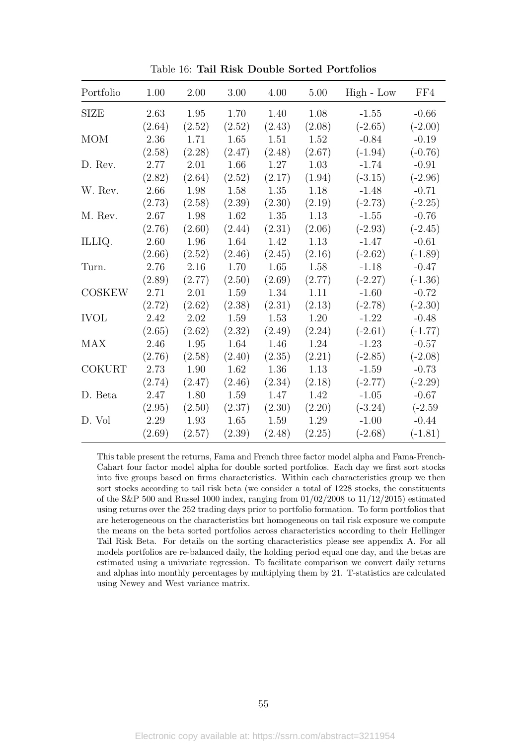Table 16: **Tail Risk Double Sorted Portfolios**

| Portfolio | 1.00 | 2.00 | 3.00 | 4.00 | 5.00 | High - Low | FF4 |
|---|---|---|---|---|---|---|---|
| SIZE | 2.63 | 1.95 | 1.70 | 1.40 | 1.08 | -1.55 | -0.66 |
| | (2.64) | (2.52) | (2.52) | (2.43) | (2.08) | (-2.65) | (-2.00) |
| MOM | 2.36 | 1.71 | 1.65 | 1.51 | 1.52 | -0.84 | -0.19 |
| | (2.58) | (2.28) | (2.47) | (2.48) | (2.67) | (-1.94) | (-0.76) |
| D. Rev. | 2.77 | 2.01 | 1.66 | 1.27 | 1.03 | -1.74 | -0.91 |
| | (2.82) | (2.64) | (2.52) | (2.17) | (1.94) | (-3.15) | (-2.96) |
| W. Rev. | 2.66 | 1.98 | 1.58 | 1.35 | 1.18 | -1.48 | -0.71 |
| | (2.73) | (2.58) | (2.39) | (2.30) | (2.19) | (-2.73) | (-2.25) |
| M. Rev. | 2.67 | 1.98 | 1.62 | 1.35 | 1.13 | -1.55 | -0.76 |
| | (2.76) | (2.60) | (2.44) | (2.31) | (2.06) | (-2.93) | (-2.45) |
| ILLIQ. | 2.60 | 1.96 | 1.64 | 1.42 | 1.13 | -1.47 | -0.61 |
| | (2.66) | (2.52) | (2.46) | (2.45) | (2.16) | (-2.62) | (-1.89) |
| Turn. | 2.76 | 2.16 | 1.70 | 1.65 | 1.58 | -1.18 | -0.47 |
| | (2.89) | (2.77) | (2.50) | (2.69) | (2.77) | (-2.27) | (-1.36) |
| COSKEW | 2.71 | 2.01 | 1.59 | 1.34 | 1.11 | -1.60 | -0.72 |
| | (2.72) | (2.62) | (2.38) | (2.31) | (2.13) | (-2.78) | (-2.30) |
| IVOL | 2.42 | 2.02 | 1.59 | 1.53 | 1.20 | -1.22 | -0.48 |
| | (2.65) | (2.62) | (2.32) | (2.49) | (2.24) | (-2.61) | (-1.77) |
| MAX | 2.46 | 1.95 | 1.64 | 1.46 | 1.24 | -1.23 | -0.57 |
| | (2.76) | (2.58) | (2.40) | (2.35) | (2.21) | (-2.85) | (-2.08) |
| COKURT | 2.73 | 1.90 | 1.62 | 1.36 | 1.13 | -1.59 | -0.73 |
| | (2.74) | (2.47) | (2.46) | (2.34) | (2.18) | (-2.77) | (-2.29) |
| D. Beta | 2.47 | 1.80 | 1.59 | 1.47 | 1.42 | -1.05 | -0.67 |
| | (2.95) | (2.50) | (2.37) | (2.30) | (2.20) | (-3.24) | (-2.59 |
| D. Vol | 2.29 | 1.93 | 1.65 | 1.59 | 1.29 | -1.00 | -0.44 |
| | (2.69) | (2.57) | (2.39) | (2.48) | (2.25) | (-2.68) | (-1.81) |

This table present the returns, Fama and French three factor model alpha and Fama-French-Cahart four factor model alpha for double sorted portfolios. Each day we first sort stocks into five groups based on firms characteristics. Within each characteristics group we then sort stocks according to tail risk beta (we consider a total of 1228 stocks, the constituents of the S&P 500 and Russel 1000 index, ranging from 01/02/2008 to 11/12/2015) estimated using returns over the 252 trading days prior to portfolio formation. To form portfolios that are heterogeneous on the characteristics but homogeneous on tail risk exposure we compute the means on the beta sorted portfolios across characteristics according to their Hellinger Tail Risk Beta. For details on the sorting characteristics please see appendix A. For all models portfolios are re-balanced daily, the holding period equal one day, and the betas are estimated using a univariate regression. To facilitate comparison we convert daily returns and alphas into monthly percentages by multiplying them by 21. T-statistics are calculated using Newey and West variance matrix.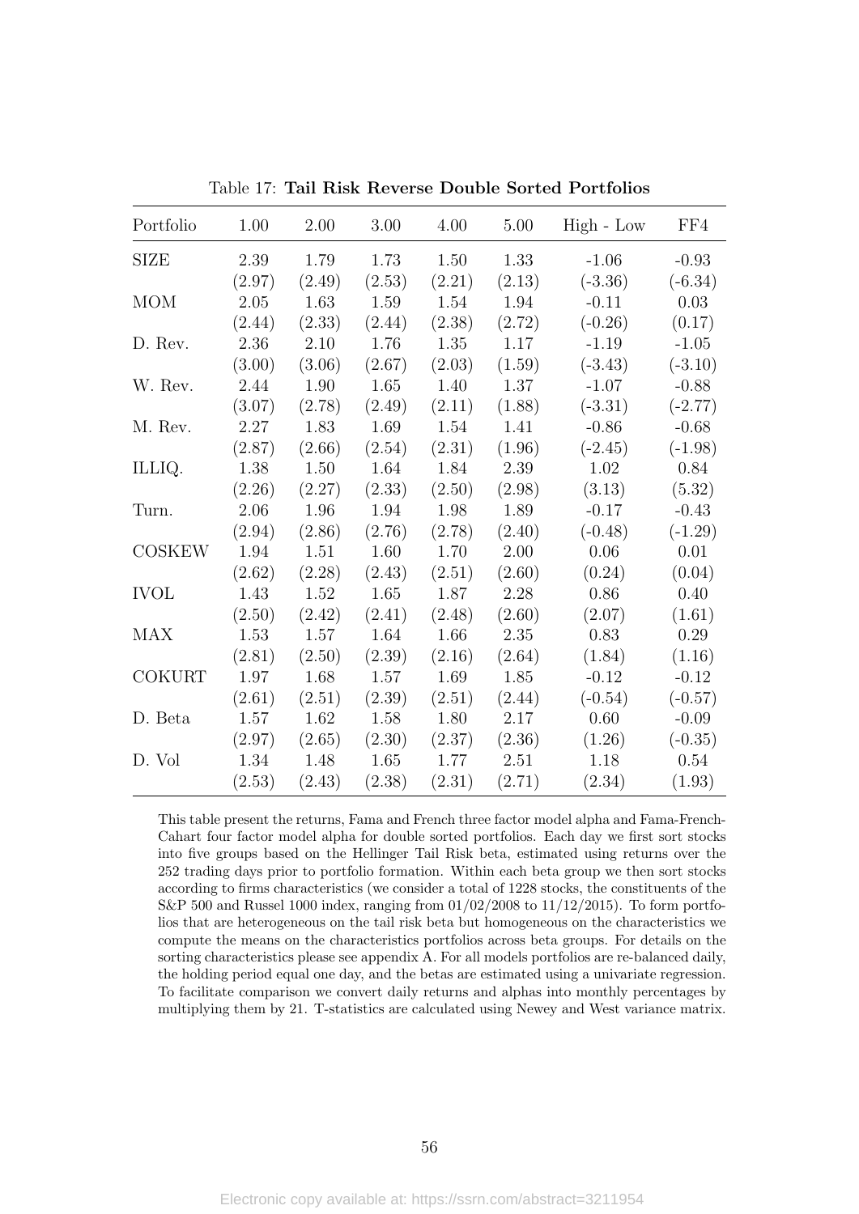Table 17: **Tail Risk Reverse Double Sorted Portfolios**

| Portfolio | 1.00 | 2.00 | 3.00 | 4.00 | 5.00 | High - Low | FF4 |
|---|---|---|---|---|---|---|---|
| SIZE | 2.39 | 1.79 | 1.73 | 1.50 | 1.33 | -1.06 | -0.93 |
| | (2.97) | (2.49) | (2.53) | (2.21) | (2.13) | (-3.36) | (-6.34) |
| MOM | 2.05 | 1.63 | 1.59 | 1.54 | 1.94 | -0.11 | 0.03 |
| | (2.44) | (2.33) | (2.44) | (2.38) | (2.72) | (-0.26) | (0.17) |
| D. Rev. | 2.36 | 2.10 | 1.76 | 1.35 | 1.17 | -1.19 | -1.05 |
| | (3.00) | (3.06) | (2.67) | (2.03) | (1.59) | (-3.43) | (-3.10) |
| W. Rev. | 2.44 | 1.90 | 1.65 | 1.40 | 1.37 | -1.07 | -0.88 |
| | (3.07) | (2.78) | (2.49) | (2.11) | (1.88) | (-3.31) | (-2.77) |
| M. Rev. | 2.27 | 1.83 | 1.69 | 1.54 | 1.41 | -0.86 | -0.68 |
| | (2.87) | (2.66) | (2.54) | (2.31) | (1.96) | (-2.45) | (-1.98) |
| ILLIQ. | 1.38 | 1.50 | 1.64 | 1.84 | 2.39 | 1.02 | 0.84 |
| | (2.26) | (2.27) | (2.33) | (2.50) | (2.98) | (3.13) | (5.32) |
| Turn. | 2.06 | 1.96 | 1.94 | 1.98 | 1.89 | -0.17 | -0.43 |
| | (2.94) | (2.86) | (2.76) | (2.78) | (2.40) | (-0.48) | (-1.29) |
| COSKEW | 1.94 | 1.51 | 1.60 | 1.70 | 2.00 | 0.06 | 0.01 |
| | (2.62) | (2.28) | (2.43) | (2.51) | (2.60) | (0.24) | (0.04) |
| IVOL | 1.43 | 1.52 | 1.65 | 1.87 | 2.28 | 0.86 | 0.40 |
| | (2.50) | (2.42) | (2.41) | (2.48) | (2.60) | (2.07) | (1.61) |
| MAX | 1.53 | 1.57 | 1.64 | 1.66 | 2.35 | 0.83 | 0.29 |
| | (2.81) | (2.50) | (2.39) | (2.16) | (2.64) | (1.84) | (1.16) |
| COKURT | 1.97 | 1.68 | 1.57 | 1.69 | 1.85 | -0.12 | -0.12 |
| | (2.61) | (2.51) | (2.39) | (2.51) | (2.44) | (-0.54) | (-0.57) |
| D. Beta | 1.57 | 1.62 | 1.58 | 1.80 | 2.17 | 0.60 | -0.09 |
| | (2.97) | (2.65) | (2.30) | (2.37) | (2.36) | (1.26) | (-0.35) |
| D. Vol | 1.34 | 1.48 | 1.65 | 1.77 | 2.51 | 1.18 | 0.54 |
| | (2.53) | (2.43) | (2.38) | (2.31) | (2.71) | (2.34) | (1.93) |

This table present the returns, Fama and French three factor model alpha and Fama-French-Cahart four factor model alpha for double sorted portfolios. Each day we first sort stocks into five groups based on the Hellinger Tail Risk beta, estimated using returns over the 252 trading days prior to portfolio formation. Within each beta group we then sort stocks according to firms characteristics (we consider a total of 1228 stocks, the constituents of the S&P 500 and Russel 1000 index, ranging from 01/02/2008 to 11/12/2015). To form portfolios that are heterogeneous on the tail risk beta but homogeneous on the characteristics we compute the means on the characteristics portfolios across beta groups. For details on the sorting characteristics please see appendix A. For all models portfolios are re-balanced daily, the holding period equal one day, and the betas are estimated using a univariate regression. To facilitate comparison we convert daily returns and alphas into monthly percentages by multiplying them by 21. T-statistics are calculated using Newey and West variance matrix.